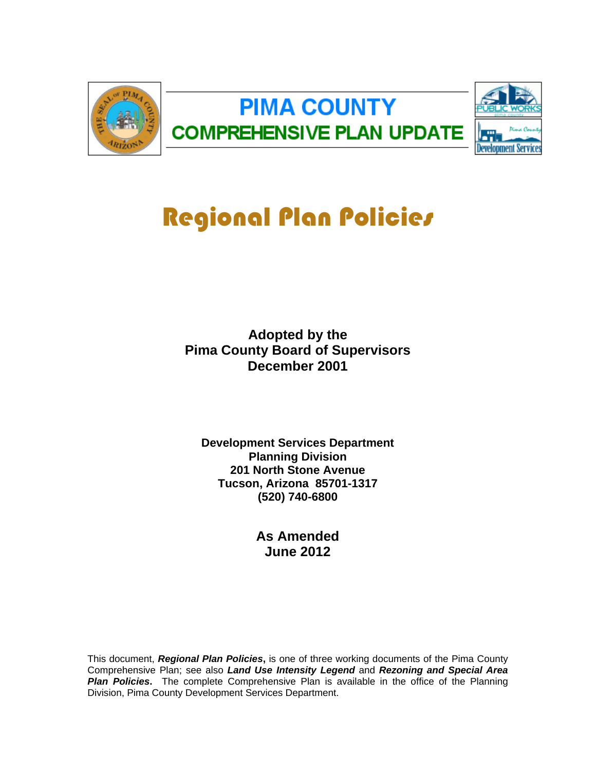# PIMA COUNTY
## COMPREHENSIVE PLAN UPDATE

# Regional Plan Policies

**Adopted by the**
**Pima County Board of Supervisors**
**December 2001**

**Development Services Department**
**Planning Division**
**201 North Stone Avenue**
**Tucson, Arizona 85701-1317**
**(520) 740-6800**

**As Amended**
**June 2012**

This document, ***Regional Plan Policies***, is one of three working documents of the Pima County Comprehensive Plan; see also ***Land Use Intensity Legend*** and ***Rezoning and Special Area Plan Policies***. The complete Comprehensive Plan is available in the office of the Planning Division, Pima County Development Services Department.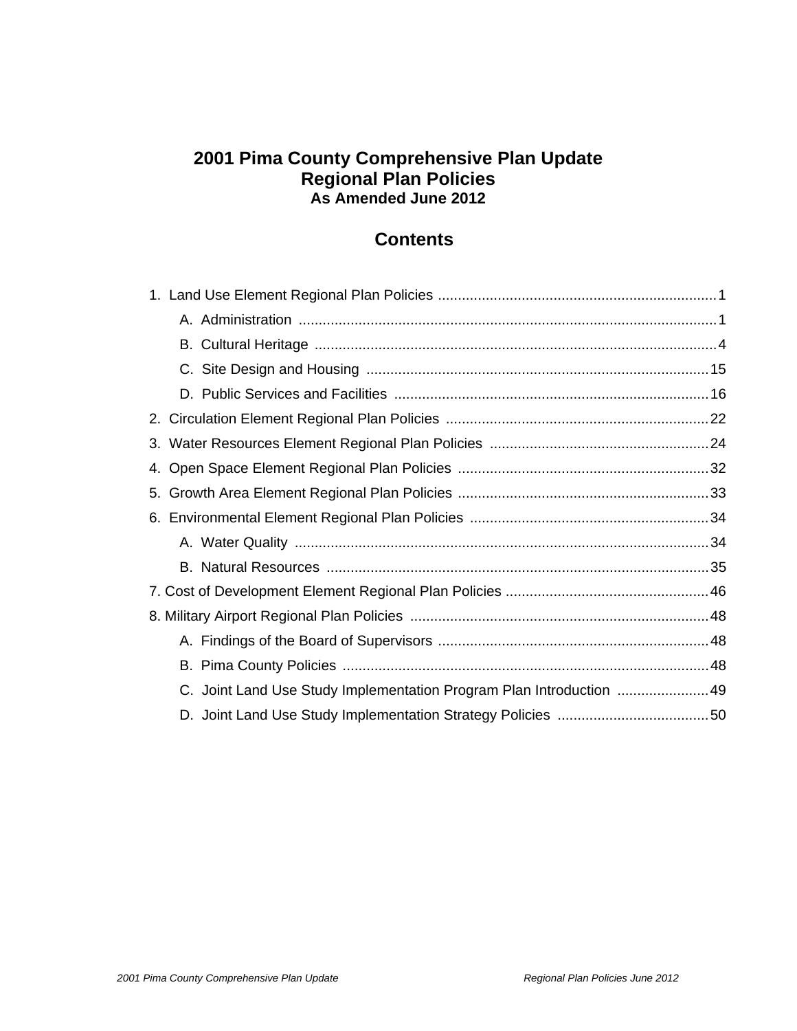# 2001 Pima County Comprehensive Plan Update
# Regional Plan Policies
### As Amended June 2012

## Contents

1. Land Use Element Regional Plan Policies ..... 1
   - A. Administration ..... 1
   - B. Cultural Heritage ..... 4
   - C. Site Design and Housing ..... 15
   - D. Public Services and Facilities ..... 16
2. Circulation Element Regional Plan Policies ..... 22
3. Water Resources Element Regional Plan Policies ..... 24
4. Open Space Element Regional Plan Policies ..... 32
5. Growth Area Element Regional Plan Policies ..... 33
6. Environmental Element Regional Plan Policies ..... 34
   - A. Water Quality ..... 34
   - B. Natural Resources ..... 35
7. Cost of Development Element Regional Plan Policies ..... 46
8. Military Airport Regional Plan Policies ..... 48
   - A. Findings of the Board of Supervisors ..... 48
   - B. Pima County Policies ..... 48
   - C. Joint Land Use Study Implementation Program Plan Introduction ..... 49
   - D. Joint Land Use Study Implementation Strategy Policies ..... 50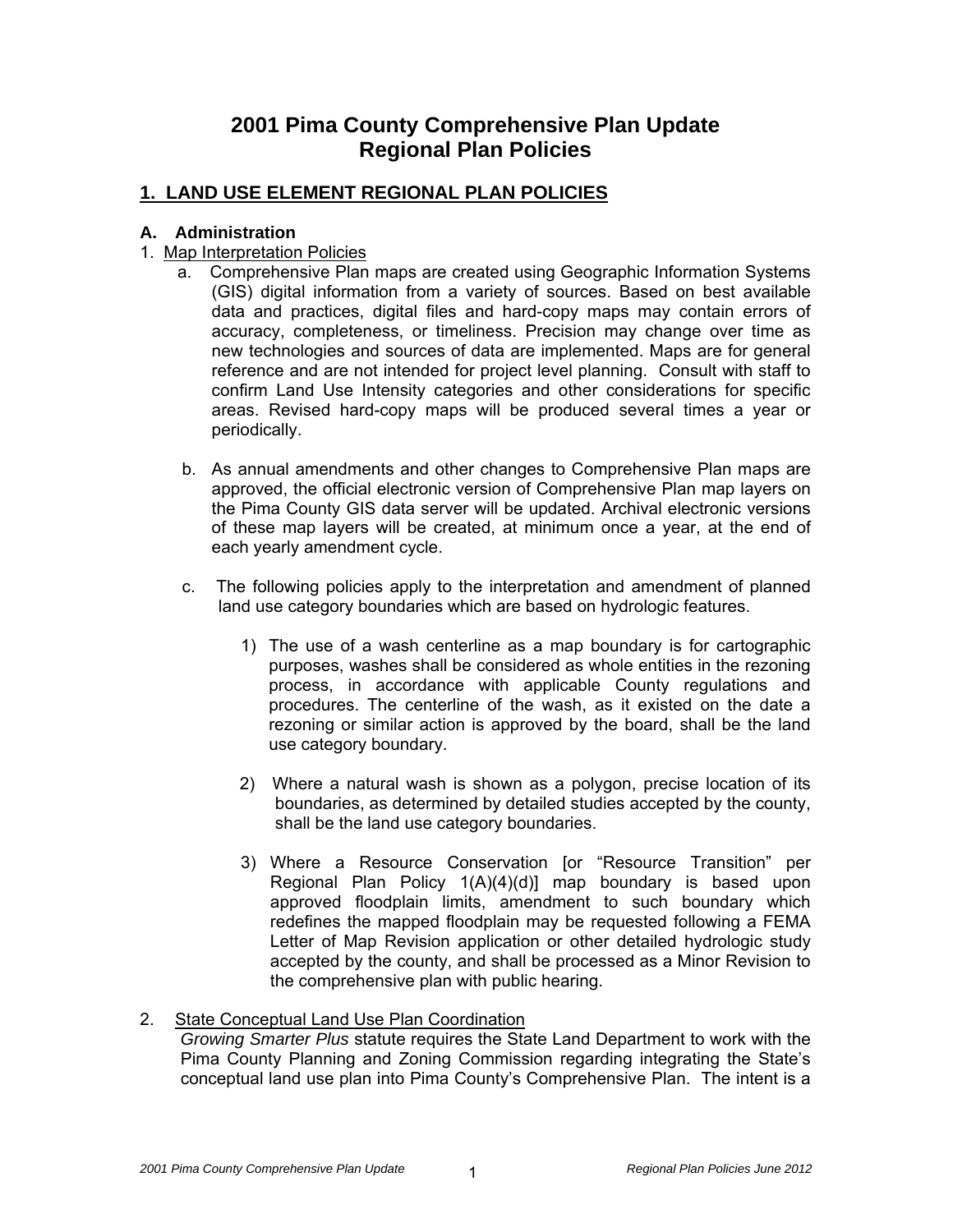# 2001 Pima County Comprehensive Plan Update
# Regional Plan Policies

## 1. LAND USE ELEMENT REGIONAL PLAN POLICIES

### A. Administration

1. Map Interpretation Policies

   a. Comprehensive Plan maps are created using Geographic Information Systems (GIS) digital information from a variety of sources. Based on best available data and practices, digital files and hard-copy maps may contain errors of accuracy, completeness, or timeliness. Precision may change over time as new technologies and sources of data are implemented. Maps are for general reference and are not intended for project level planning. Consult with staff to confirm Land Use Intensity categories and other considerations for specific areas. Revised hard-copy maps will be produced several times a year or periodically.

   b. As annual amendments and other changes to Comprehensive Plan maps are approved, the official electronic version of Comprehensive Plan map layers on the Pima County GIS data server will be updated. Archival electronic versions of these map layers will be created, at minimum once a year, at the end of each yearly amendment cycle.

   c. The following policies apply to the interpretation and amendment of planned land use category boundaries which are based on hydrologic features.

      1) The use of a wash centerline as a map boundary is for cartographic purposes, washes shall be considered as whole entities in the rezoning process, in accordance with applicable County regulations and procedures. The centerline of the wash, as it existed on the date a rezoning or similar action is approved by the board, shall be the land use category boundary.

      2) Where a natural wash is shown as a polygon, precise location of its boundaries, as determined by detailed studies accepted by the county, shall be the land use category boundaries.

      3) Where a Resource Conservation [or "Resource Transition" per Regional Plan Policy 1(A)(4)(d)] map boundary is based upon approved floodplain limits, amendment to such boundary which redefines the mapped floodplain may be requested following a FEMA Letter of Map Revision application or other detailed hydrologic study accepted by the county, and shall be processed as a Minor Revision to the comprehensive plan with public hearing.

2. State Conceptual Land Use Plan Coordination

   *Growing Smarter Plus* statute requires the State Land Department to work with the Pima County Planning and Zoning Commission regarding integrating the State's conceptual land use plan into Pima County's Comprehensive Plan. The intent is a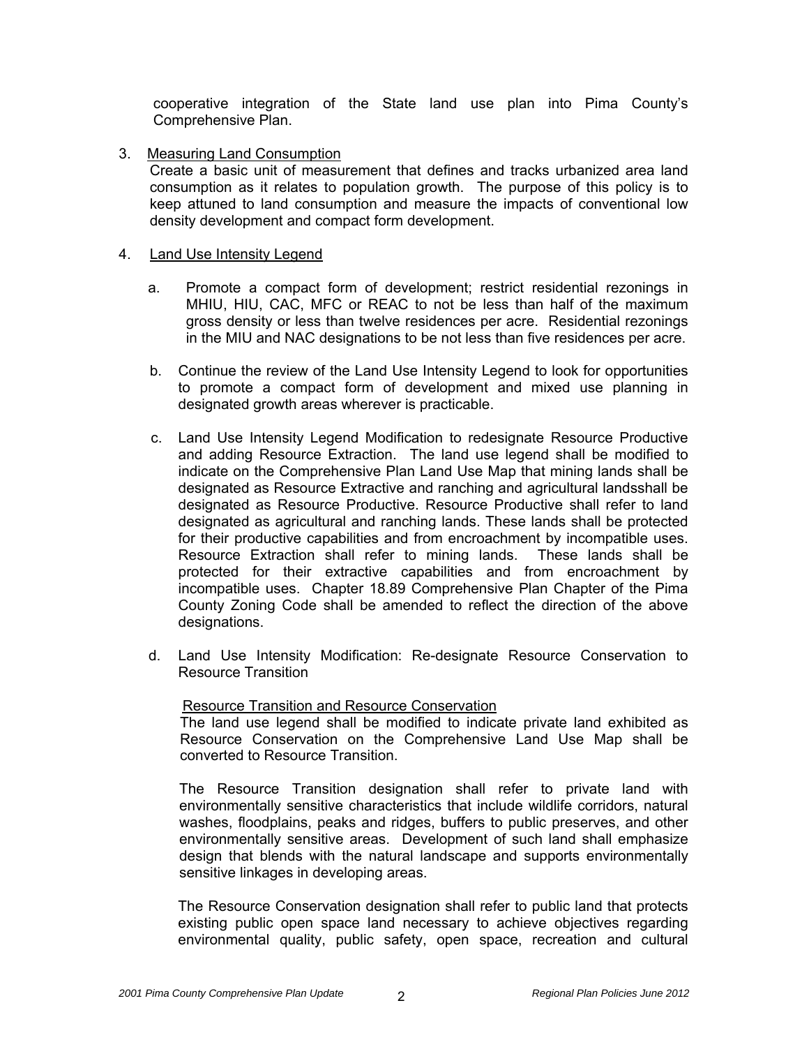cooperative integration of the State land use plan into Pima County's Comprehensive Plan.

3. Measuring Land Consumption

   Create a basic unit of measurement that defines and tracks urbanized area land consumption as it relates to population growth. The purpose of this policy is to keep attuned to land consumption and measure the impacts of conventional low density development and compact form development.

4. Land Use Intensity Legend

   a. Promote a compact form of development; restrict residential rezonings in MHIU, HIU, CAC, MFC or REAC to not be less than half of the maximum gross density or less than twelve residences per acre. Residential rezonings in the MIU and NAC designations to be not less than five residences per acre.

   b. Continue the review of the Land Use Intensity Legend to look for opportunities to promote a compact form of development and mixed use planning in designated growth areas wherever is practicable.

   c. Land Use Intensity Legend Modification to redesignate Resource Productive and adding Resource Extraction. The land use legend shall be modified to indicate on the Comprehensive Plan Land Use Map that mining lands shall be designated as Resource Extractive and ranching and agricultural landsshall be designated as Resource Productive. Resource Productive shall refer to land designated as agricultural and ranching lands. These lands shall be protected for their productive capabilities and from encroachment by incompatible uses. Resource Extraction shall refer to mining lands. These lands shall be protected for their extractive capabilities and from encroachment by incompatible uses. Chapter 18.89 Comprehensive Plan Chapter of the Pima County Zoning Code shall be amended to reflect the direction of the above designations.

   d. Land Use Intensity Modification: Re-designate Resource Conservation to Resource Transition

      Resource Transition and Resource Conservation

      The land use legend shall be modified to indicate private land exhibited as Resource Conservation on the Comprehensive Land Use Map shall be converted to Resource Transition.

      The Resource Transition designation shall refer to private land with environmentally sensitive characteristics that include wildlife corridors, natural washes, floodplains, peaks and ridges, buffers to public preserves, and other environmentally sensitive areas. Development of such land shall emphasize design that blends with the natural landscape and supports environmentally sensitive linkages in developing areas.

      The Resource Conservation designation shall refer to public land that protects existing public open space land necessary to achieve objectives regarding environmental quality, public safety, open space, recreation and cultural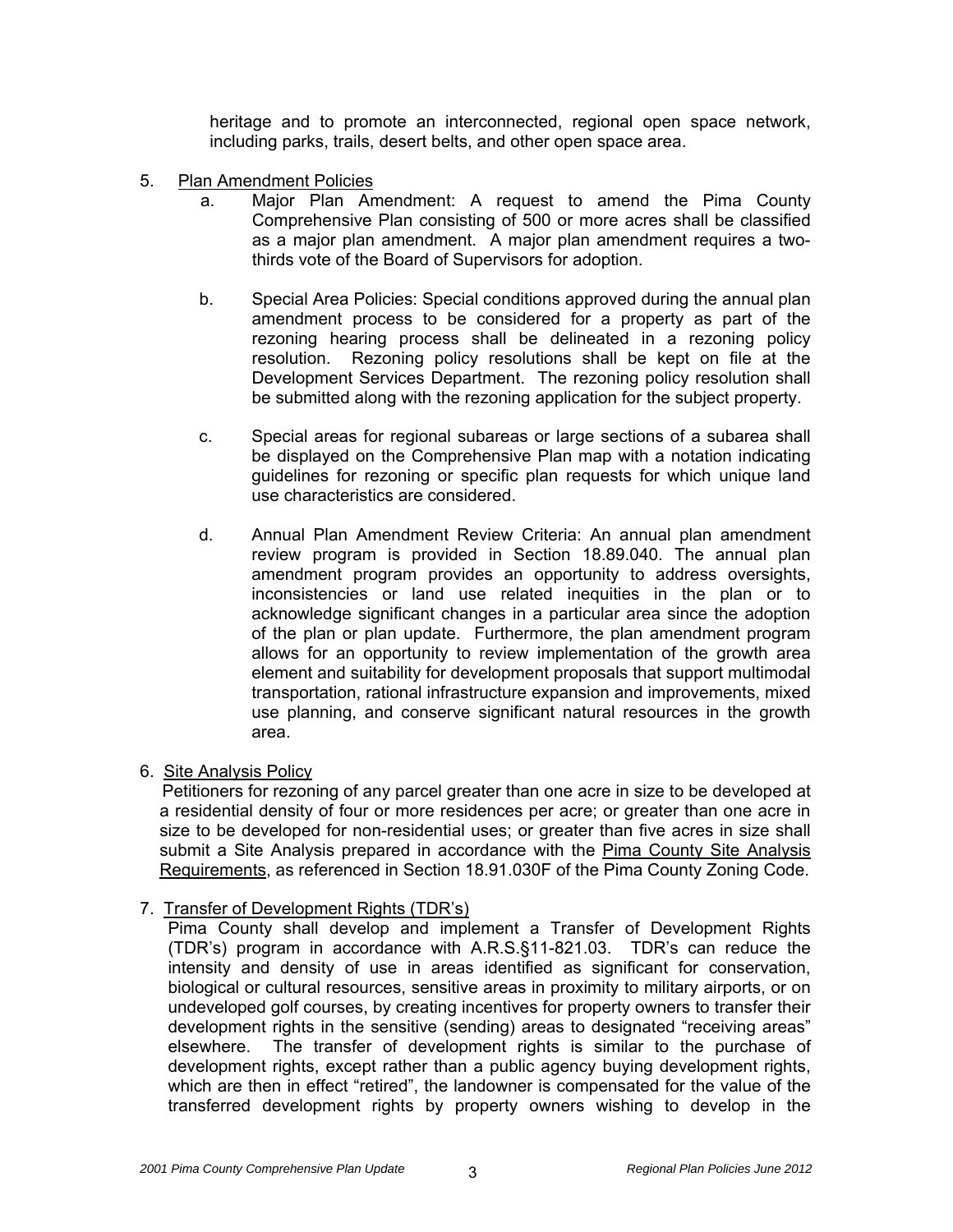heritage and to promote an interconnected, regional open space network, including parks, trails, desert belts, and other open space area.

5. <u>Plan Amendment Policies</u>
   a. Major Plan Amendment: A request to amend the Pima County Comprehensive Plan consisting of 500 or more acres shall be classified as a major plan amendment. A major plan amendment requires a two-thirds vote of the Board of Supervisors for adoption.

   b. Special Area Policies: Special conditions approved during the annual plan amendment process to be considered for a property as part of the rezoning hearing process shall be delineated in a rezoning policy resolution. Rezoning policy resolutions shall be kept on file at the Development Services Department. The rezoning policy resolution shall be submitted along with the rezoning application for the subject property.

   c. Special areas for regional subareas or large sections of a subarea shall be displayed on the Comprehensive Plan map with a notation indicating guidelines for rezoning or specific plan requests for which unique land use characteristics are considered.

   d. Annual Plan Amendment Review Criteria: An annual plan amendment review program is provided in Section 18.89.040. The annual plan amendment program provides an opportunity to address oversights, inconsistencies or land use related inequities in the plan or to acknowledge significant changes in a particular area since the adoption of the plan or plan update. Furthermore, the plan amendment program allows for an opportunity to review implementation of the growth area element and suitability for development proposals that support multimodal transportation, rational infrastructure expansion and improvements, mixed use planning, and conserve significant natural resources in the growth area.

6. <u>Site Analysis Policy</u>

   Petitioners for rezoning of any parcel greater than one acre in size to be developed at a residential density of four or more residences per acre; or greater than one acre in size to be developed for non-residential uses; or greater than five acres in size shall submit a Site Analysis prepared in accordance with the <u>Pima County Site Analysis Requirements</u>, as referenced in Section 18.91.030F of the Pima County Zoning Code.

7. <u>Transfer of Development Rights (TDR's)</u>

   Pima County shall develop and implement a Transfer of Development Rights (TDR's) program in accordance with A.R.S.§11-821.03. TDR's can reduce the intensity and density of use in areas identified as significant for conservation, biological or cultural resources, sensitive areas in proximity to military airports, or on undeveloped golf courses, by creating incentives for property owners to transfer their development rights in the sensitive (sending) areas to designated "receiving areas" elsewhere. The transfer of development rights is similar to the purchase of development rights, except rather than a public agency buying development rights, which are then in effect "retired", the landowner is compensated for the value of the transferred development rights by property owners wishing to develop in the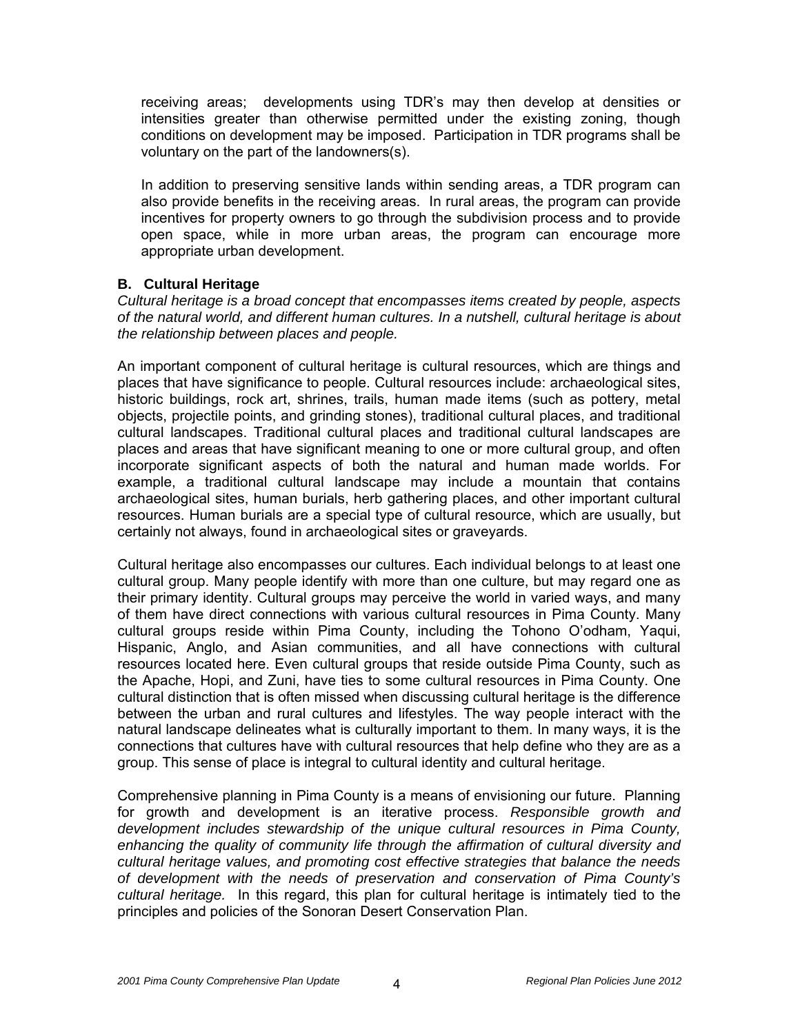receiving areas; developments using TDR's may then develop at densities or intensities greater than otherwise permitted under the existing zoning, though conditions on development may be imposed. Participation in TDR programs shall be voluntary on the part of the landowners(s).

In addition to preserving sensitive lands within sending areas, a TDR program can also provide benefits in the receiving areas. In rural areas, the program can provide incentives for property owners to go through the subdivision process and to provide open space, while in more urban areas, the program can encourage more appropriate urban development.

### B. Cultural Heritage

*Cultural heritage is a broad concept that encompasses items created by people, aspects of the natural world, and different human cultures. In a nutshell, cultural heritage is about the relationship between places and people.*

An important component of cultural heritage is cultural resources, which are things and places that have significance to people. Cultural resources include: archaeological sites, historic buildings, rock art, shrines, trails, human made items (such as pottery, metal objects, projectile points, and grinding stones), traditional cultural places, and traditional cultural landscapes. Traditional cultural places and traditional cultural landscapes are places and areas that have significant meaning to one or more cultural group, and often incorporate significant aspects of both the natural and human made worlds. For example, a traditional cultural landscape may include a mountain that contains archaeological sites, human burials, herb gathering places, and other important cultural resources. Human burials are a special type of cultural resource, which are usually, but certainly not always, found in archaeological sites or graveyards.

Cultural heritage also encompasses our cultures. Each individual belongs to at least one cultural group. Many people identify with more than one culture, but may regard one as their primary identity. Cultural groups may perceive the world in varied ways, and many of them have direct connections with various cultural resources in Pima County. Many cultural groups reside within Pima County, including the Tohono O'odham, Yaqui, Hispanic, Anglo, and Asian communities, and all have connections with cultural resources located here. Even cultural groups that reside outside Pima County, such as the Apache, Hopi, and Zuni, have ties to some cultural resources in Pima County. One cultural distinction that is often missed when discussing cultural heritage is the difference between the urban and rural cultures and lifestyles. The way people interact with the natural landscape delineates what is culturally important to them. In many ways, it is the connections that cultures have with cultural resources that help define who they are as a group. This sense of place is integral to cultural identity and cultural heritage.

Comprehensive planning in Pima County is a means of envisioning our future. Planning for growth and development is an iterative process. *Responsible growth and development includes stewardship of the unique cultural resources in Pima County, enhancing the quality of community life through the affirmation of cultural diversity and cultural heritage values, and promoting cost effective strategies that balance the needs of development with the needs of preservation and conservation of Pima County's cultural heritage.* In this regard, this plan for cultural heritage is intimately tied to the principles and policies of the Sonoran Desert Conservation Plan.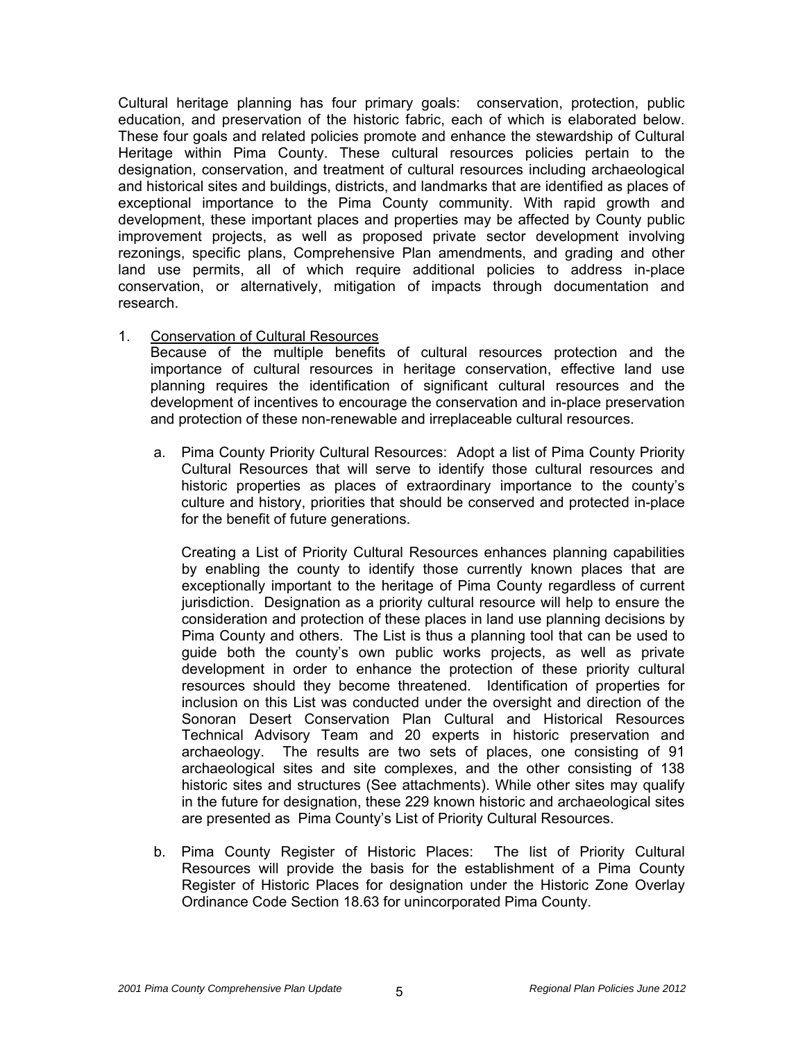Cultural heritage planning has four primary goals: conservation, protection, public education, and preservation of the historic fabric, each of which is elaborated below. These four goals and related policies promote and enhance the stewardship of Cultural Heritage within Pima County. These cultural resources policies pertain to the designation, conservation, and treatment of cultural resources including archaeological and historical sites and buildings, districts, and landmarks that are identified as places of exceptional importance to the Pima County community. With rapid growth and development, these important places and properties may be affected by County public improvement projects, as well as proposed private sector development involving rezonings, specific plans, Comprehensive Plan amendments, and grading and other land use permits, all of which require additional policies to address in-place conservation, or alternatively, mitigation of impacts through documentation and research.

1. <u>Conservation of Cultural Resources</u>
   Because of the multiple benefits of cultural resources protection and the importance of cultural resources in heritage conservation, effective land use planning requires the identification of significant cultural resources and the development of incentives to encourage the conservation and in-place preservation and protection of these non-renewable and irreplaceable cultural resources.

   a. Pima County Priority Cultural Resources: Adopt a list of Pima County Priority Cultural Resources that will serve to identify those cultural resources and historic properties as places of extraordinary importance to the county's culture and history, priorities that should be conserved and protected in-place for the benefit of future generations.

      Creating a List of Priority Cultural Resources enhances planning capabilities by enabling the county to identify those currently known places that are exceptionally important to the heritage of Pima County regardless of current jurisdiction. Designation as a priority cultural resource will help to ensure the consideration and protection of these places in land use planning decisions by Pima County and others. The List is thus a planning tool that can be used to guide both the county's own public works projects, as well as private development in order to enhance the protection of these priority cultural resources should they become threatened. Identification of properties for inclusion on this List was conducted under the oversight and direction of the Sonoran Desert Conservation Plan Cultural and Historical Resources Technical Advisory Team and 20 experts in historic preservation and archaeology. The results are two sets of places, one consisting of 91 archaeological sites and site complexes, and the other consisting of 138 historic sites and structures (See attachments). While other sites may qualify in the future for designation, these 229 known historic and archaeological sites are presented as Pima County's List of Priority Cultural Resources.

   b. Pima County Register of Historic Places: The list of Priority Cultural Resources will provide the basis for the establishment of a Pima County Register of Historic Places for designation under the Historic Zone Overlay Ordinance Code Section 18.63 for unincorporated Pima County.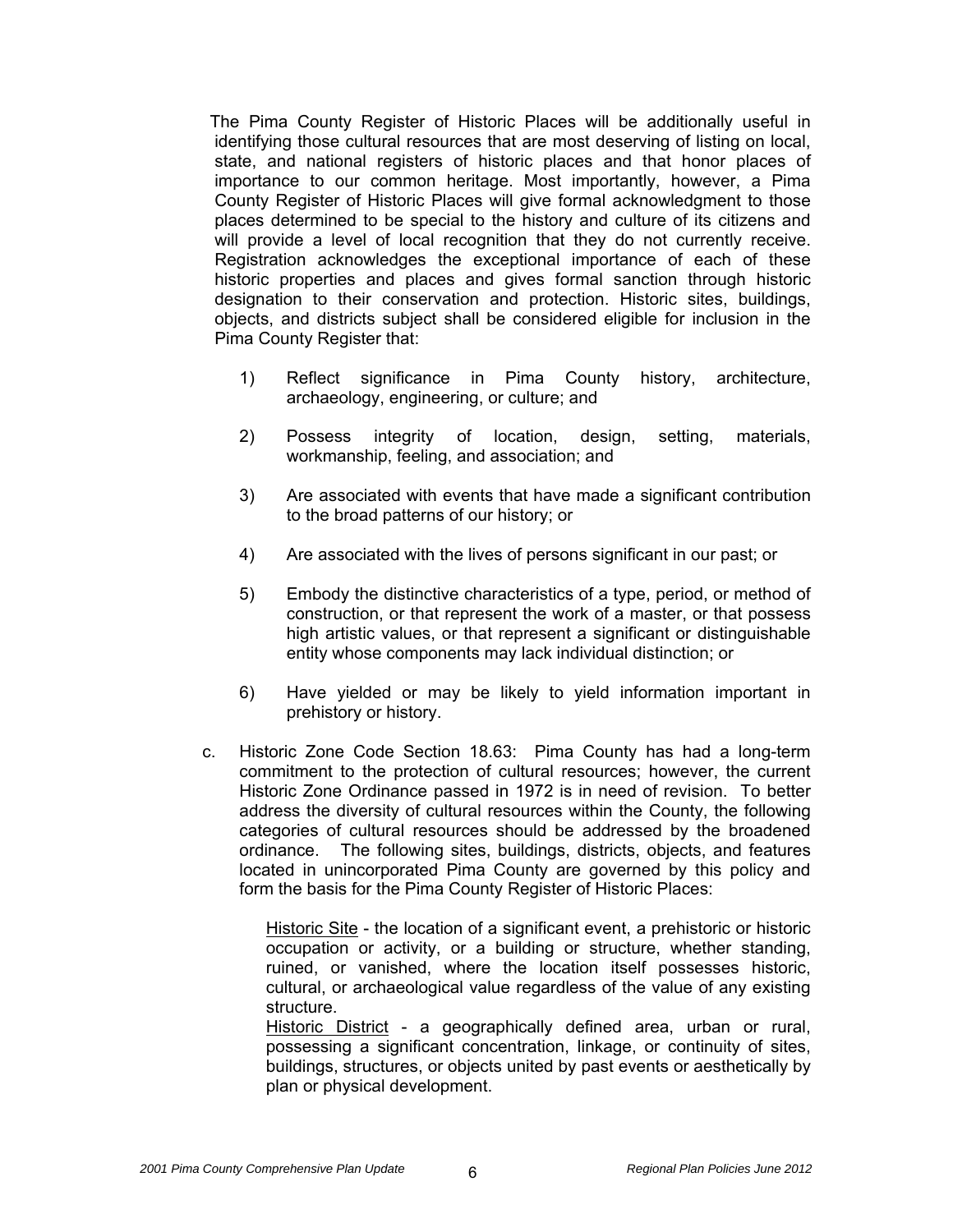The Pima County Register of Historic Places will be additionally useful in identifying those cultural resources that are most deserving of listing on local, state, and national registers of historic places and that honor places of importance to our common heritage. Most importantly, however, a Pima County Register of Historic Places will give formal acknowledgment to those places determined to be special to the history and culture of its citizens and will provide a level of local recognition that they do not currently receive. Registration acknowledges the exceptional importance of each of these historic properties and places and gives formal sanction through historic designation to their conservation and protection. Historic sites, buildings, objects, and districts subject shall be considered eligible for inclusion in the Pima County Register that:

1) Reflect significance in Pima County history, architecture, archaeology, engineering, or culture; and

2) Possess integrity of location, design, setting, materials, workmanship, feeling, and association; and

3) Are associated with events that have made a significant contribution to the broad patterns of our history; or

4) Are associated with the lives of persons significant in our past; or

5) Embody the distinctive characteristics of a type, period, or method of construction, or that represent the work of a master, or that possess high artistic values, or that represent a significant or distinguishable entity whose components may lack individual distinction; or

6) Have yielded or may be likely to yield information important in prehistory or history.

c. Historic Zone Code Section 18.63: Pima County has had a long-term commitment to the protection of cultural resources; however, the current Historic Zone Ordinance passed in 1972 is in need of revision. To better address the diversity of cultural resources within the County, the following categories of cultural resources should be addressed by the broadened ordinance. The following sites, buildings, districts, objects, and features located in unincorporated Pima County are governed by this policy and form the basis for the Pima County Register of Historic Places:

<u>Historic Site</u> - the location of a significant event, a prehistoric or historic occupation or activity, or a building or structure, whether standing, ruined, or vanished, where the location itself possesses historic, cultural, or archaeological value regardless of the value of any existing structure.

<u>Historic District</u> - a geographically defined area, urban or rural, possessing a significant concentration, linkage, or continuity of sites, buildings, structures, or objects united by past events or aesthetically by plan or physical development.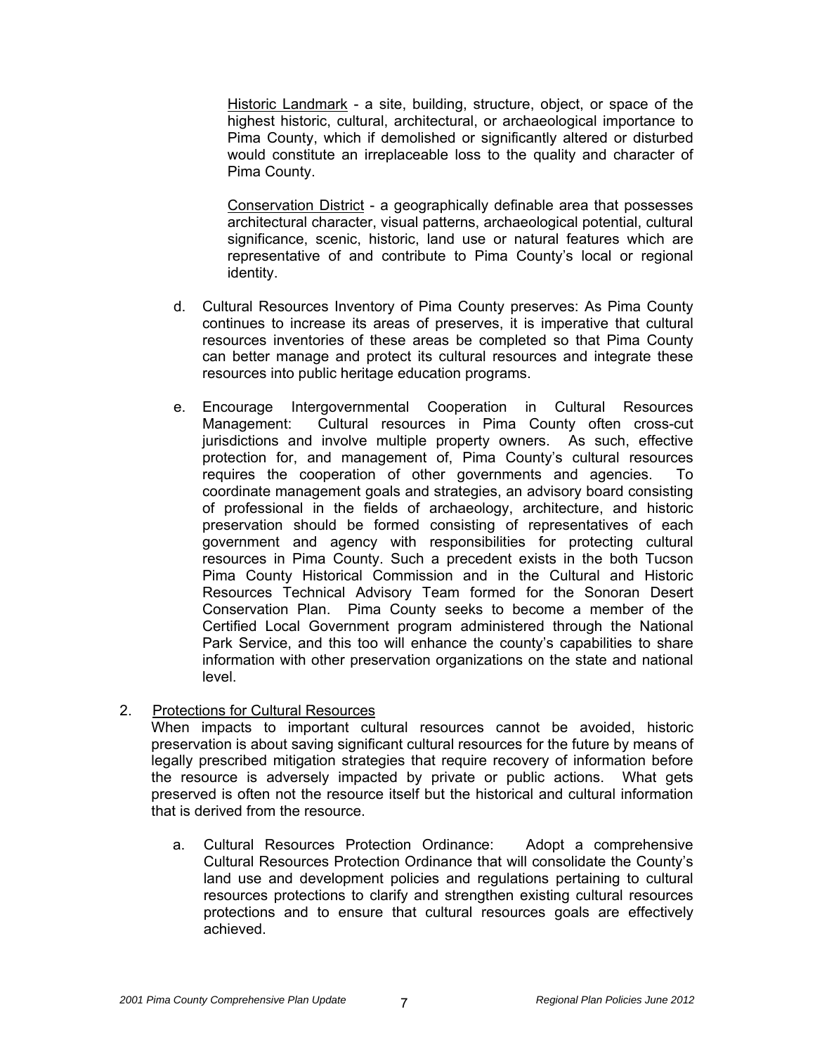Historic Landmark - a site, building, structure, object, or space of the highest historic, cultural, architectural, or archaeological importance to Pima County, which if demolished or significantly altered or disturbed would constitute an irreplaceable loss to the quality and character of Pima County.

Conservation District - a geographically definable area that possesses architectural character, visual patterns, archaeological potential, cultural significance, scenic, historic, land use or natural features which are representative of and contribute to Pima County's local or regional identity.

d. Cultural Resources Inventory of Pima County preserves: As Pima County continues to increase its areas of preserves, it is imperative that cultural resources inventories of these areas be completed so that Pima County can better manage and protect its cultural resources and integrate these resources into public heritage education programs.

e. Encourage Intergovernmental Cooperation in Cultural Resources Management: Cultural resources in Pima County often cross-cut jurisdictions and involve multiple property owners. As such, effective protection for, and management of, Pima County's cultural resources requires the cooperation of other governments and agencies. To coordinate management goals and strategies, an advisory board consisting of professional in the fields of archaeology, architecture, and historic preservation should be formed consisting of representatives of each government and agency with responsibilities for protecting cultural resources in Pima County. Such a precedent exists in the both Tucson Pima County Historical Commission and in the Cultural and Historic Resources Technical Advisory Team formed for the Sonoran Desert Conservation Plan. Pima County seeks to become a member of the Certified Local Government program administered through the National Park Service, and this too will enhance the county's capabilities to share information with other preservation organizations on the state and national level.

2. Protections for Cultural Resources

When impacts to important cultural resources cannot be avoided, historic preservation is about saving significant cultural resources for the future by means of legally prescribed mitigation strategies that require recovery of information before the resource is adversely impacted by private or public actions. What gets preserved is often not the resource itself but the historical and cultural information that is derived from the resource.

a. Cultural Resources Protection Ordinance: Adopt a comprehensive Cultural Resources Protection Ordinance that will consolidate the County's land use and development policies and regulations pertaining to cultural resources protections to clarify and strengthen existing cultural resources protections and to ensure that cultural resources goals are effectively achieved.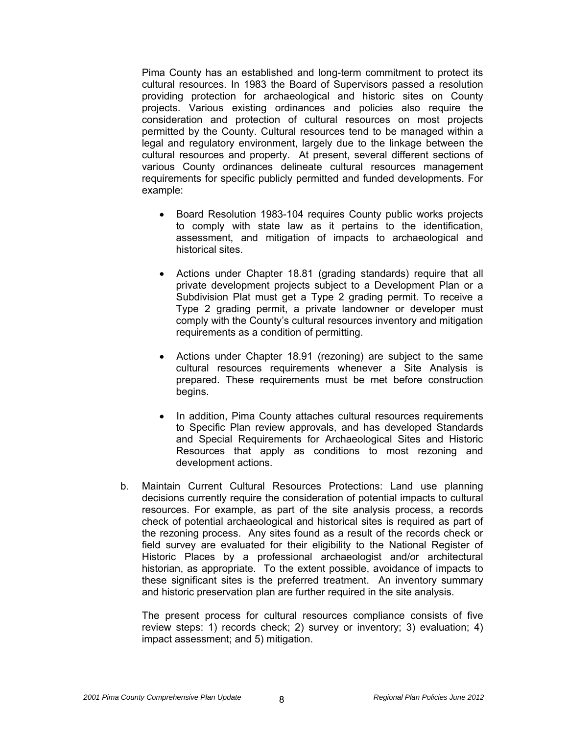Pima County has an established and long-term commitment to protect its cultural resources. In 1983 the Board of Supervisors passed a resolution providing protection for archaeological and historic sites on County projects. Various existing ordinances and policies also require the consideration and protection of cultural resources on most projects permitted by the County. Cultural resources tend to be managed within a legal and regulatory environment, largely due to the linkage between the cultural resources and property. At present, several different sections of various County ordinances delineate cultural resources management requirements for specific publicly permitted and funded developments. For example:

- Board Resolution 1983-104 requires County public works projects to comply with state law as it pertains to the identification, assessment, and mitigation of impacts to archaeological and historical sites.
- Actions under Chapter 18.81 (grading standards) require that all private development projects subject to a Development Plan or a Subdivision Plat must get a Type 2 grading permit. To receive a Type 2 grading permit, a private landowner or developer must comply with the County's cultural resources inventory and mitigation requirements as a condition of permitting.
- Actions under Chapter 18.91 (rezoning) are subject to the same cultural resources requirements whenever a Site Analysis is prepared. These requirements must be met before construction begins.
- In addition, Pima County attaches cultural resources requirements to Specific Plan review approvals, and has developed Standards and Special Requirements for Archaeological Sites and Historic Resources that apply as conditions to most rezoning and development actions.

b. Maintain Current Cultural Resources Protections: Land use planning decisions currently require the consideration of potential impacts to cultural resources. For example, as part of the site analysis process, a records check of potential archaeological and historical sites is required as part of the rezoning process. Any sites found as a result of the records check or field survey are evaluated for their eligibility to the National Register of Historic Places by a professional archaeologist and/or architectural historian, as appropriate. To the extent possible, avoidance of impacts to these significant sites is the preferred treatment. An inventory summary and historic preservation plan are further required in the site analysis.

The present process for cultural resources compliance consists of five review steps: 1) records check; 2) survey or inventory; 3) evaluation; 4) impact assessment; and 5) mitigation.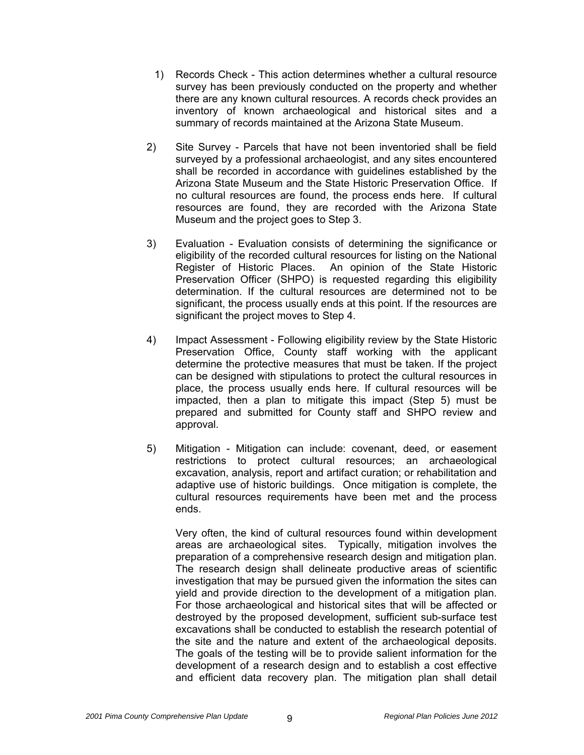1) Records Check - This action determines whether a cultural resource survey has been previously conducted on the property and whether there are any known cultural resources. A records check provides an inventory of known archaeological and historical sites and a summary of records maintained at the Arizona State Museum.

2) Site Survey - Parcels that have not been inventoried shall be field surveyed by a professional archaeologist, and any sites encountered shall be recorded in accordance with guidelines established by the Arizona State Museum and the State Historic Preservation Office. If no cultural resources are found, the process ends here. If cultural resources are found, they are recorded with the Arizona State Museum and the project goes to Step 3.

3) Evaluation - Evaluation consists of determining the significance or eligibility of the recorded cultural resources for listing on the National Register of Historic Places. An opinion of the State Historic Preservation Officer (SHPO) is requested regarding this eligibility determination. If the cultural resources are determined not to be significant, the process usually ends at this point. If the resources are significant the project moves to Step 4.

4) Impact Assessment - Following eligibility review by the State Historic Preservation Office, County staff working with the applicant determine the protective measures that must be taken. If the project can be designed with stipulations to protect the cultural resources in place, the process usually ends here. If cultural resources will be impacted, then a plan to mitigate this impact (Step 5) must be prepared and submitted for County staff and SHPO review and approval.

5) Mitigation - Mitigation can include: covenant, deed, or easement restrictions to protect cultural resources; an archaeological excavation, analysis, report and artifact curation; or rehabilitation and adaptive use of historic buildings. Once mitigation is complete, the cultural resources requirements have been met and the process ends.

   Very often, the kind of cultural resources found within development areas are archaeological sites. Typically, mitigation involves the preparation of a comprehensive research design and mitigation plan. The research design shall delineate productive areas of scientific investigation that may be pursued given the information the sites can yield and provide direction to the development of a mitigation plan. For those archaeological and historical sites that will be affected or destroyed by the proposed development, sufficient sub-surface test excavations shall be conducted to establish the research potential of the site and the nature and extent of the archaeological deposits. The goals of the testing will be to provide salient information for the development of a research design and to establish a cost effective and efficient data recovery plan. The mitigation plan shall detail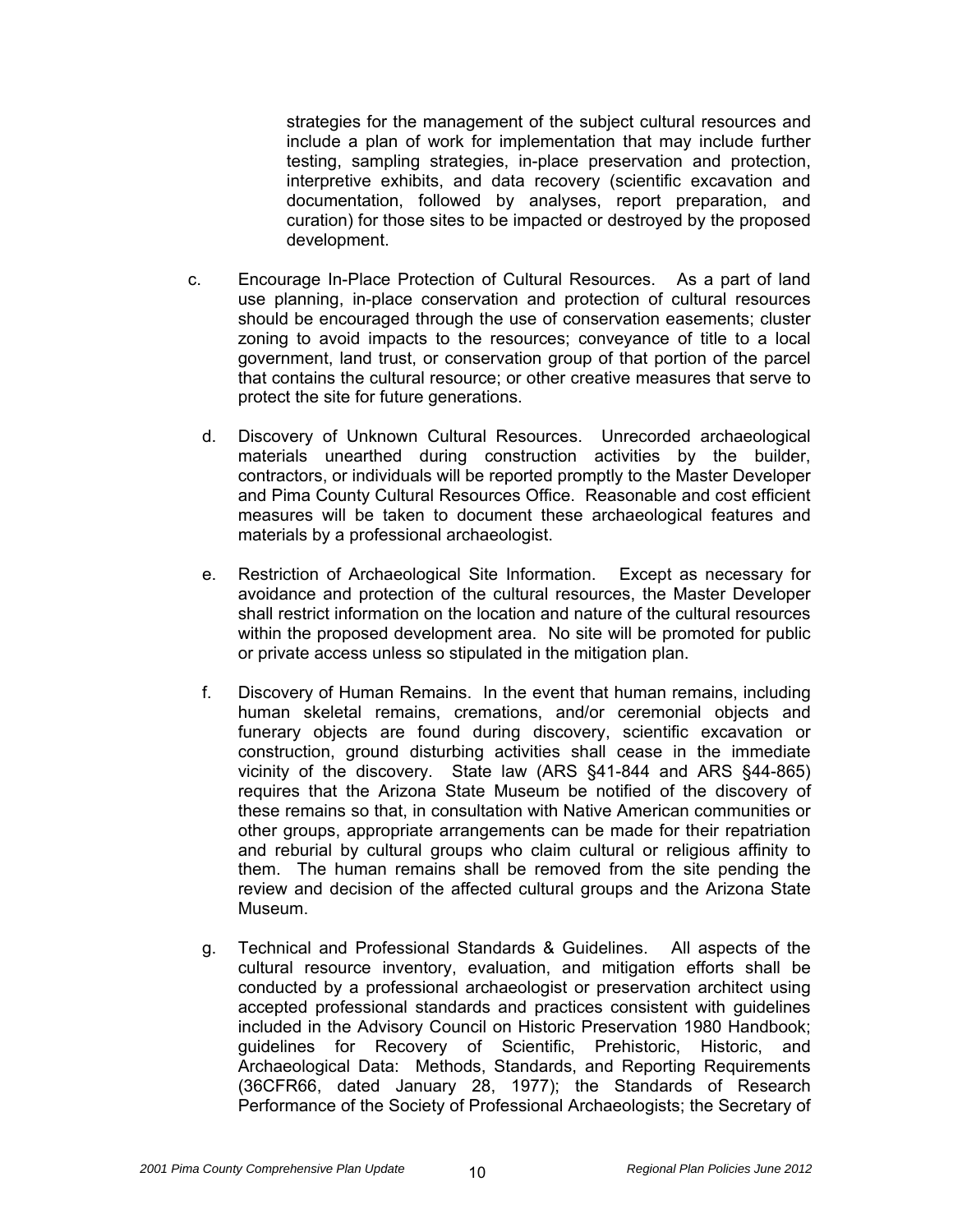strategies for the management of the subject cultural resources and include a plan of work for implementation that may include further testing, sampling strategies, in-place preservation and protection, interpretive exhibits, and data recovery (scientific excavation and documentation, followed by analyses, report preparation, and curation) for those sites to be impacted or destroyed by the proposed development.

c. Encourage In-Place Protection of Cultural Resources. As a part of land use planning, in-place conservation and protection of cultural resources should be encouraged through the use of conservation easements; cluster zoning to avoid impacts to the resources; conveyance of title to a local government, land trust, or conservation group of that portion of the parcel that contains the cultural resource; or other creative measures that serve to protect the site for future generations.

d. Discovery of Unknown Cultural Resources. Unrecorded archaeological materials unearthed during construction activities by the builder, contractors, or individuals will be reported promptly to the Master Developer and Pima County Cultural Resources Office. Reasonable and cost efficient measures will be taken to document these archaeological features and materials by a professional archaeologist.

e. Restriction of Archaeological Site Information. Except as necessary for avoidance and protection of the cultural resources, the Master Developer shall restrict information on the location and nature of the cultural resources within the proposed development area. No site will be promoted for public or private access unless so stipulated in the mitigation plan.

f. Discovery of Human Remains. In the event that human remains, including human skeletal remains, cremations, and/or ceremonial objects and funerary objects are found during discovery, scientific excavation or construction, ground disturbing activities shall cease in the immediate vicinity of the discovery. State law (ARS §41-844 and ARS §44-865) requires that the Arizona State Museum be notified of the discovery of these remains so that, in consultation with Native American communities or other groups, appropriate arrangements can be made for their repatriation and reburial by cultural groups who claim cultural or religious affinity to them. The human remains shall be removed from the site pending the review and decision of the affected cultural groups and the Arizona State Museum.

g. Technical and Professional Standards & Guidelines. All aspects of the cultural resource inventory, evaluation, and mitigation efforts shall be conducted by a professional archaeologist or preservation architect using accepted professional standards and practices consistent with guidelines included in the Advisory Council on Historic Preservation 1980 Handbook; guidelines for Recovery of Scientific, Prehistoric, Historic, and Archaeological Data: Methods, Standards, and Reporting Requirements (36CFR66, dated January 28, 1977); the Standards of Research Performance of the Society of Professional Archaeologists; the Secretary of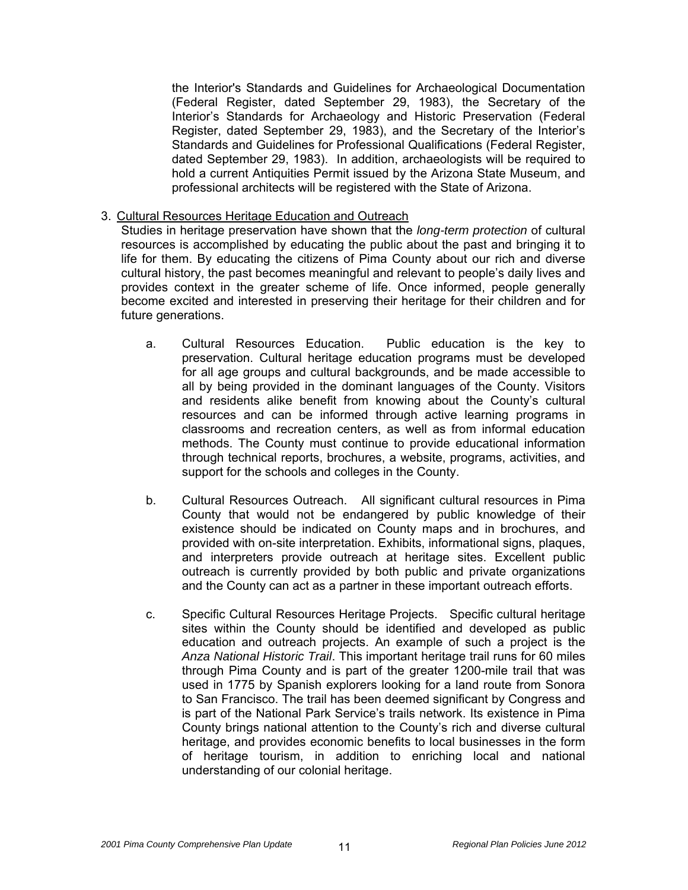the Interior's Standards and Guidelines for Archaeological Documentation (Federal Register, dated September 29, 1983), the Secretary of the Interior's Standards for Archaeology and Historic Preservation (Federal Register, dated September 29, 1983), and the Secretary of the Interior's Standards and Guidelines for Professional Qualifications (Federal Register, dated September 29, 1983). In addition, archaeologists will be required to hold a current Antiquities Permit issued by the Arizona State Museum, and professional architects will be registered with the State of Arizona.

3. <u>Cultural Resources Heritage Education and Outreach</u>

Studies in heritage preservation have shown that the *long-term protection* of cultural resources is accomplished by educating the public about the past and bringing it to life for them. By educating the citizens of Pima County about our rich and diverse cultural history, the past becomes meaningful and relevant to people's daily lives and provides context in the greater scheme of life. Once informed, people generally become excited and interested in preserving their heritage for their children and for future generations.

a. Cultural Resources Education. Public education is the key to preservation. Cultural heritage education programs must be developed for all age groups and cultural backgrounds, and be made accessible to all by being provided in the dominant languages of the County. Visitors and residents alike benefit from knowing about the County's cultural resources and can be informed through active learning programs in classrooms and recreation centers, as well as from informal education methods. The County must continue to provide educational information through technical reports, brochures, a website, programs, activities, and support for the schools and colleges in the County.

b. Cultural Resources Outreach. All significant cultural resources in Pima County that would not be endangered by public knowledge of their existence should be indicated on County maps and in brochures, and provided with on-site interpretation. Exhibits, informational signs, plaques, and interpreters provide outreach at heritage sites. Excellent public outreach is currently provided by both public and private organizations and the County can act as a partner in these important outreach efforts.

c. Specific Cultural Resources Heritage Projects. Specific cultural heritage sites within the County should be identified and developed as public education and outreach projects. An example of such a project is the *Anza National Historic Trail*. This important heritage trail runs for 60 miles through Pima County and is part of the greater 1200-mile trail that was used in 1775 by Spanish explorers looking for a land route from Sonora to San Francisco. The trail has been deemed significant by Congress and is part of the National Park Service's trails network. Its existence in Pima County brings national attention to the County's rich and diverse cultural heritage, and provides economic benefits to local businesses in the form of heritage tourism, in addition to enriching local and national understanding of our colonial heritage.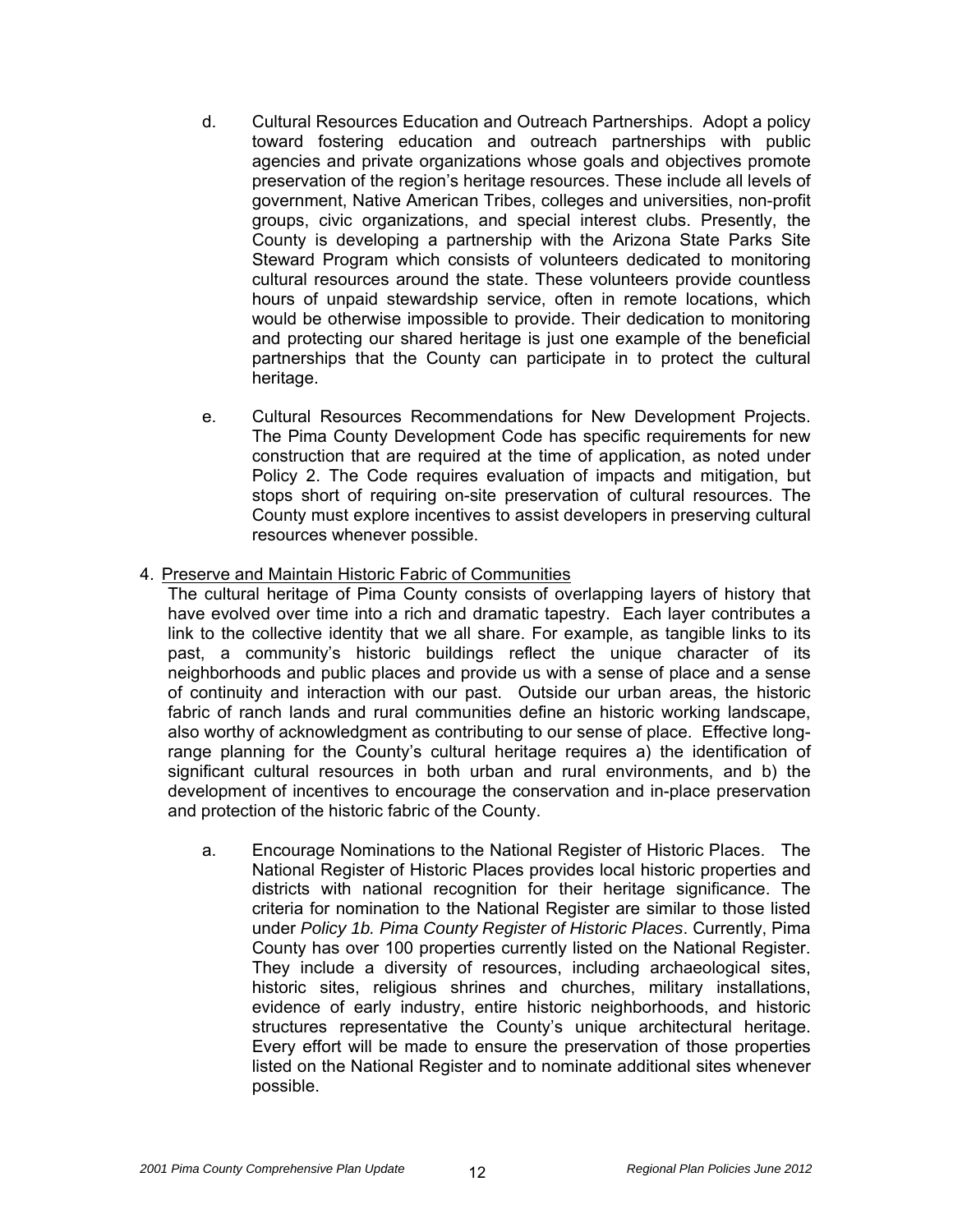d. Cultural Resources Education and Outreach Partnerships. Adopt a policy toward fostering education and outreach partnerships with public agencies and private organizations whose goals and objectives promote preservation of the region's heritage resources. These include all levels of government, Native American Tribes, colleges and universities, non-profit groups, civic organizations, and special interest clubs. Presently, the County is developing a partnership with the Arizona State Parks Site Steward Program which consists of volunteers dedicated to monitoring cultural resources around the state. These volunteers provide countless hours of unpaid stewardship service, often in remote locations, which would be otherwise impossible to provide. Their dedication to monitoring and protecting our shared heritage is just one example of the beneficial partnerships that the County can participate in to protect the cultural heritage.

e. Cultural Resources Recommendations for New Development Projects. The Pima County Development Code has specific requirements for new construction that are required at the time of application, as noted under Policy 2. The Code requires evaluation of impacts and mitigation, but stops short of requiring on-site preservation of cultural resources. The County must explore incentives to assist developers in preserving cultural resources whenever possible.

4. <u>Preserve and Maintain Historic Fabric of Communities</u>

The cultural heritage of Pima County consists of overlapping layers of history that have evolved over time into a rich and dramatic tapestry. Each layer contributes a link to the collective identity that we all share. For example, as tangible links to its past, a community's historic buildings reflect the unique character of its neighborhoods and public places and provide us with a sense of place and a sense of continuity and interaction with our past. Outside our urban areas, the historic fabric of ranch lands and rural communities define an historic working landscape, also worthy of acknowledgment as contributing to our sense of place. Effective long-range planning for the County's cultural heritage requires a) the identification of significant cultural resources in both urban and rural environments, and b) the development of incentives to encourage the conservation and in-place preservation and protection of the historic fabric of the County.

a. Encourage Nominations to the National Register of Historic Places. The National Register of Historic Places provides local historic properties and districts with national recognition for their heritage significance. The criteria for nomination to the National Register are similar to those listed under *Policy 1b. Pima County Register of Historic Places*. Currently, Pima County has over 100 properties currently listed on the National Register. They include a diversity of resources, including archaeological sites, historic sites, religious shrines and churches, military installations, evidence of early industry, entire historic neighborhoods, and historic structures representative the County's unique architectural heritage. Every effort will be made to ensure the preservation of those properties listed on the National Register and to nominate additional sites whenever possible.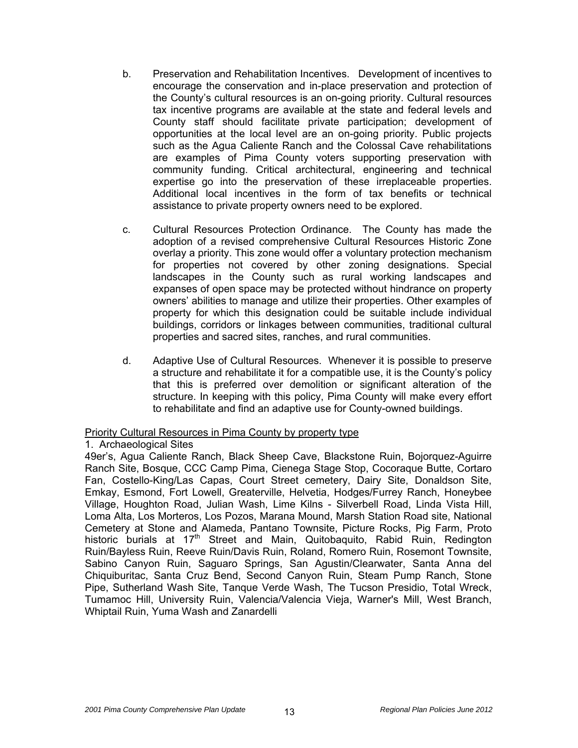b. Preservation and Rehabilitation Incentives. Development of incentives to encourage the conservation and in-place preservation and protection of the County's cultural resources is an on-going priority. Cultural resources tax incentive programs are available at the state and federal levels and County staff should facilitate private participation; development of opportunities at the local level are an on-going priority. Public projects such as the Agua Caliente Ranch and the Colossal Cave rehabilitations are examples of Pima County voters supporting preservation with community funding. Critical architectural, engineering and technical expertise go into the preservation of these irreplaceable properties. Additional local incentives in the form of tax benefits or technical assistance to private property owners need to be explored.

c. Cultural Resources Protection Ordinance. The County has made the adoption of a revised comprehensive Cultural Resources Historic Zone overlay a priority. This zone would offer a voluntary protection mechanism for properties not covered by other zoning designations. Special landscapes in the County such as rural working landscapes and expanses of open space may be protected without hindrance on property owners' abilities to manage and utilize their properties. Other examples of property for which this designation could be suitable include individual buildings, corridors or linkages between communities, traditional cultural properties and sacred sites, ranches, and rural communities.

d. Adaptive Use of Cultural Resources. Whenever it is possible to preserve a structure and rehabilitate it for a compatible use, it is the County's policy that this is preferred over demolition or significant alteration of the structure. In keeping with this policy, Pima County will make every effort to rehabilitate and find an adaptive use for County-owned buildings.

<u>Priority Cultural Resources in Pima County by property type</u>

1. Archaeological Sites

49er's, Agua Caliente Ranch, Black Sheep Cave, Blackstone Ruin, Bojorquez-Aguirre Ranch Site, Bosque, CCC Camp Pima, Cienega Stage Stop, Cocoraque Butte, Cortaro Fan, Costello-King/Las Capas, Court Street cemetery, Dairy Site, Donaldson Site, Emkay, Esmond, Fort Lowell, Greaterville, Helvetia, Hodges/Furrey Ranch, Honeybee Village, Houghton Road, Julian Wash, Lime Kilns - Silverbell Road, Linda Vista Hill, Loma Alta, Los Morteros, Los Pozos, Marana Mound, Marsh Station Road site, National Cemetery at Stone and Alameda, Pantano Townsite, Picture Rocks, Pig Farm, Proto historic burials at 17th Street and Main, Quitobaquito, Rabid Ruin, Redington Ruin/Bayless Ruin, Reeve Ruin/Davis Ruin, Roland, Romero Ruin, Rosemont Townsite, Sabino Canyon Ruin, Saguaro Springs, San Agustin/Clearwater, Santa Anna del Chiquiburitac, Santa Cruz Bend, Second Canyon Ruin, Steam Pump Ranch, Stone Pipe, Sutherland Wash Site, Tanque Verde Wash, The Tucson Presidio, Total Wreck, Tumamoc Hill, University Ruin, Valencia/Valencia Vieja, Warner's Mill, West Branch, Whiptail Ruin, Yuma Wash and Zanardelli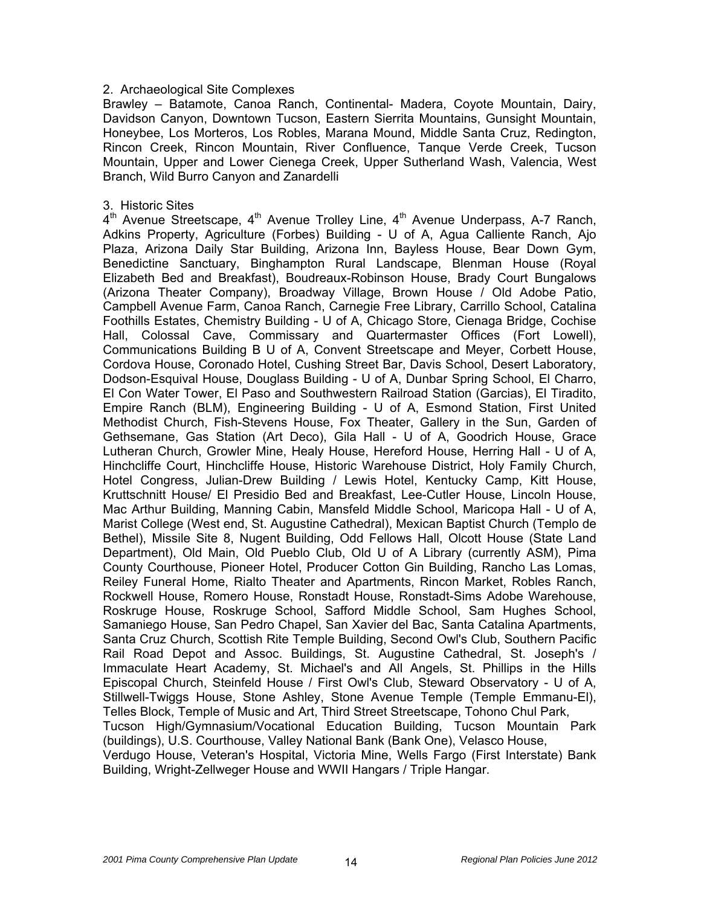2. Archaeological Site Complexes

Brawley – Batamote, Canoa Ranch, Continental- Madera, Coyote Mountain, Dairy, Davidson Canyon, Downtown Tucson, Eastern Sierrita Mountains, Gunsight Mountain, Honeybee, Los Morteros, Los Robles, Marana Mound, Middle Santa Cruz, Redington, Rincon Creek, Rincon Mountain, River Confluence, Tanque Verde Creek, Tucson Mountain, Upper and Lower Cienega Creek, Upper Sutherland Wash, Valencia, West Branch, Wild Burro Canyon and Zanardelli

3. Historic Sites

4th Avenue Streetscape, 4th Avenue Trolley Line, 4th Avenue Underpass, A-7 Ranch, Adkins Property, Agriculture (Forbes) Building - U of A, Agua Calliente Ranch, Ajo Plaza, Arizona Daily Star Building, Arizona Inn, Bayless House, Bear Down Gym, Benedictine Sanctuary, Binghampton Rural Landscape, Blenman House (Royal Elizabeth Bed and Breakfast), Boudreaux-Robinson House, Brady Court Bungalows (Arizona Theater Company), Broadway Village, Brown House / Old Adobe Patio, Campbell Avenue Farm, Canoa Ranch, Carnegie Free Library, Carrillo School, Catalina Foothills Estates, Chemistry Building - U of A, Chicago Store, Cienaga Bridge, Cochise Hall, Colossal Cave, Commissary and Quartermaster Offices (Fort Lowell), Communications Building B U of A, Convent Streetscape and Meyer, Corbett House, Cordova House, Coronado Hotel, Cushing Street Bar, Davis School, Desert Laboratory, Dodson-Esquival House, Douglass Building - U of A, Dunbar Spring School, El Charro, El Con Water Tower, El Paso and Southwestern Railroad Station (Garcias), El Tiradito, Empire Ranch (BLM), Engineering Building - U of A, Esmond Station, First United Methodist Church, Fish-Stevens House, Fox Theater, Gallery in the Sun, Garden of Gethsemane, Gas Station (Art Deco), Gila Hall - U of A, Goodrich House, Grace Lutheran Church, Growler Mine, Healy House, Hereford House, Herring Hall - U of A, Hinchcliffe Court, Hinchcliffe House, Historic Warehouse District, Holy Family Church, Hotel Congress, Julian-Drew Building / Lewis Hotel, Kentucky Camp, Kitt House, Kruttschnitt House/ El Presidio Bed and Breakfast, Lee-Cutler House, Lincoln House, Mac Arthur Building, Manning Cabin, Mansfeld Middle School, Maricopa Hall - U of A, Marist College (West end, St. Augustine Cathedral), Mexican Baptist Church (Templo de Bethel), Missile Site 8, Nugent Building, Odd Fellows Hall, Olcott House (State Land Department), Old Main, Old Pueblo Club, Old U of A Library (currently ASM), Pima County Courthouse, Pioneer Hotel, Producer Cotton Gin Building, Rancho Las Lomas, Reiley Funeral Home, Rialto Theater and Apartments, Rincon Market, Robles Ranch, Rockwell House, Romero House, Ronstadt House, Ronstadt-Sims Adobe Warehouse, Roskruge House, Roskruge School, Safford Middle School, Sam Hughes School, Samaniego House, San Pedro Chapel, San Xavier del Bac, Santa Catalina Apartments, Santa Cruz Church, Scottish Rite Temple Building, Second Owl's Club, Southern Pacific Rail Road Depot and Assoc. Buildings, St. Augustine Cathedral, St. Joseph's / Immaculate Heart Academy, St. Michael's and All Angels, St. Phillips in the Hills Episcopal Church, Steinfeld House / First Owl's Club, Steward Observatory - U of A, Stillwell-Twiggs House, Stone Ashley, Stone Avenue Temple (Temple Emmanu-El), Telles Block, Temple of Music and Art, Third Street Streetscape, Tohono Chul Park, Tucson High/Gymnasium/Vocational Education Building, Tucson Mountain Park (buildings), U.S. Courthouse, Valley National Bank (Bank One), Velasco House, Verdugo House, Veteran's Hospital, Victoria Mine, Wells Fargo (First Interstate) Bank Building, Wright-Zellweger House and WWII Hangars / Triple Hangar.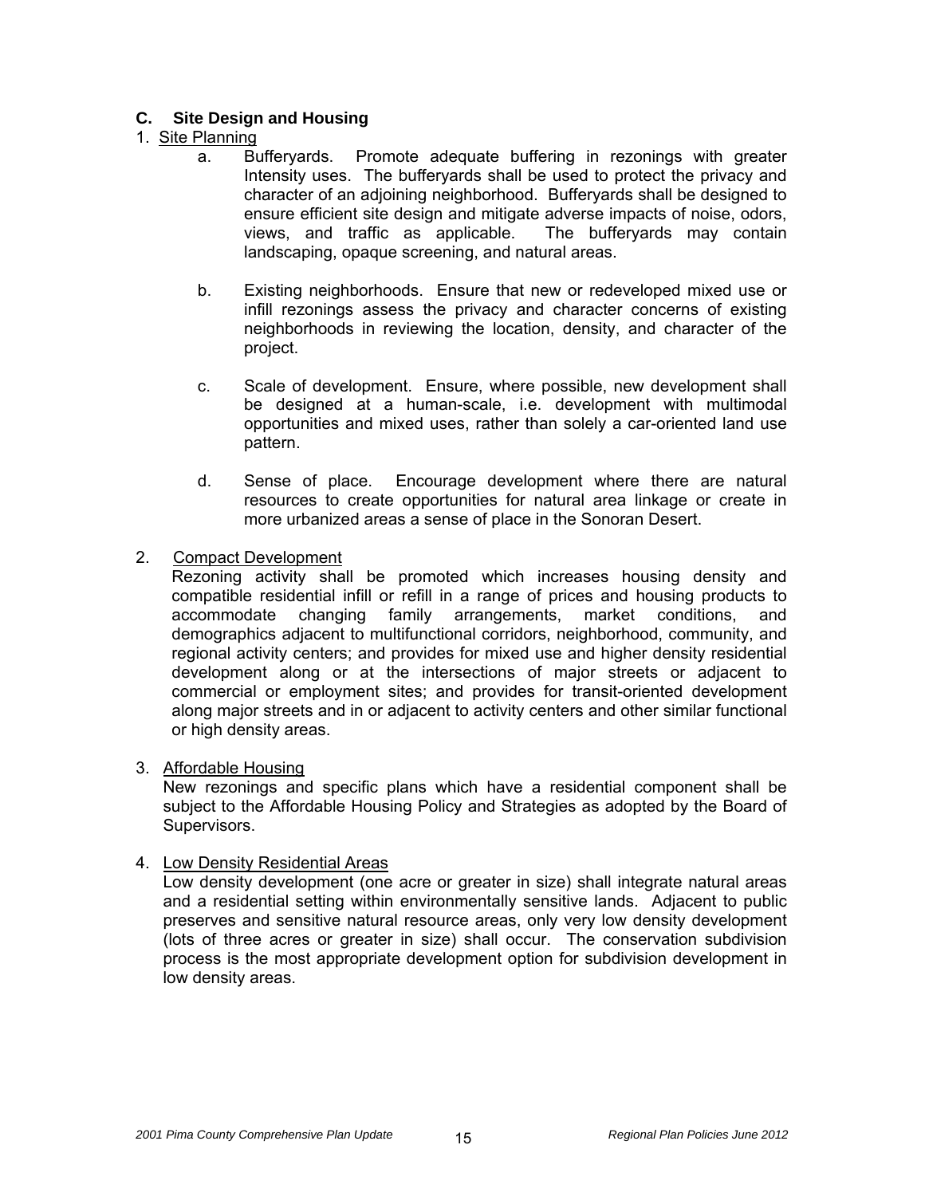### C. Site Design and Housing

1. Site Planning

   a. Bufferyards. Promote adequate buffering in rezonings with greater Intensity uses. The bufferyards shall be used to protect the privacy and character of an adjoining neighborhood. Bufferyards shall be designed to ensure efficient site design and mitigate adverse impacts of noise, odors, views, and traffic as applicable. The bufferyards may contain landscaping, opaque screening, and natural areas.

   b. Existing neighborhoods. Ensure that new or redeveloped mixed use or infill rezonings assess the privacy and character concerns of existing neighborhoods in reviewing the location, density, and character of the project.

   c. Scale of development. Ensure, where possible, new development shall be designed at a human-scale, i.e. development with multimodal opportunities and mixed uses, rather than solely a car-oriented land use pattern.

   d. Sense of place. Encourage development where there are natural resources to create opportunities for natural area linkage or create in more urbanized areas a sense of place in the Sonoran Desert.

2. Compact Development

   Rezoning activity shall be promoted which increases housing density and compatible residential infill or refill in a range of prices and housing products to accommodate changing family arrangements, market conditions, and demographics adjacent to multifunctional corridors, neighborhood, community, and regional activity centers; and provides for mixed use and higher density residential development along or at the intersections of major streets or adjacent to commercial or employment sites; and provides for transit-oriented development along major streets and in or adjacent to activity centers and other similar functional or high density areas.

3. Affordable Housing

   New rezonings and specific plans which have a residential component shall be subject to the Affordable Housing Policy and Strategies as adopted by the Board of Supervisors.

4. Low Density Residential Areas

   Low density development (one acre or greater in size) shall integrate natural areas and a residential setting within environmentally sensitive lands. Adjacent to public preserves and sensitive natural resource areas, only very low density development (lots of three acres or greater in size) shall occur. The conservation subdivision process is the most appropriate development option for subdivision development in low density areas.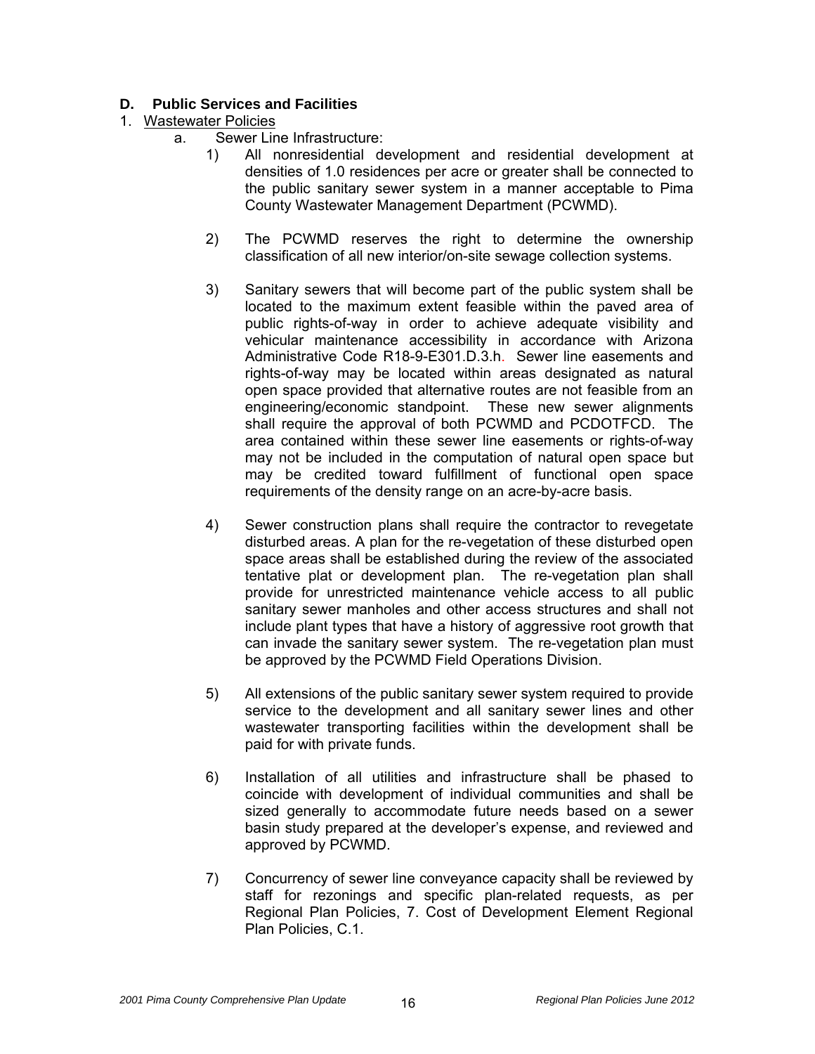## D. Public Services and Facilities

1. Wastewater Policies

   a. Sewer Line Infrastructure:

      1) All nonresidential development and residential development at densities of 1.0 residences per acre or greater shall be connected to the public sanitary sewer system in a manner acceptable to Pima County Wastewater Management Department (PCWMD).

      2) The PCWMD reserves the right to determine the ownership classification of all new interior/on-site sewage collection systems.

      3) Sanitary sewers that will become part of the public system shall be located to the maximum extent feasible within the paved area of public rights-of-way in order to achieve adequate visibility and vehicular maintenance accessibility in accordance with Arizona Administrative Code R18-9-E301.D.3.h. Sewer line easements and rights-of-way may be located within areas designated as natural open space provided that alternative routes are not feasible from an engineering/economic standpoint. These new sewer alignments shall require the approval of both PCWMD and PCDOTFCD. The area contained within these sewer line easements or rights-of-way may not be included in the computation of natural open space but may be credited toward fulfillment of functional open space requirements of the density range on an acre-by-acre basis.

      4) Sewer construction plans shall require the contractor to revegetate disturbed areas. A plan for the re-vegetation of these disturbed open space areas shall be established during the review of the associated tentative plat or development plan. The re-vegetation plan shall provide for unrestricted maintenance vehicle access to all public sanitary sewer manholes and other access structures and shall not include plant types that have a history of aggressive root growth that can invade the sanitary sewer system. The re-vegetation plan must be approved by the PCWMD Field Operations Division.

      5) All extensions of the public sanitary sewer system required to provide service to the development and all sanitary sewer lines and other wastewater transporting facilities within the development shall be paid for with private funds.

      6) Installation of all utilities and infrastructure shall be phased to coincide with development of individual communities and shall be sized generally to accommodate future needs based on a sewer basin study prepared at the developer's expense, and reviewed and approved by PCWMD.

      7) Concurrency of sewer line conveyance capacity shall be reviewed by staff for rezonings and specific plan-related requests, as per Regional Plan Policies, 7. Cost of Development Element Regional Plan Policies, C.1.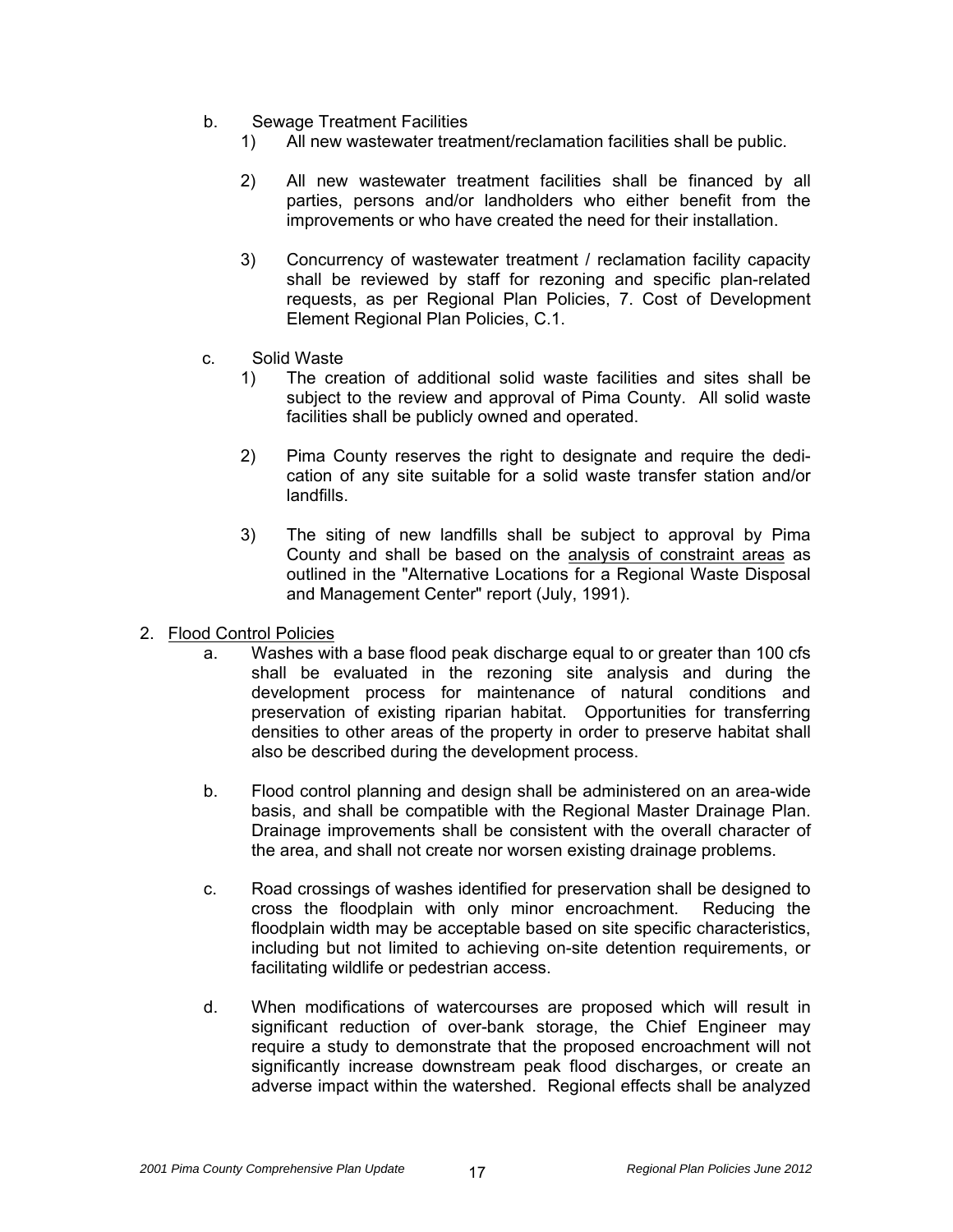b. Sewage Treatment Facilities

1) All new wastewater treatment/reclamation facilities shall be public.

2) All new wastewater treatment facilities shall be financed by all parties, persons and/or landholders who either benefit from the improvements or who have created the need for their installation.

3) Concurrency of wastewater treatment / reclamation facility capacity shall be reviewed by staff for rezoning and specific plan-related requests, as per Regional Plan Policies, 7. Cost of Development Element Regional Plan Policies, C.1.

c. Solid Waste

1) The creation of additional solid waste facilities and sites shall be subject to the review and approval of Pima County. All solid waste facilities shall be publicly owned and operated.

2) Pima County reserves the right to designate and require the dedication of any site suitable for a solid waste transfer station and/or landfills.

3) The siting of new landfills shall be subject to approval by Pima County and shall be based on the <u>analysis of constraint areas</u> as outlined in the "Alternative Locations for a Regional Waste Disposal and Management Center" report (July, 1991).

2. <u>Flood Control Policies</u>

a. Washes with a base flood peak discharge equal to or greater than 100 cfs shall be evaluated in the rezoning site analysis and during the development process for maintenance of natural conditions and preservation of existing riparian habitat. Opportunities for transferring densities to other areas of the property in order to preserve habitat shall also be described during the development process.

b. Flood control planning and design shall be administered on an area-wide basis, and shall be compatible with the Regional Master Drainage Plan. Drainage improvements shall be consistent with the overall character of the area, and shall not create nor worsen existing drainage problems.

c. Road crossings of washes identified for preservation shall be designed to cross the floodplain with only minor encroachment. Reducing the floodplain width may be acceptable based on site specific characteristics, including but not limited to achieving on-site detention requirements, or facilitating wildlife or pedestrian access.

d. When modifications of watercourses are proposed which will result in significant reduction of over-bank storage, the Chief Engineer may require a study to demonstrate that the proposed encroachment will not significantly increase downstream peak flood discharges, or create an adverse impact within the watershed. Regional effects shall be analyzed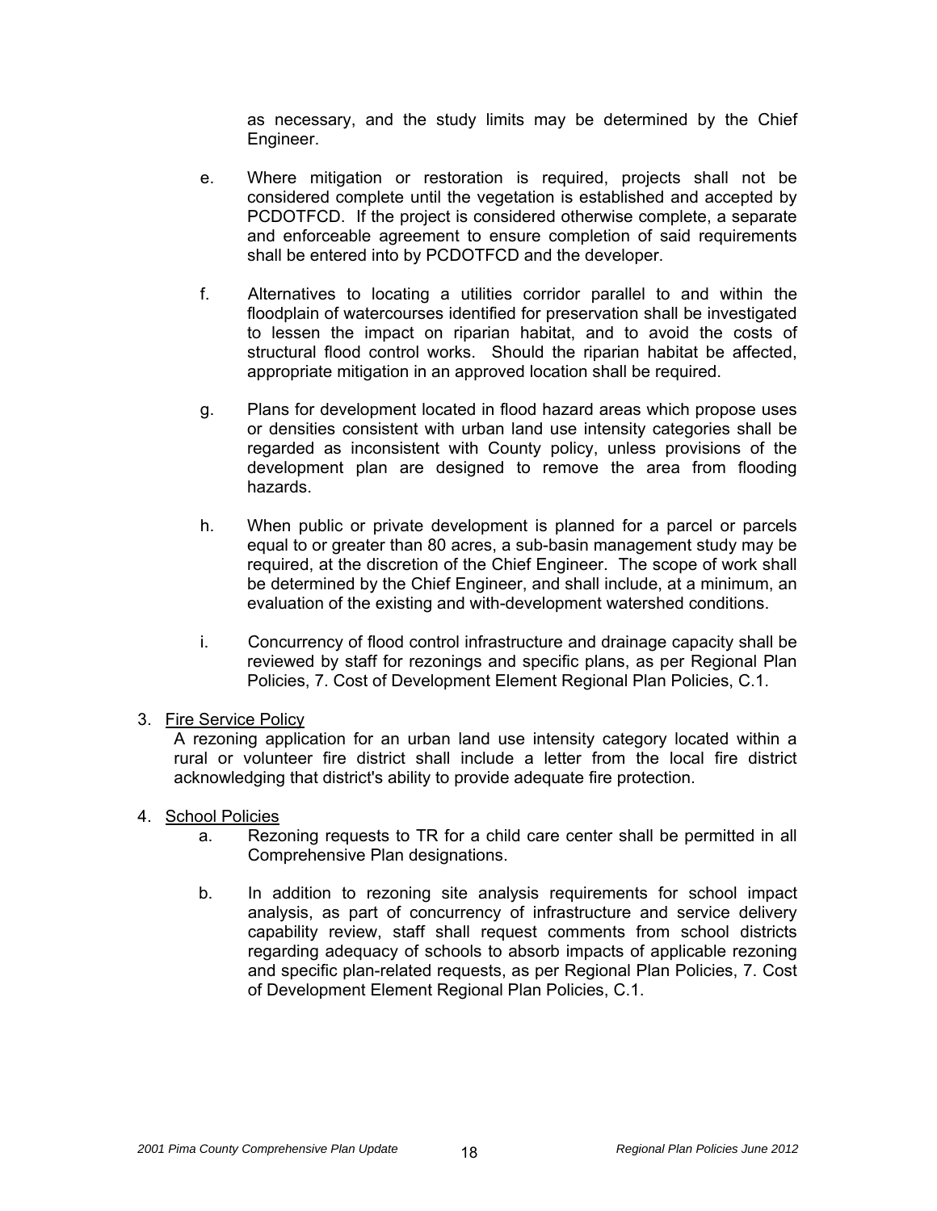as necessary, and the study limits may be determined by the Chief Engineer.

e. Where mitigation or restoration is required, projects shall not be considered complete until the vegetation is established and accepted by PCDOTFCD. If the project is considered otherwise complete, a separate and enforceable agreement to ensure completion of said requirements shall be entered into by PCDOTFCD and the developer.

f. Alternatives to locating a utilities corridor parallel to and within the floodplain of watercourses identified for preservation shall be investigated to lessen the impact on riparian habitat, and to avoid the costs of structural flood control works. Should the riparian habitat be affected, appropriate mitigation in an approved location shall be required.

g. Plans for development located in flood hazard areas which propose uses or densities consistent with urban land use intensity categories shall be regarded as inconsistent with County policy, unless provisions of the development plan are designed to remove the area from flooding hazards.

h. When public or private development is planned for a parcel or parcels equal to or greater than 80 acres, a sub-basin management study may be required, at the discretion of the Chief Engineer. The scope of work shall be determined by the Chief Engineer, and shall include, at a minimum, an evaluation of the existing and with-development watershed conditions.

i. Concurrency of flood control infrastructure and drainage capacity shall be reviewed by staff for rezonings and specific plans, as per Regional Plan Policies, 7. Cost of Development Element Regional Plan Policies, C.1.

3. <u>Fire Service Policy</u>

A rezoning application for an urban land use intensity category located within a rural or volunteer fire district shall include a letter from the local fire district acknowledging that district's ability to provide adequate fire protection.

4. <u>School Policies</u>

a. Rezoning requests to TR for a child care center shall be permitted in all Comprehensive Plan designations.

b. In addition to rezoning site analysis requirements for school impact analysis, as part of concurrency of infrastructure and service delivery capability review, staff shall request comments from school districts regarding adequacy of schools to absorb impacts of applicable rezoning and specific plan-related requests, as per Regional Plan Policies, 7. Cost of Development Element Regional Plan Policies, C.1.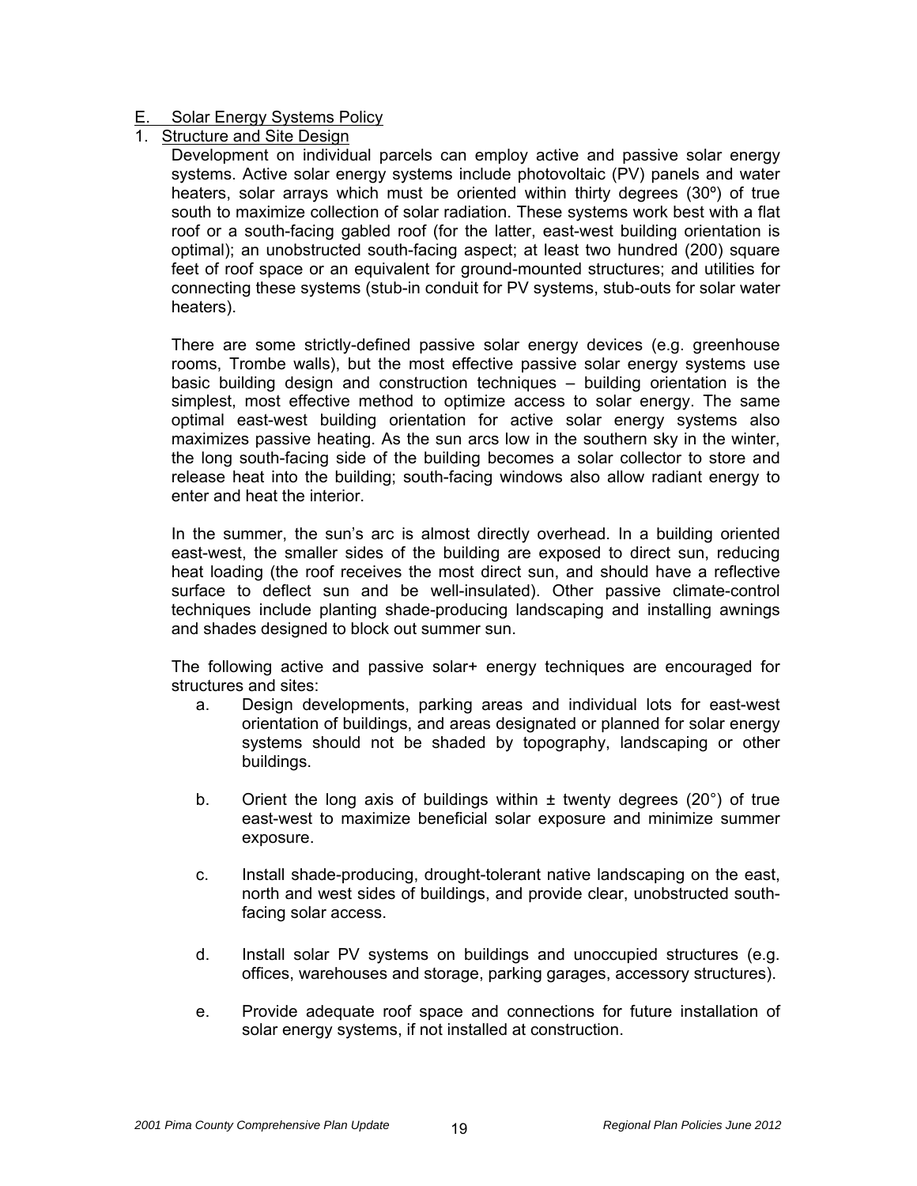## E. Solar Energy Systems Policy

### 1. Structure and Site Design

Development on individual parcels can employ active and passive solar energy systems. Active solar energy systems include photovoltaic (PV) panels and water heaters, solar arrays which must be oriented within thirty degrees (30º) of true south to maximize collection of solar radiation. These systems work best with a flat roof or a south-facing gabled roof (for the latter, east-west building orientation is optimal); an unobstructed south-facing aspect; at least two hundred (200) square feet of roof space or an equivalent for ground-mounted structures; and utilities for connecting these systems (stub-in conduit for PV systems, stub-outs for solar water heaters).

There are some strictly-defined passive solar energy devices (e.g. greenhouse rooms, Trombe walls), but the most effective passive solar energy systems use basic building design and construction techniques – building orientation is the simplest, most effective method to optimize access to solar energy. The same optimal east-west building orientation for active solar energy systems also maximizes passive heating. As the sun arcs low in the southern sky in the winter, the long south-facing side of the building becomes a solar collector to store and release heat into the building; south-facing windows also allow radiant energy to enter and heat the interior.

In the summer, the sun's arc is almost directly overhead. In a building oriented east-west, the smaller sides of the building are exposed to direct sun, reducing heat loading (the roof receives the most direct sun, and should have a reflective surface to deflect sun and be well-insulated). Other passive climate-control techniques include planting shade-producing landscaping and installing awnings and shades designed to block out summer sun.

The following active and passive solar+ energy techniques are encouraged for structures and sites:

a. Design developments, parking areas and individual lots for east-west orientation of buildings, and areas designated or planned for solar energy systems should not be shaded by topography, landscaping or other buildings.

b. Orient the long axis of buildings within ± twenty degrees (20°) of true east-west to maximize beneficial solar exposure and minimize summer exposure.

c. Install shade-producing, drought-tolerant native landscaping on the east, north and west sides of buildings, and provide clear, unobstructed south-facing solar access.

d. Install solar PV systems on buildings and unoccupied structures (e.g. offices, warehouses and storage, parking garages, accessory structures).

e. Provide adequate roof space and connections for future installation of solar energy systems, if not installed at construction.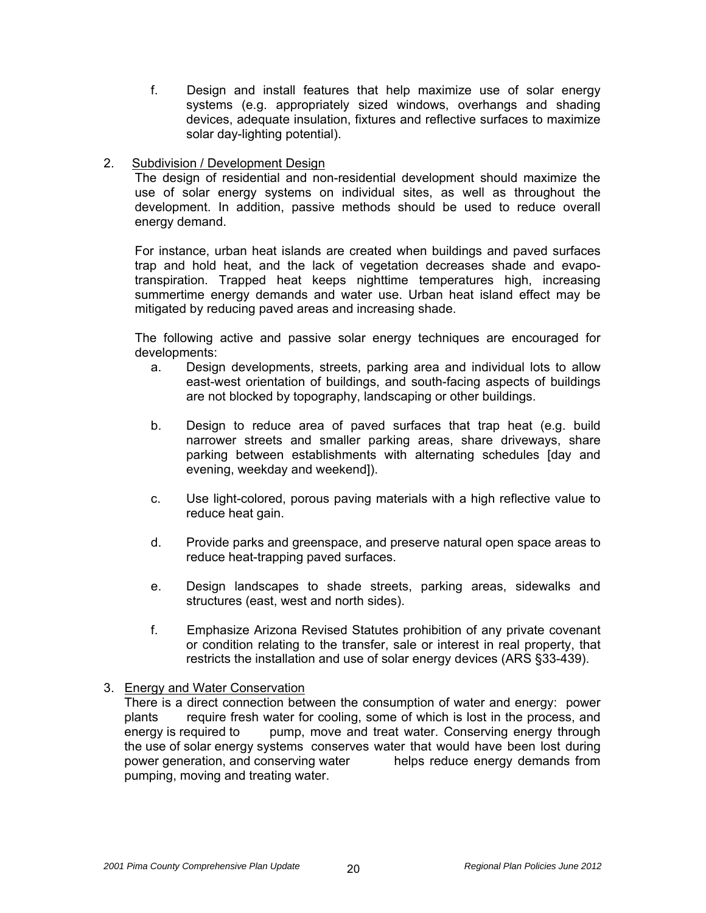f. Design and install features that help maximize use of solar energy systems (e.g. appropriately sized windows, overhangs and shading devices, adequate insulation, fixtures and reflective surfaces to maximize solar day-lighting potential).

2. Subdivision / Development Design

The design of residential and non-residential development should maximize the use of solar energy systems on individual sites, as well as throughout the development. In addition, passive methods should be used to reduce overall energy demand.

For instance, urban heat islands are created when buildings and paved surfaces trap and hold heat, and the lack of vegetation decreases shade and evapo-transpiration. Trapped heat keeps nighttime temperatures high, increasing summertime energy demands and water use. Urban heat island effect may be mitigated by reducing paved areas and increasing shade.

The following active and passive solar energy techniques are encouraged for developments:

a. Design developments, streets, parking area and individual lots to allow east-west orientation of buildings, and south-facing aspects of buildings are not blocked by topography, landscaping or other buildings.

b. Design to reduce area of paved surfaces that trap heat (e.g. build narrower streets and smaller parking areas, share driveways, share parking between establishments with alternating schedules [day and evening, weekday and weekend]).

c. Use light-colored, porous paving materials with a high reflective value to reduce heat gain.

d. Provide parks and greenspace, and preserve natural open space areas to reduce heat-trapping paved surfaces.

e. Design landscapes to shade streets, parking areas, sidewalks and structures (east, west and north sides).

f. Emphasize Arizona Revised Statutes prohibition of any private covenant or condition relating to the transfer, sale or interest in real property, that restricts the installation and use of solar energy devices (ARS §33-439).

3. Energy and Water Conservation

There is a direct connection between the consumption of water and energy: power plants require fresh water for cooling, some of which is lost in the process, and energy is required to pump, move and treat water. Conserving energy through the use of solar energy systems conserves water that would have been lost during power generation, and conserving water helps reduce energy demands from pumping, moving and treating water.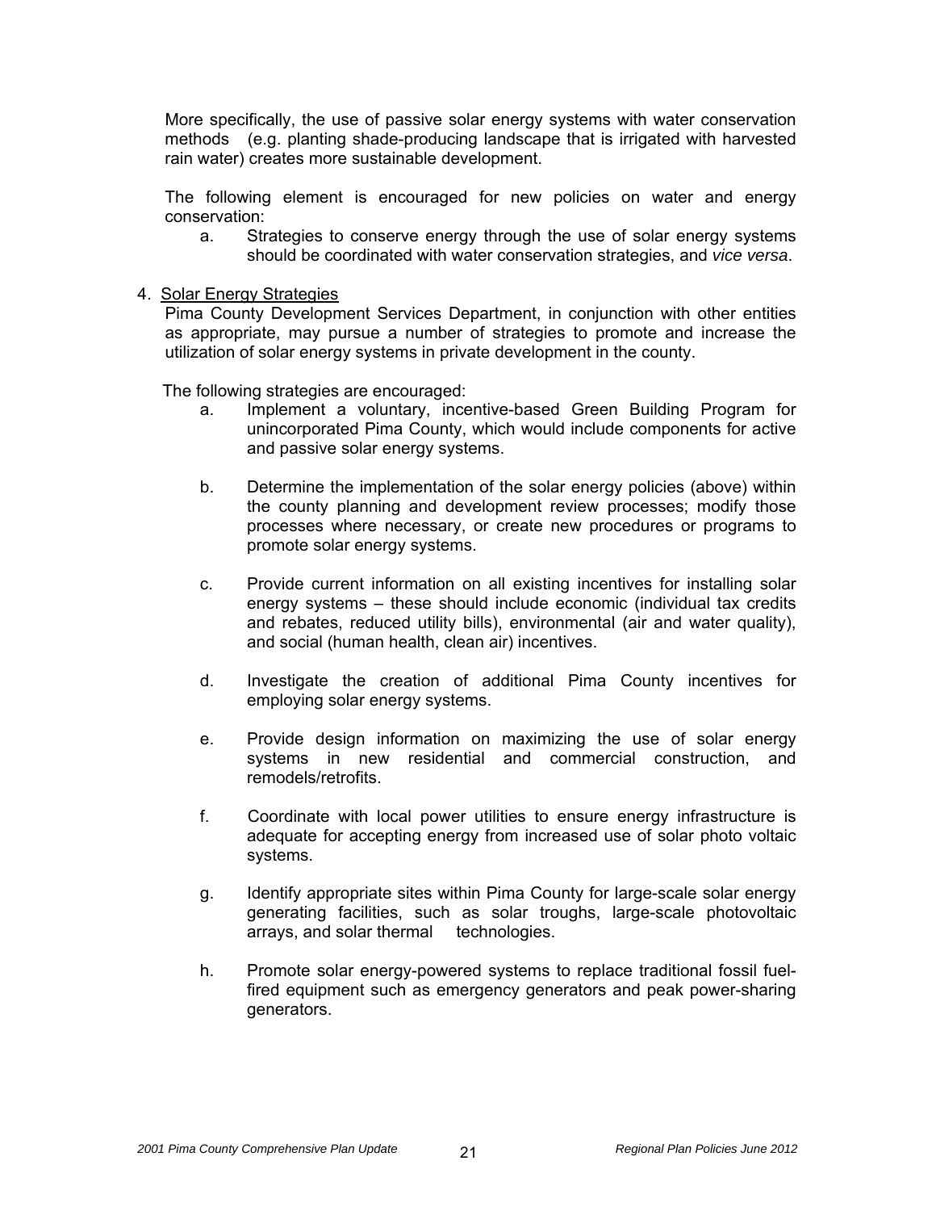More specifically, the use of passive solar energy systems with water conservation methods (e.g. planting shade-producing landscape that is irrigated with harvested rain water) creates more sustainable development.

The following element is encouraged for new policies on water and energy conservation:

a. Strategies to conserve energy through the use of solar energy systems should be coordinated with water conservation strategies, and *vice versa*.

4. <u>Solar Energy Strategies</u>

Pima County Development Services Department, in conjunction with other entities as appropriate, may pursue a number of strategies to promote and increase the utilization of solar energy systems in private development in the county.

The following strategies are encouraged:

a. Implement a voluntary, incentive-based Green Building Program for unincorporated Pima County, which would include components for active and passive solar energy systems.

b. Determine the implementation of the solar energy policies (above) within the county planning and development review processes; modify those processes where necessary, or create new procedures or programs to promote solar energy systems.

c. Provide current information on all existing incentives for installing solar energy systems – these should include economic (individual tax credits and rebates, reduced utility bills), environmental (air and water quality), and social (human health, clean air) incentives.

d. Investigate the creation of additional Pima County incentives for employing solar energy systems.

e. Provide design information on maximizing the use of solar energy systems in new residential and commercial construction, and remodels/retrofits.

f. Coordinate with local power utilities to ensure energy infrastructure is adequate for accepting energy from increased use of solar photo voltaic systems.

g. Identify appropriate sites within Pima County for large-scale solar energy generating facilities, such as solar troughs, large-scale photovoltaic arrays, and solar thermal technologies.

h. Promote solar energy-powered systems to replace traditional fossil fuel-fired equipment such as emergency generators and peak power-sharing generators.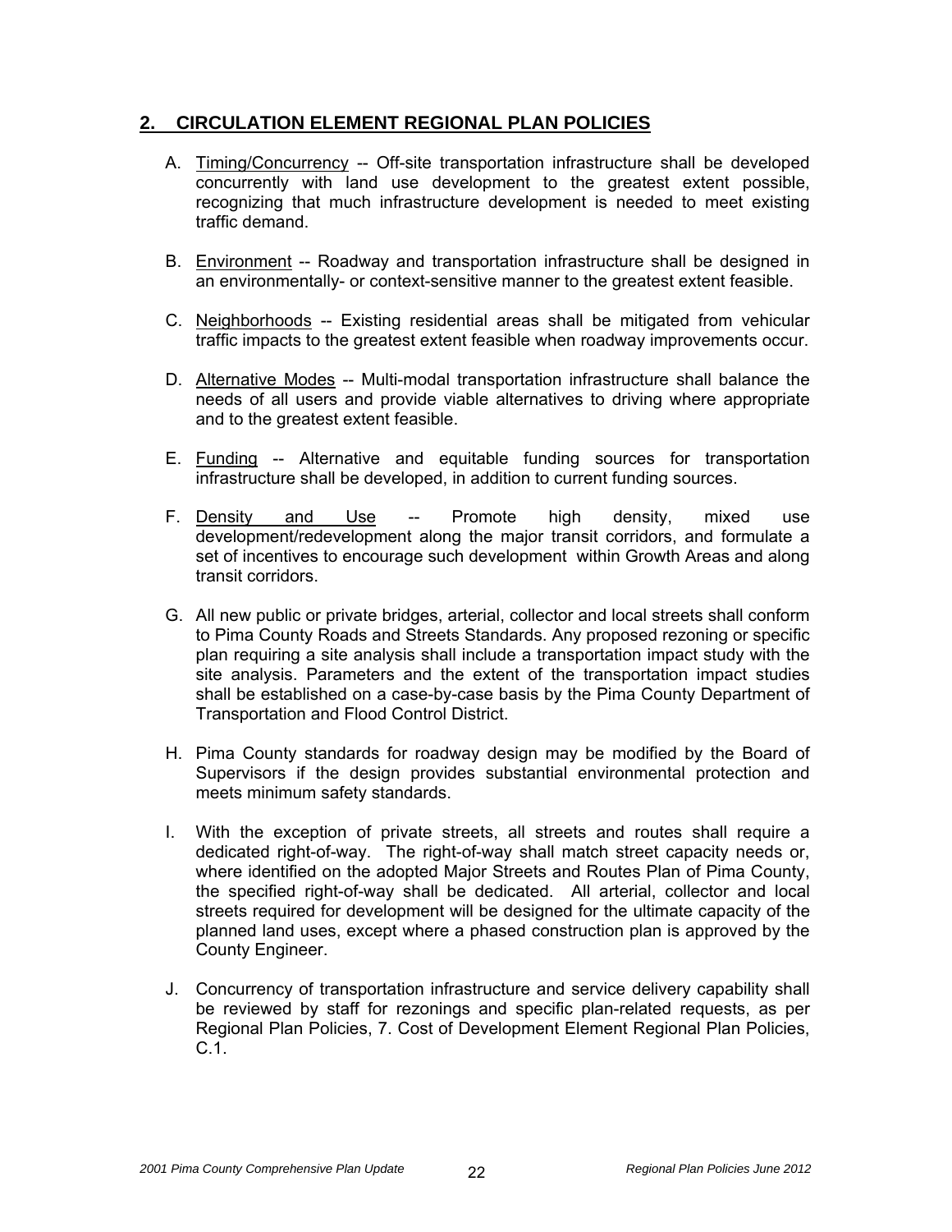## 2. CIRCULATION ELEMENT REGIONAL PLAN POLICIES

A. Timing/Concurrency -- Off-site transportation infrastructure shall be developed concurrently with land use development to the greatest extent possible, recognizing that much infrastructure development is needed to meet existing traffic demand.

B. Environment -- Roadway and transportation infrastructure shall be designed in an environmentally- or context-sensitive manner to the greatest extent feasible.

C. Neighborhoods -- Existing residential areas shall be mitigated from vehicular traffic impacts to the greatest extent feasible when roadway improvements occur.

D. Alternative Modes -- Multi-modal transportation infrastructure shall balance the needs of all users and provide viable alternatives to driving where appropriate and to the greatest extent feasible.

E. Funding -- Alternative and equitable funding sources for transportation infrastructure shall be developed, in addition to current funding sources.

F. Density and Use -- Promote high density, mixed use development/redevelopment along the major transit corridors, and formulate a set of incentives to encourage such development within Growth Areas and along transit corridors.

G. All new public or private bridges, arterial, collector and local streets shall conform to Pima County Roads and Streets Standards. Any proposed rezoning or specific plan requiring a site analysis shall include a transportation impact study with the site analysis. Parameters and the extent of the transportation impact studies shall be established on a case-by-case basis by the Pima County Department of Transportation and Flood Control District.

H. Pima County standards for roadway design may be modified by the Board of Supervisors if the design provides substantial environmental protection and meets minimum safety standards.

I. With the exception of private streets, all streets and routes shall require a dedicated right-of-way. The right-of-way shall match street capacity needs or, where identified on the adopted Major Streets and Routes Plan of Pima County, the specified right-of-way shall be dedicated. All arterial, collector and local streets required for development will be designed for the ultimate capacity of the planned land uses, except where a phased construction plan is approved by the County Engineer.

J. Concurrency of transportation infrastructure and service delivery capability shall be reviewed by staff for rezonings and specific plan-related requests, as per Regional Plan Policies, 7. Cost of Development Element Regional Plan Policies, C.1.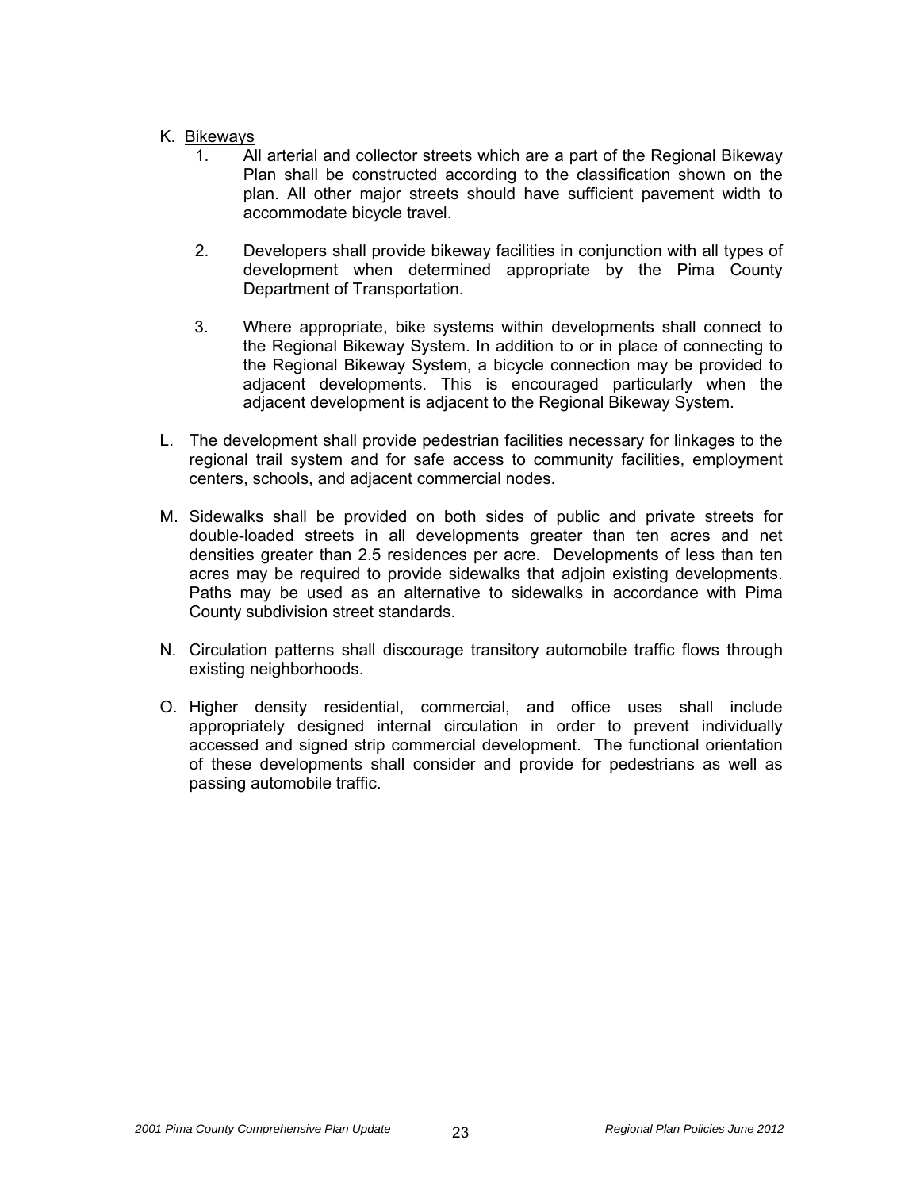K. <u>Bikeways</u>

   1. All arterial and collector streets which are a part of the Regional Bikeway Plan shall be constructed according to the classification shown on the plan. All other major streets should have sufficient pavement width to accommodate bicycle travel.

   2. Developers shall provide bikeway facilities in conjunction with all types of development when determined appropriate by the Pima County Department of Transportation.

   3. Where appropriate, bike systems within developments shall connect to the Regional Bikeway System. In addition to or in place of connecting to the Regional Bikeway System, a bicycle connection may be provided to adjacent developments. This is encouraged particularly when the adjacent development is adjacent to the Regional Bikeway System.

L. The development shall provide pedestrian facilities necessary for linkages to the regional trail system and for safe access to community facilities, employment centers, schools, and adjacent commercial nodes.

M. Sidewalks shall be provided on both sides of public and private streets for double-loaded streets in all developments greater than ten acres and net densities greater than 2.5 residences per acre. Developments of less than ten acres may be required to provide sidewalks that adjoin existing developments. Paths may be used as an alternative to sidewalks in accordance with Pima County subdivision street standards.

N. Circulation patterns shall discourage transitory automobile traffic flows through existing neighborhoods.

O. Higher density residential, commercial, and office uses shall include appropriately designed internal circulation in order to prevent individually accessed and signed strip commercial development. The functional orientation of these developments shall consider and provide for pedestrians as well as passing automobile traffic.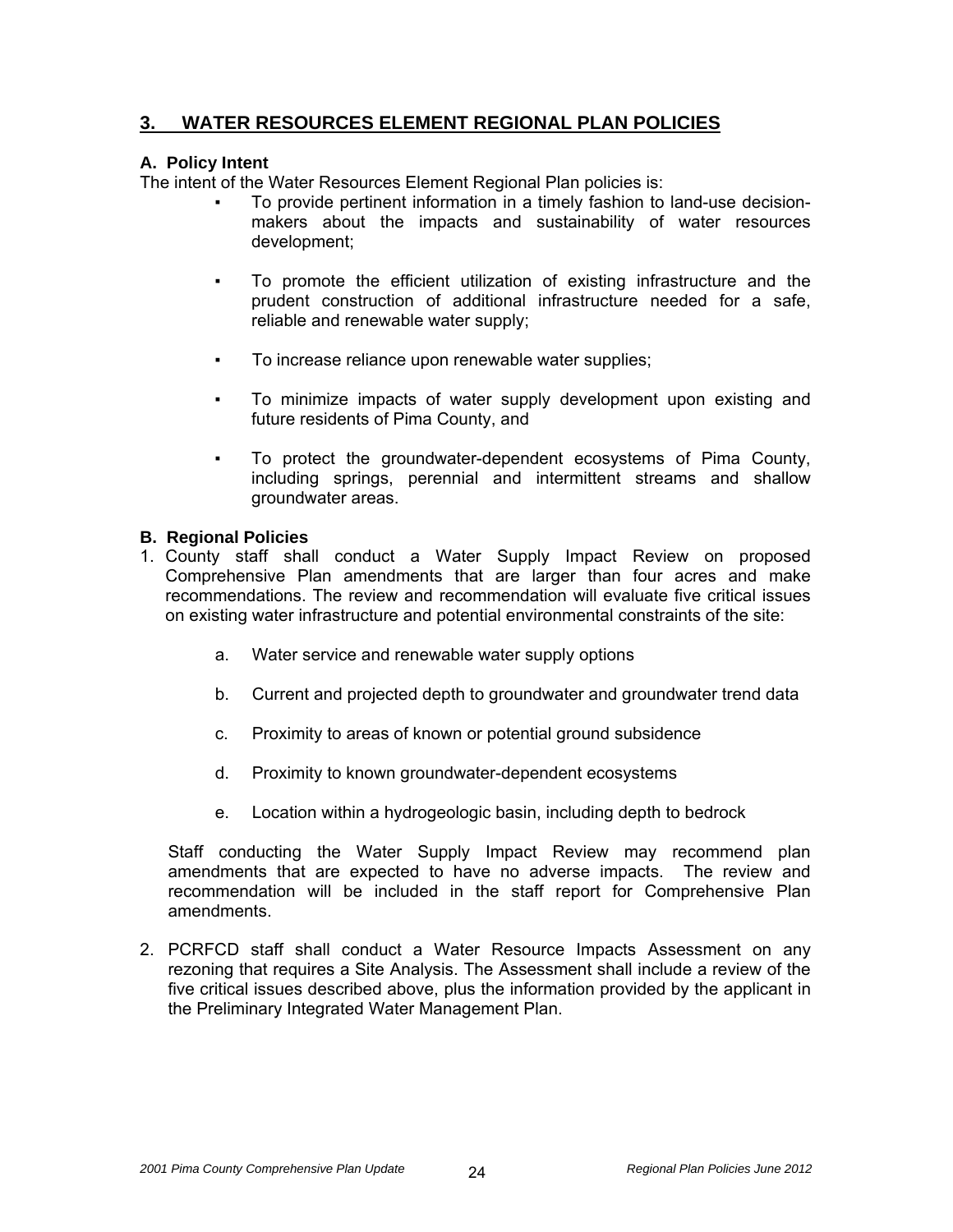## 3. WATER RESOURCES ELEMENT REGIONAL PLAN POLICIES

### A. Policy Intent

The intent of the Water Resources Element Regional Plan policies is:

- To provide pertinent information in a timely fashion to land-use decision-makers about the impacts and sustainability of water resources development;
- To promote the efficient utilization of existing infrastructure and the prudent construction of additional infrastructure needed for a safe, reliable and renewable water supply;
- To increase reliance upon renewable water supplies;
- To minimize impacts of water supply development upon existing and future residents of Pima County, and
- To protect the groundwater-dependent ecosystems of Pima County, including springs, perennial and intermittent streams and shallow groundwater areas.

### B. Regional Policies

1. County staff shall conduct a Water Supply Impact Review on proposed Comprehensive Plan amendments that are larger than four acres and make recommendations. The review and recommendation will evaluate five critical issues on existing water infrastructure and potential environmental constraints of the site:

   a. Water service and renewable water supply options

   b. Current and projected depth to groundwater and groundwater trend data

   c. Proximity to areas of known or potential ground subsidence

   d. Proximity to known groundwater-dependent ecosystems

   e. Location within a hydrogeologic basin, including depth to bedrock

   Staff conducting the Water Supply Impact Review may recommend plan amendments that are expected to have no adverse impacts. The review and recommendation will be included in the staff report for Comprehensive Plan amendments.

2. PCRFCD staff shall conduct a Water Resource Impacts Assessment on any rezoning that requires a Site Analysis. The Assessment shall include a review of the five critical issues described above, plus the information provided by the applicant in the Preliminary Integrated Water Management Plan.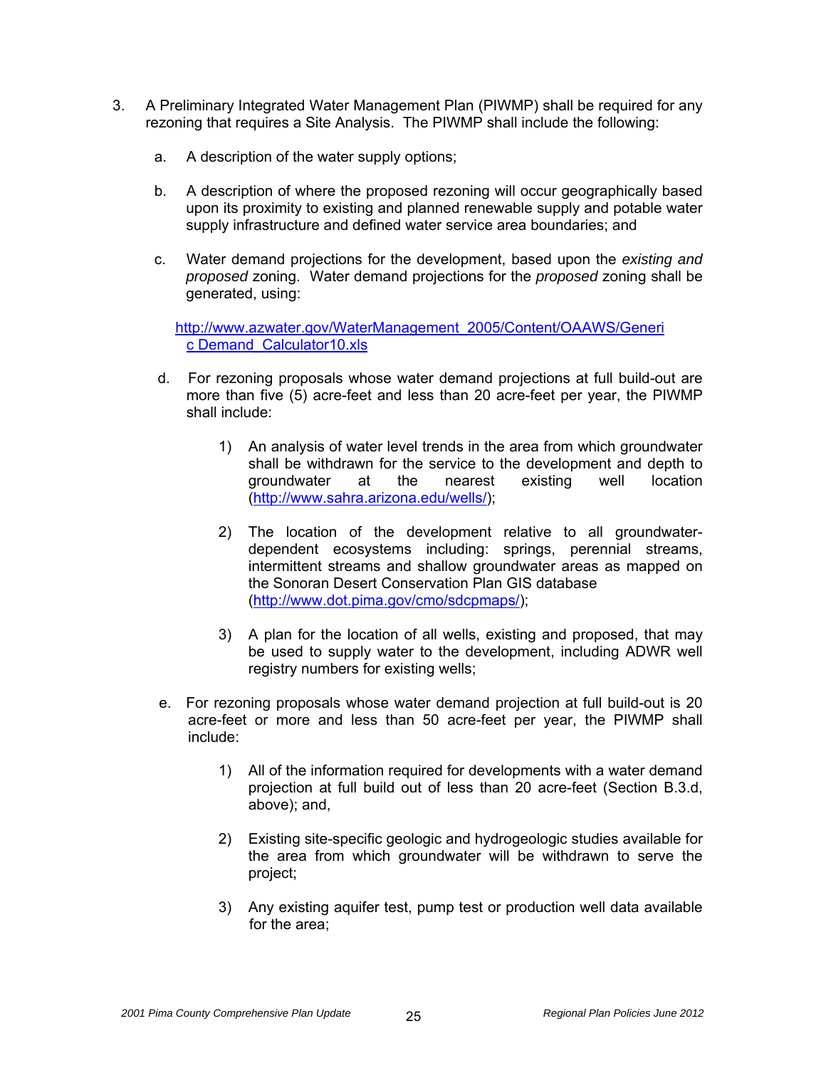3. A Preliminary Integrated Water Management Plan (PIWMP) shall be required for any rezoning that requires a Site Analysis. The PIWMP shall include the following:

   a. A description of the water supply options;

   b. A description of where the proposed rezoning will occur geographically based upon its proximity to existing and planned renewable supply and potable water supply infrastructure and defined water service area boundaries; and

   c. Water demand projections for the development, based upon the *existing and proposed* zoning. Water demand projections for the *proposed* zoning shall be generated, using:

      http://www.azwater.gov/WaterManagement_2005/Content/OAAWS/Generic_Demand_Calculator10.xls

   d. For rezoning proposals whose water demand projections at full build-out are more than five (5) acre-feet and less than 20 acre-feet per year, the PIWMP shall include:

      1) An analysis of water level trends in the area from which groundwater shall be withdrawn for the service to the development and depth to groundwater at the nearest existing well location (http://www.sahra.arizona.edu/wells/);

      2) The location of the development relative to all groundwater-dependent ecosystems including: springs, perennial streams, intermittent streams and shallow groundwater areas as mapped on the Sonoran Desert Conservation Plan GIS database (http://www.dot.pima.gov/cmo/sdcpmaps/);

      3) A plan for the location of all wells, existing and proposed, that may be used to supply water to the development, including ADWR well registry numbers for existing wells;

   e. For rezoning proposals whose water demand projection at full build-out is 20 acre-feet or more and less than 50 acre-feet per year, the PIWMP shall include:

      1) All of the information required for developments with a water demand projection at full build out of less than 20 acre-feet (Section B.3.d, above); and,

      2) Existing site-specific geologic and hydrogeologic studies available for the area from which groundwater will be withdrawn to serve the project;

      3) Any existing aquifer test, pump test or production well data available for the area;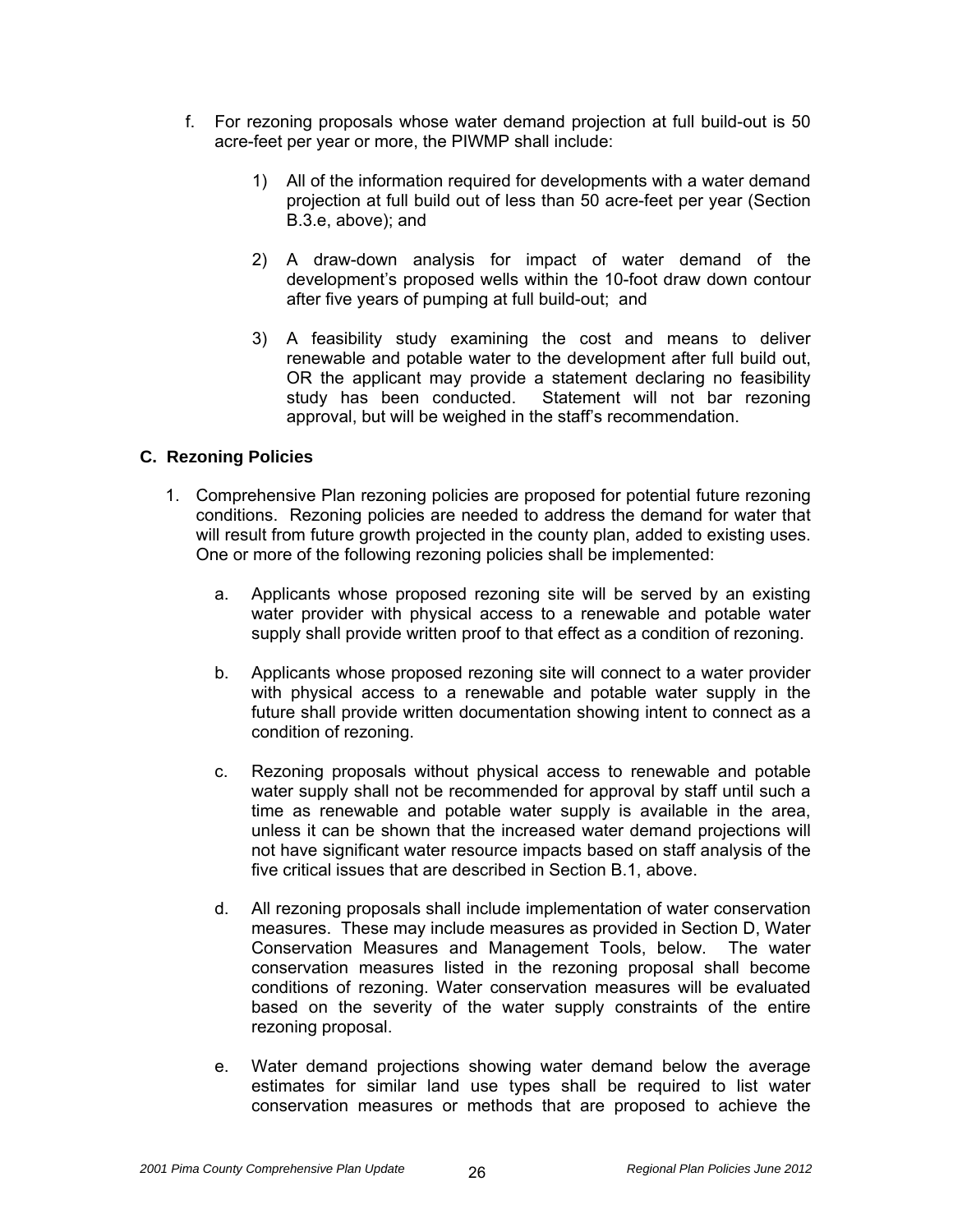f. For rezoning proposals whose water demand projection at full build-out is 50 acre-feet per year or more, the PIWMP shall include:

   1) All of the information required for developments with a water demand projection at full build out of less than 50 acre-feet per year (Section B.3.e, above); and

   2) A draw-down analysis for impact of water demand of the development's proposed wells within the 10-foot draw down contour after five years of pumping at full build-out; and

   3) A feasibility study examining the cost and means to deliver renewable and potable water to the development after full build out, OR the applicant may provide a statement declaring no feasibility study has been conducted. Statement will not bar rezoning approval, but will be weighed in the staff's recommendation.

### C. Rezoning Policies

1. Comprehensive Plan rezoning policies are proposed for potential future rezoning conditions. Rezoning policies are needed to address the demand for water that will result from future growth projected in the county plan, added to existing uses. One or more of the following rezoning policies shall be implemented:

   a. Applicants whose proposed rezoning site will be served by an existing water provider with physical access to a renewable and potable water supply shall provide written proof to that effect as a condition of rezoning.

   b. Applicants whose proposed rezoning site will connect to a water provider with physical access to a renewable and potable water supply in the future shall provide written documentation showing intent to connect as a condition of rezoning.

   c. Rezoning proposals without physical access to renewable and potable water supply shall not be recommended for approval by staff until such a time as renewable and potable water supply is available in the area, unless it can be shown that the increased water demand projections will not have significant water resource impacts based on staff analysis of the five critical issues that are described in Section B.1, above.

   d. All rezoning proposals shall include implementation of water conservation measures. These may include measures as provided in Section D, Water Conservation Measures and Management Tools, below. The water conservation measures listed in the rezoning proposal shall become conditions of rezoning. Water conservation measures will be evaluated based on the severity of the water supply constraints of the entire rezoning proposal.

   e. Water demand projections showing water demand below the average estimates for similar land use types shall be required to list water conservation measures or methods that are proposed to achieve the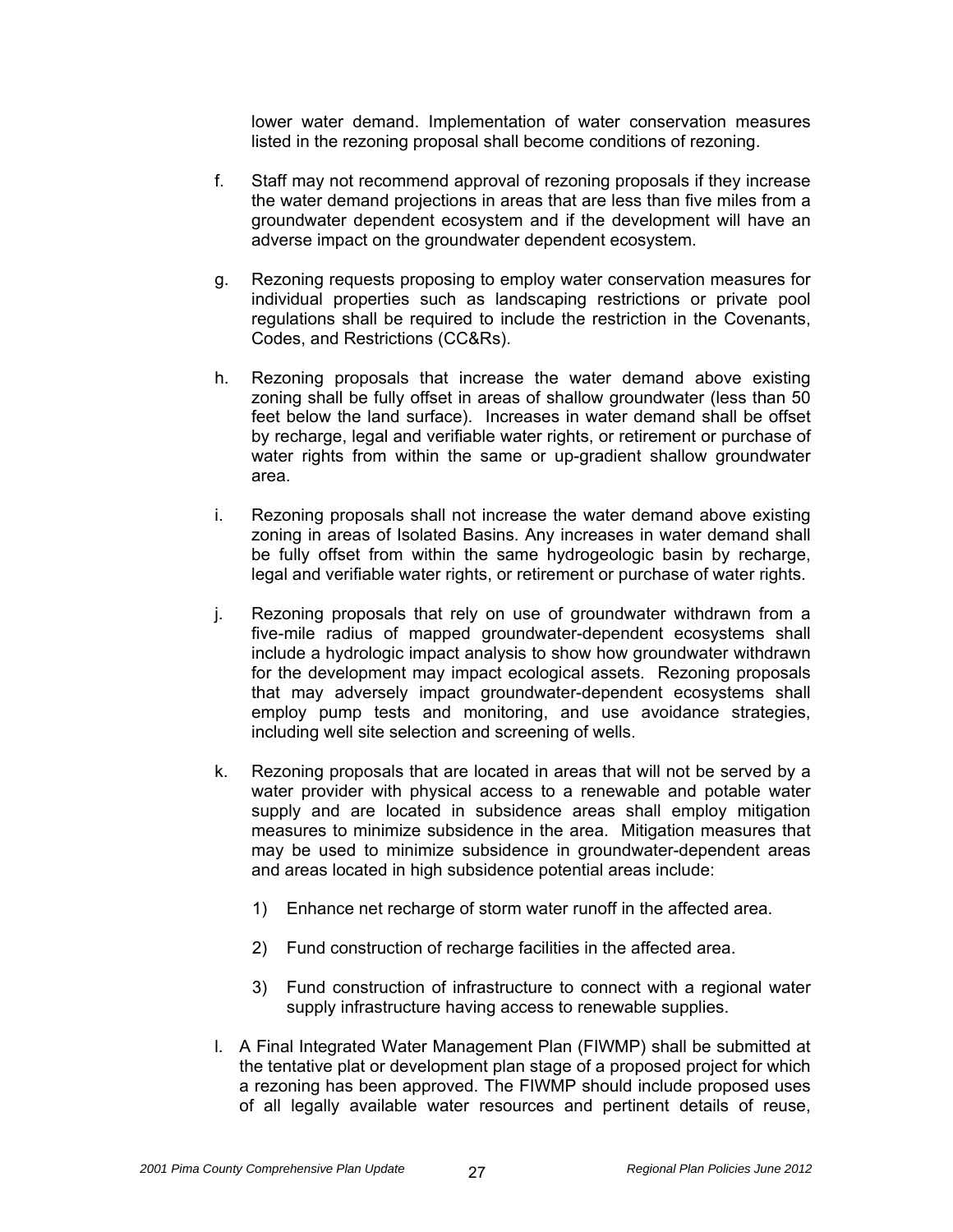lower water demand. Implementation of water conservation measures listed in the rezoning proposal shall become conditions of rezoning.

f. Staff may not recommend approval of rezoning proposals if they increase the water demand projections in areas that are less than five miles from a groundwater dependent ecosystem and if the development will have an adverse impact on the groundwater dependent ecosystem.

g. Rezoning requests proposing to employ water conservation measures for individual properties such as landscaping restrictions or private pool regulations shall be required to include the restriction in the Covenants, Codes, and Restrictions (CC&Rs).

h. Rezoning proposals that increase the water demand above existing zoning shall be fully offset in areas of shallow groundwater (less than 50 feet below the land surface). Increases in water demand shall be offset by recharge, legal and verifiable water rights, or retirement or purchase of water rights from within the same or up-gradient shallow groundwater area.

i. Rezoning proposals shall not increase the water demand above existing zoning in areas of Isolated Basins. Any increases in water demand shall be fully offset from within the same hydrogeologic basin by recharge, legal and verifiable water rights, or retirement or purchase of water rights.

j. Rezoning proposals that rely on use of groundwater withdrawn from a five-mile radius of mapped groundwater-dependent ecosystems shall include a hydrologic impact analysis to show how groundwater withdrawn for the development may impact ecological assets. Rezoning proposals that may adversely impact groundwater-dependent ecosystems shall employ pump tests and monitoring, and use avoidance strategies, including well site selection and screening of wells.

k. Rezoning proposals that are located in areas that will not be served by a water provider with physical access to a renewable and potable water supply and are located in subsidence areas shall employ mitigation measures to minimize subsidence in the area. Mitigation measures that may be used to minimize subsidence in groundwater-dependent areas and areas located in high subsidence potential areas include:

   1) Enhance net recharge of storm water runoff in the affected area.

   2) Fund construction of recharge facilities in the affected area.

   3) Fund construction of infrastructure to connect with a regional water supply infrastructure having access to renewable supplies.

l. A Final Integrated Water Management Plan (FIWMP) shall be submitted at the tentative plat or development plan stage of a proposed project for which a rezoning has been approved. The FIWMP should include proposed uses of all legally available water resources and pertinent details of reuse,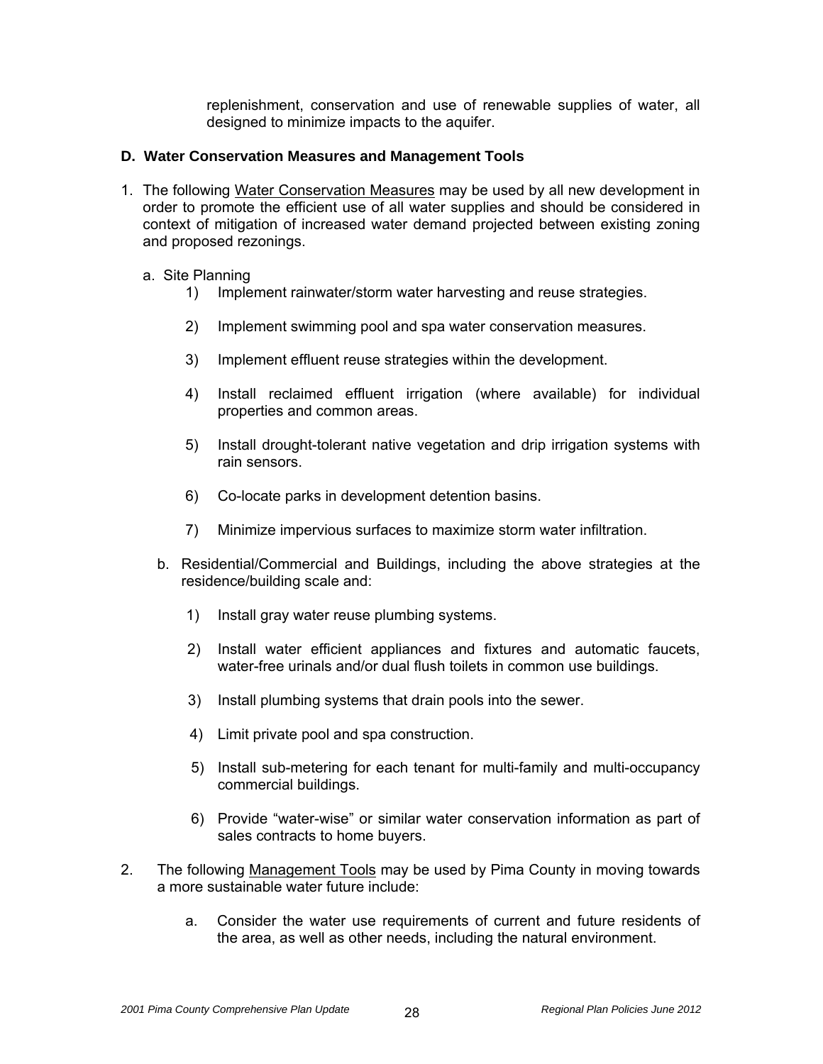replenishment, conservation and use of renewable supplies of water, all designed to minimize impacts to the aquifer.

### D. Water Conservation Measures and Management Tools

1. The following Water Conservation Measures may be used by all new development in order to promote the efficient use of all water supplies and should be considered in context of mitigation of increased water demand projected between existing zoning and proposed rezonings.

   a. Site Planning

      1) Implement rainwater/storm water harvesting and reuse strategies.

      2) Implement swimming pool and spa water conservation measures.

      3) Implement effluent reuse strategies within the development.

      4) Install reclaimed effluent irrigation (where available) for individual properties and common areas.

      5) Install drought-tolerant native vegetation and drip irrigation systems with rain sensors.

      6) Co-locate parks in development detention basins.

      7) Minimize impervious surfaces to maximize storm water infiltration.

   b. Residential/Commercial and Buildings, including the above strategies at the residence/building scale and:

      1) Install gray water reuse plumbing systems.

      2) Install water efficient appliances and fixtures and automatic faucets, water-free urinals and/or dual flush toilets in common use buildings.

      3) Install plumbing systems that drain pools into the sewer.

      4) Limit private pool and spa construction.

      5) Install sub-metering for each tenant for multi-family and multi-occupancy commercial buildings.

      6) Provide "water-wise" or similar water conservation information as part of sales contracts to home buyers.

2. The following Management Tools may be used by Pima County in moving towards a more sustainable water future include:

   a. Consider the water use requirements of current and future residents of the area, as well as other needs, including the natural environment.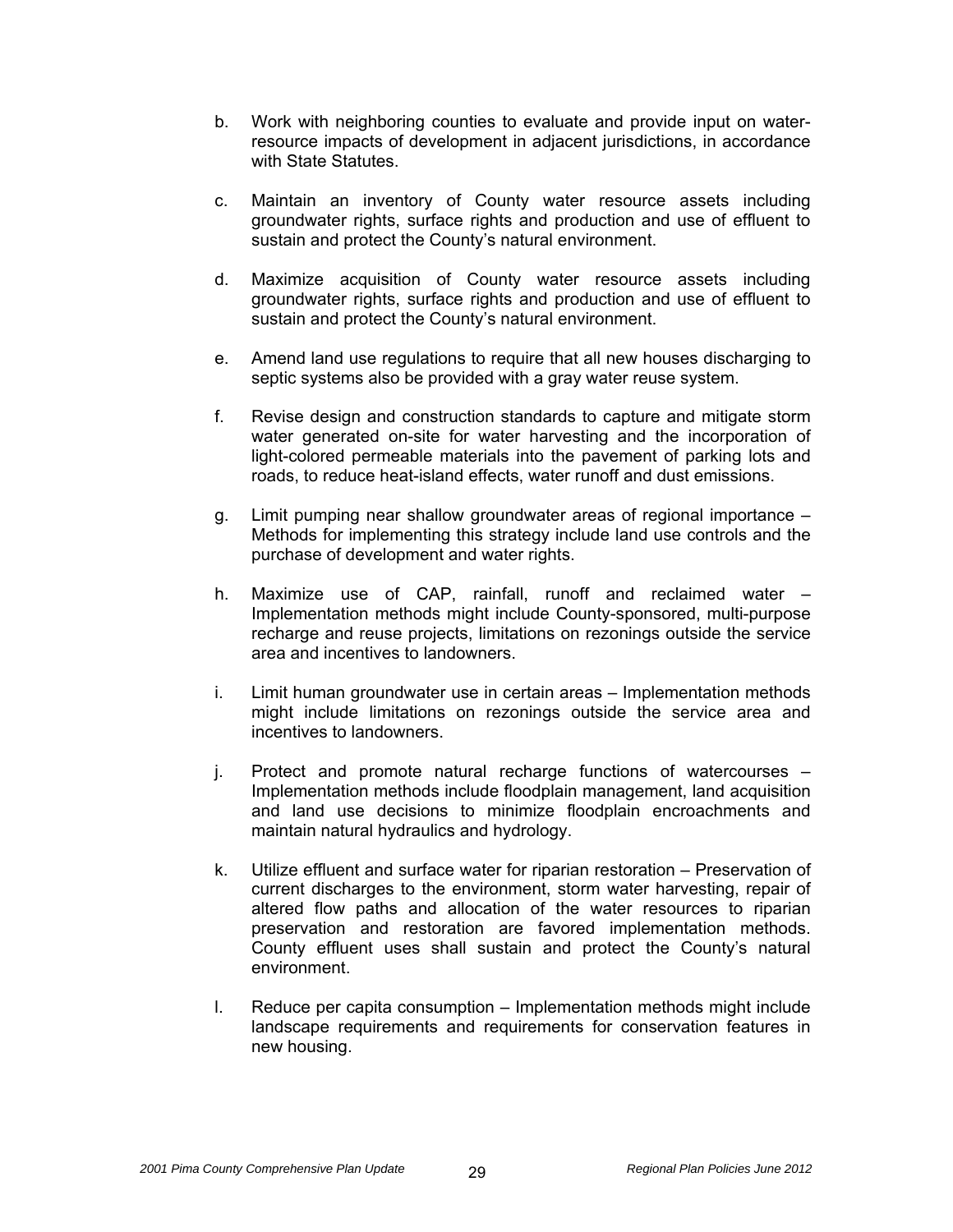b. Work with neighboring counties to evaluate and provide input on water-resource impacts of development in adjacent jurisdictions, in accordance with State Statutes.

c. Maintain an inventory of County water resource assets including groundwater rights, surface rights and production and use of effluent to sustain and protect the County's natural environment.

d. Maximize acquisition of County water resource assets including groundwater rights, surface rights and production and use of effluent to sustain and protect the County's natural environment.

e. Amend land use regulations to require that all new houses discharging to septic systems also be provided with a gray water reuse system.

f. Revise design and construction standards to capture and mitigate storm water generated on-site for water harvesting and the incorporation of light-colored permeable materials into the pavement of parking lots and roads, to reduce heat-island effects, water runoff and dust emissions.

g. Limit pumping near shallow groundwater areas of regional importance – Methods for implementing this strategy include land use controls and the purchase of development and water rights.

h. Maximize use of CAP, rainfall, runoff and reclaimed water – Implementation methods might include County-sponsored, multi-purpose recharge and reuse projects, limitations on rezonings outside the service area and incentives to landowners.

i. Limit human groundwater use in certain areas – Implementation methods might include limitations on rezonings outside the service area and incentives to landowners.

j. Protect and promote natural recharge functions of watercourses – Implementation methods include floodplain management, land acquisition and land use decisions to minimize floodplain encroachments and maintain natural hydraulics and hydrology.

k. Utilize effluent and surface water for riparian restoration – Preservation of current discharges to the environment, storm water harvesting, repair of altered flow paths and allocation of the water resources to riparian preservation and restoration are favored implementation methods. County effluent uses shall sustain and protect the County's natural environment.

l. Reduce per capita consumption – Implementation methods might include landscape requirements and requirements for conservation features in new housing.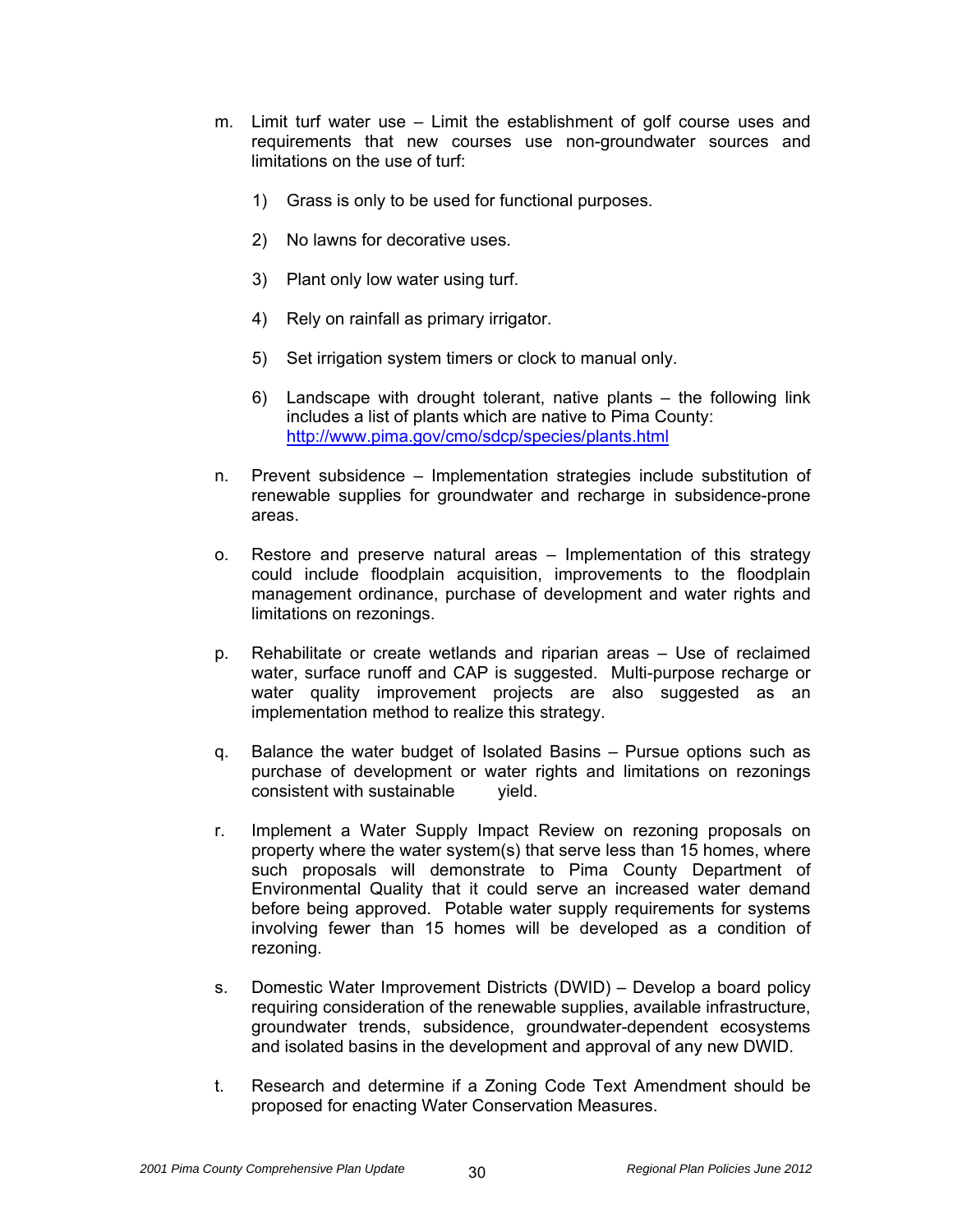m. Limit turf water use – Limit the establishment of golf course uses and requirements that new courses use non-groundwater sources and limitations on the use of turf:

   1) Grass is only to be used for functional purposes.

   2) No lawns for decorative uses.

   3) Plant only low water using turf.

   4) Rely on rainfall as primary irrigator.

   5) Set irrigation system timers or clock to manual only.

   6) Landscape with drought tolerant, native plants – the following link includes a list of plants which are native to Pima County: [http://www.pima.gov/cmo/sdcp/species/plants.html](http://www.pima.gov/cmo/sdcp/species/plants.html)

n. Prevent subsidence – Implementation strategies include substitution of renewable supplies for groundwater and recharge in subsidence-prone areas.

o. Restore and preserve natural areas – Implementation of this strategy could include floodplain acquisition, improvements to the floodplain management ordinance, purchase of development and water rights and limitations on rezonings.

p. Rehabilitate or create wetlands and riparian areas – Use of reclaimed water, surface runoff and CAP is suggested. Multi-purpose recharge or water quality improvement projects are also suggested as an implementation method to realize this strategy.

q. Balance the water budget of Isolated Basins – Pursue options such as purchase of development or water rights and limitations on rezonings consistent with sustainable yield.

r. Implement a Water Supply Impact Review on rezoning proposals on property where the water system(s) that serve less than 15 homes, where such proposals will demonstrate to Pima County Department of Environmental Quality that it could serve an increased water demand before being approved. Potable water supply requirements for systems involving fewer than 15 homes will be developed as a condition of rezoning.

s. Domestic Water Improvement Districts (DWID) – Develop a board policy requiring consideration of the renewable supplies, available infrastructure, groundwater trends, subsidence, groundwater-dependent ecosystems and isolated basins in the development and approval of any new DWID.

t. Research and determine if a Zoning Code Text Amendment should be proposed for enacting Water Conservation Measures.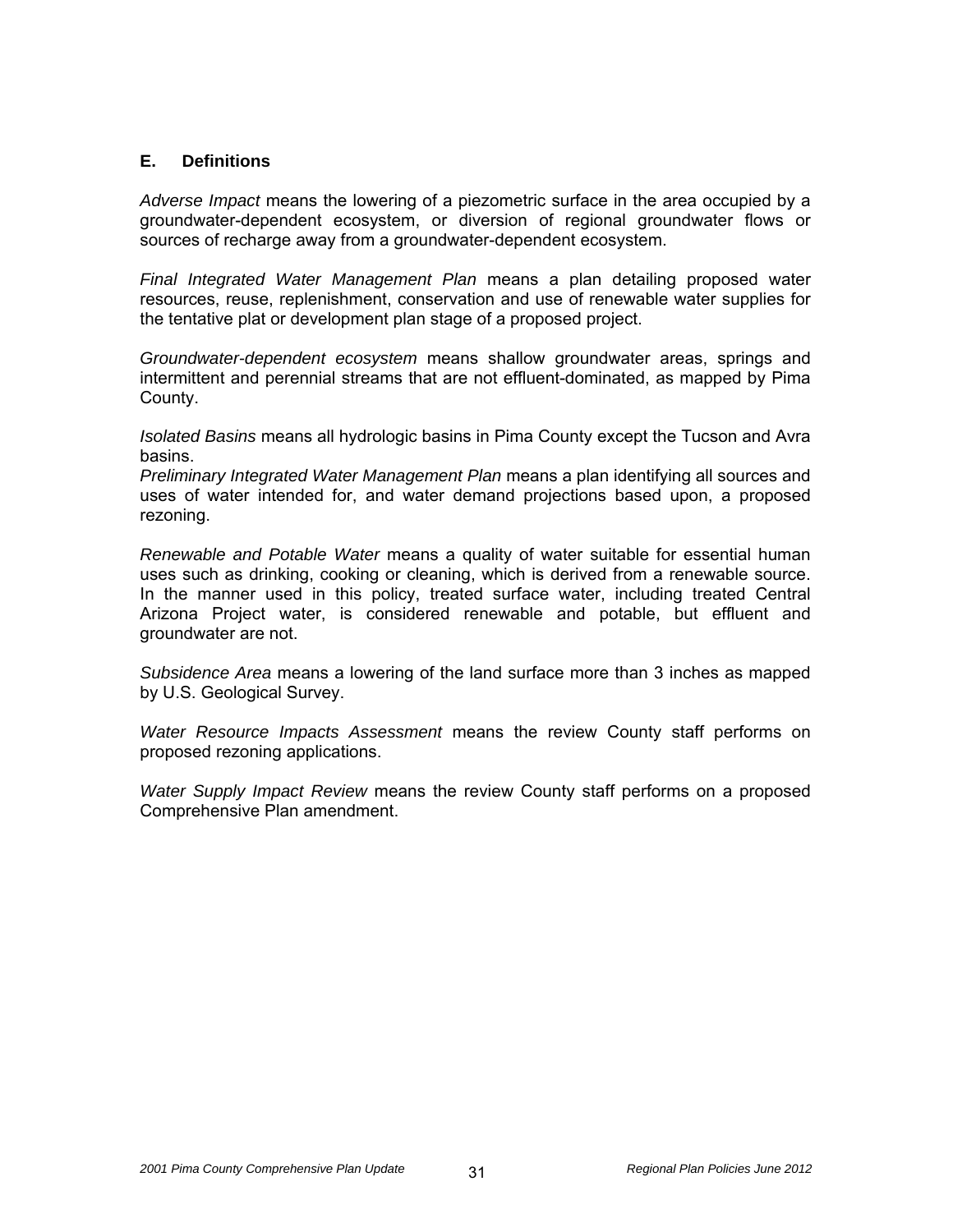### E. Definitions

*Adverse Impact* means the lowering of a piezometric surface in the area occupied by a groundwater-dependent ecosystem, or diversion of regional groundwater flows or sources of recharge away from a groundwater-dependent ecosystem.

*Final Integrated Water Management Plan* means a plan detailing proposed water resources, reuse, replenishment, conservation and use of renewable water supplies for the tentative plat or development plan stage of a proposed project.

*Groundwater-dependent ecosystem* means shallow groundwater areas, springs and intermittent and perennial streams that are not effluent-dominated, as mapped by Pima County.

*Isolated Basins* means all hydrologic basins in Pima County except the Tucson and Avra basins.

*Preliminary Integrated Water Management Plan* means a plan identifying all sources and uses of water intended for, and water demand projections based upon, a proposed rezoning.

*Renewable and Potable Water* means a quality of water suitable for essential human uses such as drinking, cooking or cleaning, which is derived from a renewable source. In the manner used in this policy, treated surface water, including treated Central Arizona Project water, is considered renewable and potable, but effluent and groundwater are not.

*Subsidence Area* means a lowering of the land surface more than 3 inches as mapped by U.S. Geological Survey.

*Water Resource Impacts Assessment* means the review County staff performs on proposed rezoning applications.

*Water Supply Impact Review* means the review County staff performs on a proposed Comprehensive Plan amendment.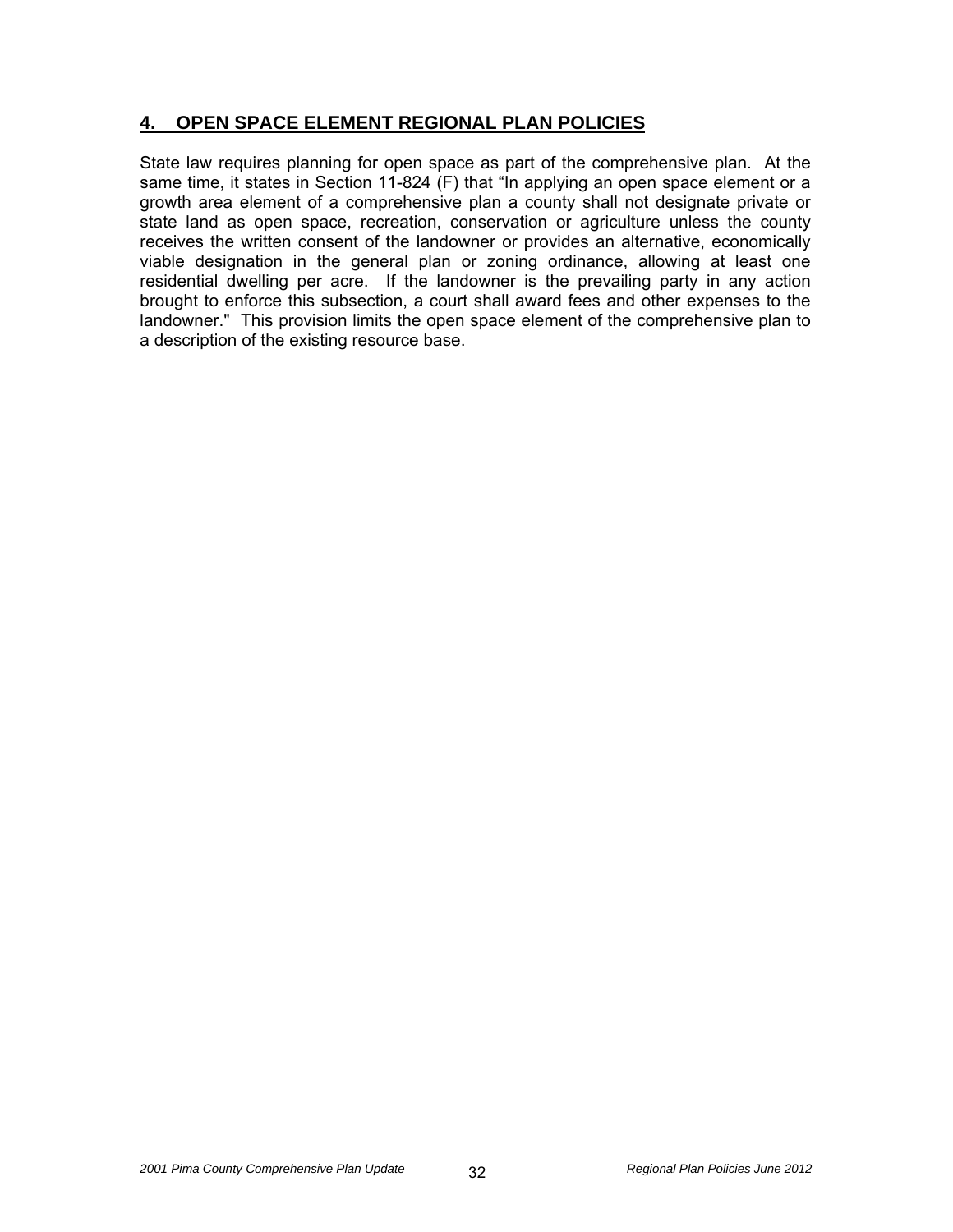## 4. OPEN SPACE ELEMENT REGIONAL PLAN POLICIES

State law requires planning for open space as part of the comprehensive plan. At the same time, it states in Section 11-824 (F) that "In applying an open space element or a growth area element of a comprehensive plan a county shall not designate private or state land as open space, recreation, conservation or agriculture unless the county receives the written consent of the landowner or provides an alternative, economically viable designation in the general plan or zoning ordinance, allowing at least one residential dwelling per acre. If the landowner is the prevailing party in any action brought to enforce this subsection, a court shall award fees and other expenses to the landowner." This provision limits the open space element of the comprehensive plan to a description of the existing resource base.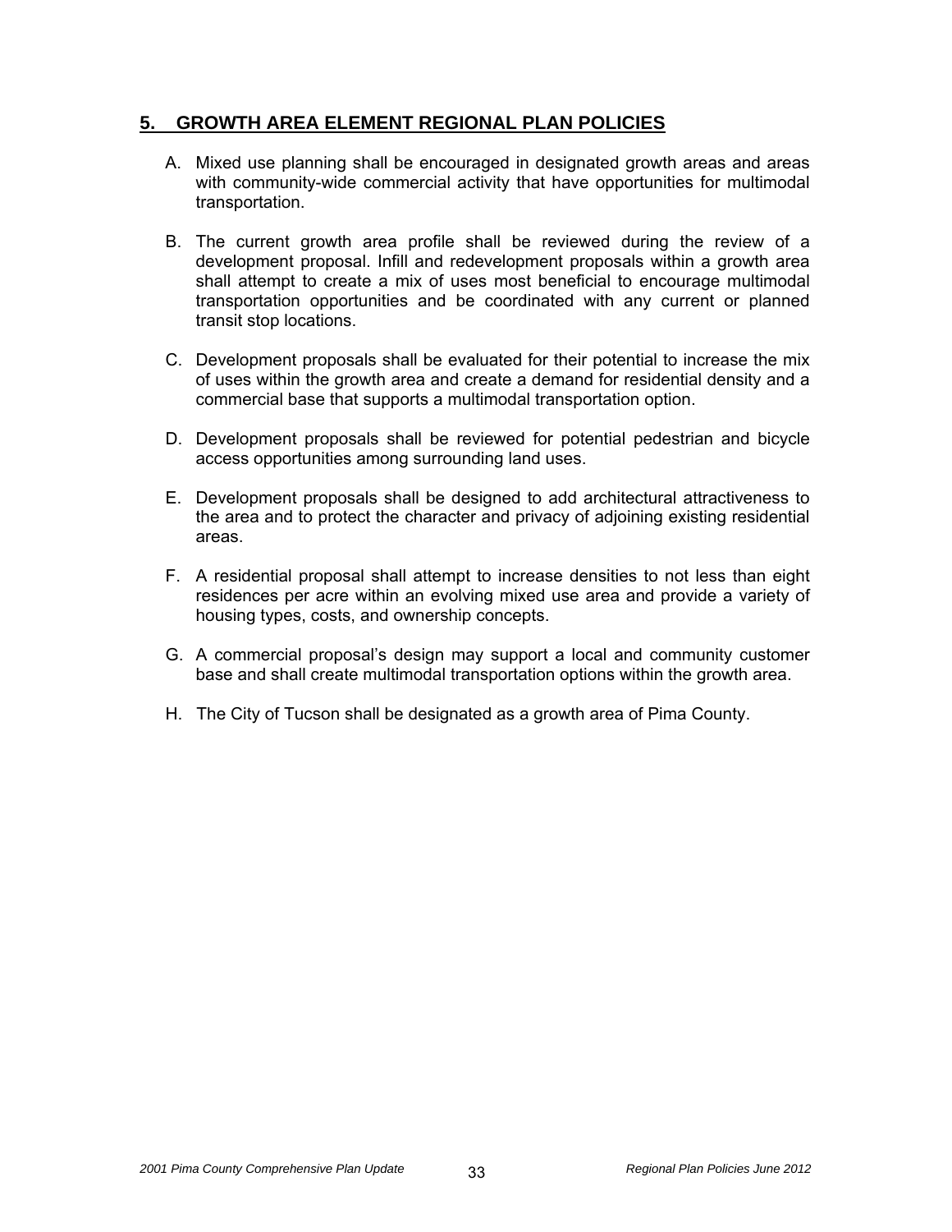## 5. GROWTH AREA ELEMENT REGIONAL PLAN POLICIES

A. Mixed use planning shall be encouraged in designated growth areas and areas with community-wide commercial activity that have opportunities for multimodal transportation.

B. The current growth area profile shall be reviewed during the review of a development proposal. Infill and redevelopment proposals within a growth area shall attempt to create a mix of uses most beneficial to encourage multimodal transportation opportunities and be coordinated with any current or planned transit stop locations.

C. Development proposals shall be evaluated for their potential to increase the mix of uses within the growth area and create a demand for residential density and a commercial base that supports a multimodal transportation option.

D. Development proposals shall be reviewed for potential pedestrian and bicycle access opportunities among surrounding land uses.

E. Development proposals shall be designed to add architectural attractiveness to the area and to protect the character and privacy of adjoining existing residential areas.

F. A residential proposal shall attempt to increase densities to not less than eight residences per acre within an evolving mixed use area and provide a variety of housing types, costs, and ownership concepts.

G. A commercial proposal's design may support a local and community customer base and shall create multimodal transportation options within the growth area.

H. The City of Tucson shall be designated as a growth area of Pima County.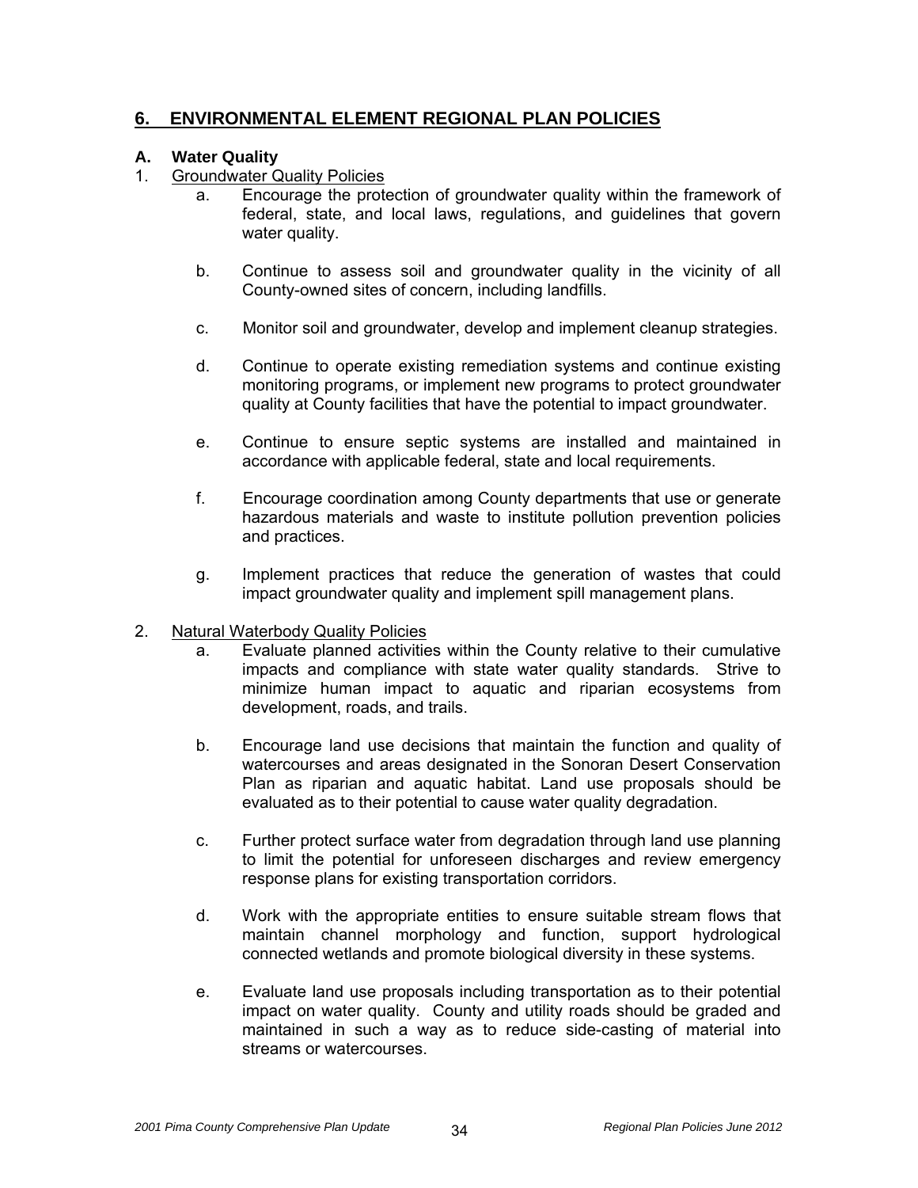## 6. ENVIRONMENTAL ELEMENT REGIONAL PLAN POLICIES

### A. Water Quality

1. Groundwater Quality Policies
   - a. Encourage the protection of groundwater quality within the framework of federal, state, and local laws, regulations, and guidelines that govern water quality.
   - b. Continue to assess soil and groundwater quality in the vicinity of all County-owned sites of concern, including landfills.
   - c. Monitor soil and groundwater, develop and implement cleanup strategies.
   - d. Continue to operate existing remediation systems and continue existing monitoring programs, or implement new programs to protect groundwater quality at County facilities that have the potential to impact groundwater.
   - e. Continue to ensure septic systems are installed and maintained in accordance with applicable federal, state and local requirements.
   - f. Encourage coordination among County departments that use or generate hazardous materials and waste to institute pollution prevention policies and practices.
   - g. Implement practices that reduce the generation of wastes that could impact groundwater quality and implement spill management plans.

2. Natural Waterbody Quality Policies
   - a. Evaluate planned activities within the County relative to their cumulative impacts and compliance with state water quality standards. Strive to minimize human impact to aquatic and riparian ecosystems from development, roads, and trails.
   - b. Encourage land use decisions that maintain the function and quality of watercourses and areas designated in the Sonoran Desert Conservation Plan as riparian and aquatic habitat. Land use proposals should be evaluated as to their potential to cause water quality degradation.
   - c. Further protect surface water from degradation through land use planning to limit the potential for unforeseen discharges and review emergency response plans for existing transportation corridors.
   - d. Work with the appropriate entities to ensure suitable stream flows that maintain channel morphology and function, support hydrological connected wetlands and promote biological diversity in these systems.
   - e. Evaluate land use proposals including transportation as to their potential impact on water quality. County and utility roads should be graded and maintained in such a way as to reduce side-casting of material into streams or watercourses.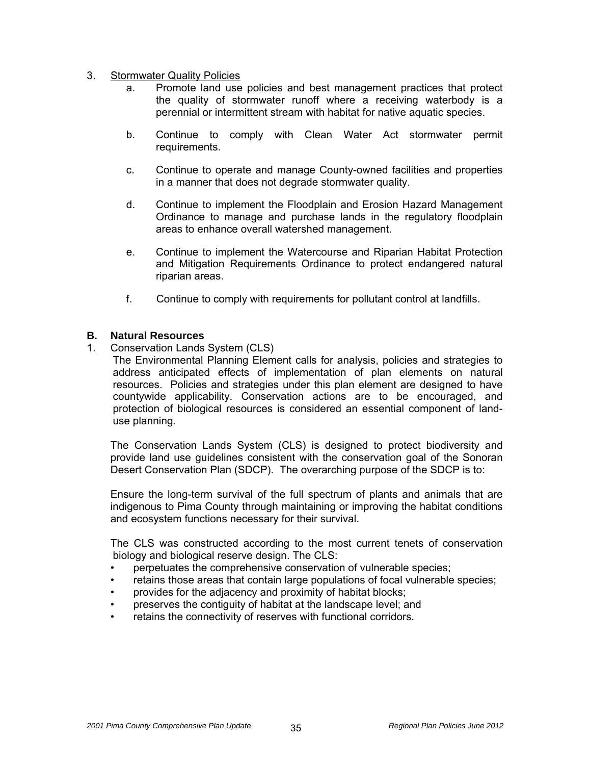3. Stormwater Quality Policies

   a. Promote land use policies and best management practices that protect the quality of stormwater runoff where a receiving waterbody is a perennial or intermittent stream with habitat for native aquatic species.

   b. Continue to comply with Clean Water Act stormwater permit requirements.

   c. Continue to operate and manage County-owned facilities and properties in a manner that does not degrade stormwater quality.

   d. Continue to implement the Floodplain and Erosion Hazard Management Ordinance to manage and purchase lands in the regulatory floodplain areas to enhance overall watershed management.

   e. Continue to implement the Watercourse and Riparian Habitat Protection and Mitigation Requirements Ordinance to protect endangered natural riparian areas.

   f. Continue to comply with requirements for pollutant control at landfills.

## B. Natural Resources

1. Conservation Lands System (CLS)

   The Environmental Planning Element calls for analysis, policies and strategies to address anticipated effects of implementation of plan elements on natural resources. Policies and strategies under this plan element are designed to have countywide applicability. Conservation actions are to be encouraged, and protection of biological resources is considered an essential component of land-use planning.

   The Conservation Lands System (CLS) is designed to protect biodiversity and provide land use guidelines consistent with the conservation goal of the Sonoran Desert Conservation Plan (SDCP). The overarching purpose of the SDCP is to:

   Ensure the long-term survival of the full spectrum of plants and animals that are indigenous to Pima County through maintaining or improving the habitat conditions and ecosystem functions necessary for their survival.

   The CLS was constructed according to the most current tenets of conservation biology and biological reserve design. The CLS:

   - perpetuates the comprehensive conservation of vulnerable species;
   - retains those areas that contain large populations of focal vulnerable species;
   - provides for the adjacency and proximity of habitat blocks;
   - preserves the contiguity of habitat at the landscape level; and
   - retains the connectivity of reserves with functional corridors.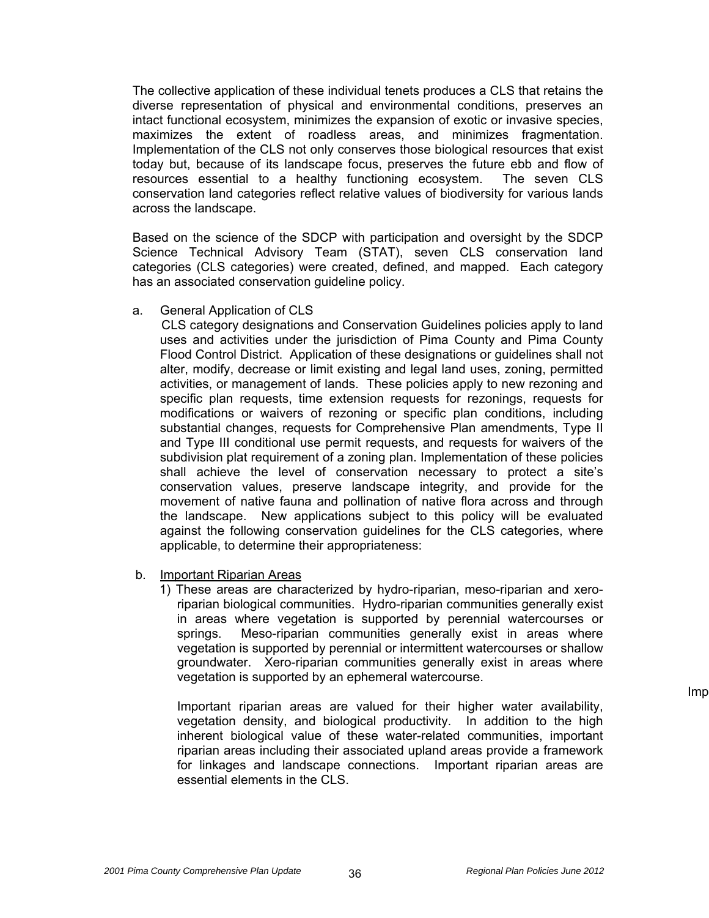The collective application of these individual tenets produces a CLS that retains the diverse representation of physical and environmental conditions, preserves an intact functional ecosystem, minimizes the expansion of exotic or invasive species, maximizes the extent of roadless areas, and minimizes fragmentation. Implementation of the CLS not only conserves those biological resources that exist today but, because of its landscape focus, preserves the future ebb and flow of resources essential to a healthy functioning ecosystem. The seven CLS conservation land categories reflect relative values of biodiversity for various lands across the landscape.

Based on the science of the SDCP with participation and oversight by the SDCP Science Technical Advisory Team (STAT), seven CLS conservation land categories (CLS categories) were created, defined, and mapped. Each category has an associated conservation guideline policy.

a. General Application of CLS

CLS category designations and Conservation Guidelines policies apply to land uses and activities under the jurisdiction of Pima County and Pima County Flood Control District. Application of these designations or guidelines shall not alter, modify, decrease or limit existing and legal land uses, zoning, permitted activities, or management of lands. These policies apply to new rezoning and specific plan requests, time extension requests for rezonings, requests for modifications or waivers of rezoning or specific plan conditions, including substantial changes, requests for Comprehensive Plan amendments, Type II and Type III conditional use permit requests, and requests for waivers of the subdivision plat requirement of a zoning plan. Implementation of these policies shall achieve the level of conservation necessary to protect a site's conservation values, preserve landscape integrity, and provide for the movement of native fauna and pollination of native flora across and through the landscape. New applications subject to this policy will be evaluated against the following conservation guidelines for the CLS categories, where applicable, to determine their appropriateness:

b. <u>Important Riparian Areas</u>

1) These areas are characterized by hydro-riparian, meso-riparian and xero-riparian biological communities. Hydro-riparian communities generally exist in areas where vegetation is supported by perennial watercourses or springs. Meso-riparian communities generally exist in areas where vegetation is supported by perennial or intermittent watercourses or shallow groundwater. Xero-riparian communities generally exist in areas where vegetation is supported by an ephemeral watercourse.

Important riparian areas are valued for their higher water availability, vegetation density, and biological productivity. In addition to the high inherent biological value of these water-related communities, important riparian areas including their associated upland areas provide a framework for linkages and landscape connections. Important riparian areas are essential elements in the CLS.

Imp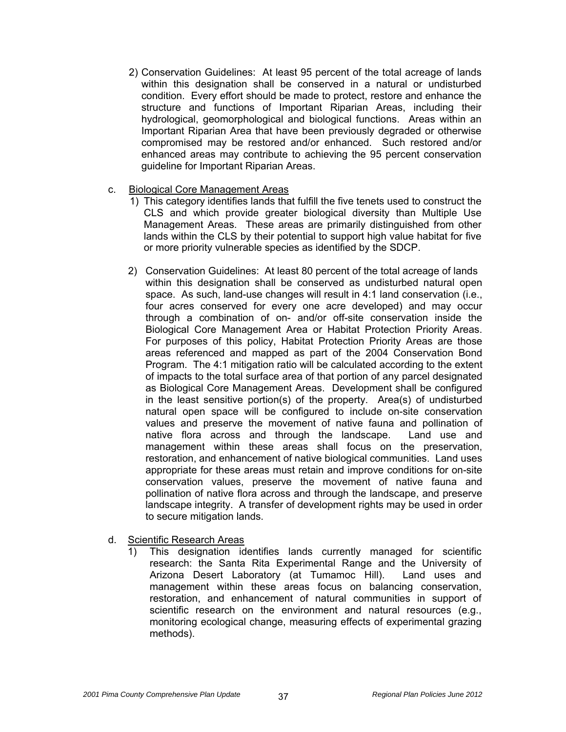2) Conservation Guidelines: At least 95 percent of the total acreage of lands within this designation shall be conserved in a natural or undisturbed condition. Every effort should be made to protect, restore and enhance the structure and functions of Important Riparian Areas, including their hydrological, geomorphological and biological functions. Areas within an Important Riparian Area that have been previously degraded or otherwise compromised may be restored and/or enhanced. Such restored and/or enhanced areas may contribute to achieving the 95 percent conservation guideline for Important Riparian Areas.

c. <u>Biological Core Management Areas</u>

1) This category identifies lands that fulfill the five tenets used to construct the CLS and which provide greater biological diversity than Multiple Use Management Areas. These areas are primarily distinguished from other lands within the CLS by their potential to support high value habitat for five or more priority vulnerable species as identified by the SDCP.

2) Conservation Guidelines: At least 80 percent of the total acreage of lands within this designation shall be conserved as undisturbed natural open space. As such, land-use changes will result in 4:1 land conservation (i.e., four acres conserved for every one acre developed) and may occur through a combination of on- and/or off-site conservation inside the Biological Core Management Area or Habitat Protection Priority Areas. For purposes of this policy, Habitat Protection Priority Areas are those areas referenced and mapped as part of the 2004 Conservation Bond Program. The 4:1 mitigation ratio will be calculated according to the extent of impacts to the total surface area of that portion of any parcel designated as Biological Core Management Areas. Development shall be configured in the least sensitive portion(s) of the property. Area(s) of undisturbed natural open space will be configured to include on-site conservation values and preserve the movement of native fauna and pollination of native flora across and through the landscape. Land use and management within these areas shall focus on the preservation, restoration, and enhancement of native biological communities. Land uses appropriate for these areas must retain and improve conditions for on-site conservation values, preserve the movement of native fauna and pollination of native flora across and through the landscape, and preserve landscape integrity. A transfer of development rights may be used in order to secure mitigation lands.

d. <u>Scientific Research Areas</u>

1) This designation identifies lands currently managed for scientific research: the Santa Rita Experimental Range and the University of Arizona Desert Laboratory (at Tumamoc Hill). Land uses and management within these areas focus on balancing conservation, restoration, and enhancement of natural communities in support of scientific research on the environment and natural resources (e.g., monitoring ecological change, measuring effects of experimental grazing methods).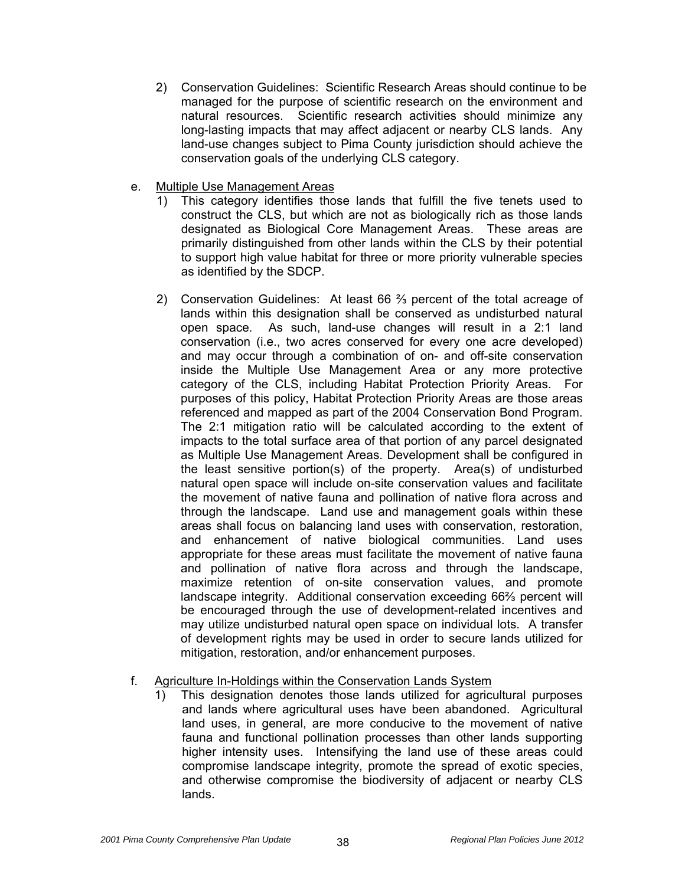2) Conservation Guidelines: Scientific Research Areas should continue to be managed for the purpose of scientific research on the environment and natural resources. Scientific research activities should minimize any long-lasting impacts that may affect adjacent or nearby CLS lands. Any land-use changes subject to Pima County jurisdiction should achieve the conservation goals of the underlying CLS category.

e. Multiple Use Management Areas

1) This category identifies those lands that fulfill the five tenets used to construct the CLS, but which are not as biologically rich as those lands designated as Biological Core Management Areas. These areas are primarily distinguished from other lands within the CLS by their potential to support high value habitat for three or more priority vulnerable species as identified by the SDCP.

2) Conservation Guidelines: At least 66 ⅔ percent of the total acreage of lands within this designation shall be conserved as undisturbed natural open space. As such, land-use changes will result in a 2:1 land conservation (i.e., two acres conserved for every one acre developed) and may occur through a combination of on- and off-site conservation inside the Multiple Use Management Area or any more protective category of the CLS, including Habitat Protection Priority Areas. For purposes of this policy, Habitat Protection Priority Areas are those areas referenced and mapped as part of the 2004 Conservation Bond Program. The 2:1 mitigation ratio will be calculated according to the extent of impacts to the total surface area of that portion of any parcel designated as Multiple Use Management Areas. Development shall be configured in the least sensitive portion(s) of the property. Area(s) of undisturbed natural open space will include on-site conservation values and facilitate the movement of native fauna and pollination of native flora across and through the landscape. Land use and management goals within these areas shall focus on balancing land uses with conservation, restoration, and enhancement of native biological communities. Land uses appropriate for these areas must facilitate the movement of native fauna and pollination of native flora across and through the landscape, maximize retention of on-site conservation values, and promote landscape integrity. Additional conservation exceeding 66⅔ percent will be encouraged through the use of development-related incentives and may utilize undisturbed natural open space on individual lots. A transfer of development rights may be used in order to secure lands utilized for mitigation, restoration, and/or enhancement purposes.

f. Agriculture In-Holdings within the Conservation Lands System

1) This designation denotes those lands utilized for agricultural purposes and lands where agricultural uses have been abandoned. Agricultural land uses, in general, are more conducive to the movement of native fauna and functional pollination processes than other lands supporting higher intensity uses. Intensifying the land use of these areas could compromise landscape integrity, promote the spread of exotic species, and otherwise compromise the biodiversity of adjacent or nearby CLS lands.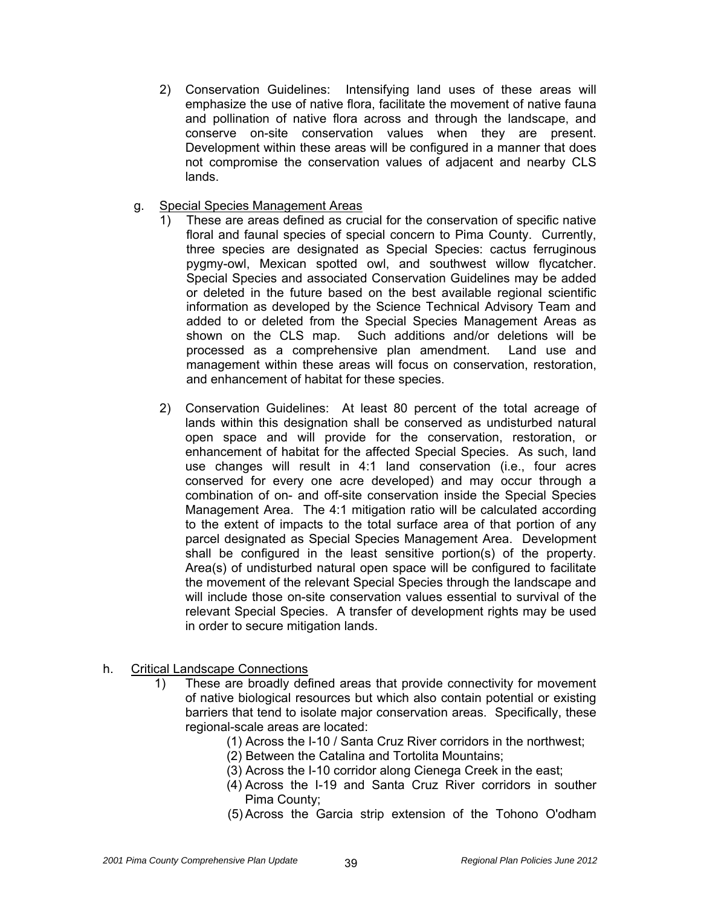2) Conservation Guidelines: Intensifying land uses of these areas will emphasize the use of native flora, facilitate the movement of native fauna and pollination of native flora across and through the landscape, and conserve on-site conservation values when they are present. Development within these areas will be configured in a manner that does not compromise the conservation values of adjacent and nearby CLS lands.

g. Special Species Management Areas

1) These are areas defined as crucial for the conservation of specific native floral and faunal species of special concern to Pima County. Currently, three species are designated as Special Species: cactus ferruginous pygmy-owl, Mexican spotted owl, and southwest willow flycatcher. Special Species and associated Conservation Guidelines may be added or deleted in the future based on the best available regional scientific information as developed by the Science Technical Advisory Team and added to or deleted from the Special Species Management Areas as shown on the CLS map. Such additions and/or deletions will be processed as a comprehensive plan amendment. Land use and management within these areas will focus on conservation, restoration, and enhancement of habitat for these species.

2) Conservation Guidelines: At least 80 percent of the total acreage of lands within this designation shall be conserved as undisturbed natural open space and will provide for the conservation, restoration, or enhancement of habitat for the affected Special Species. As such, land use changes will result in 4:1 land conservation (i.e., four acres conserved for every one acre developed) and may occur through a combination of on- and off-site conservation inside the Special Species Management Area. The 4:1 mitigation ratio will be calculated according to the extent of impacts to the total surface area of that portion of any parcel designated as Special Species Management Area. Development shall be configured in the least sensitive portion(s) of the property. Area(s) of undisturbed natural open space will be configured to facilitate the movement of the relevant Special Species through the landscape and will include those on-site conservation values essential to survival of the relevant Special Species. A transfer of development rights may be used in order to secure mitigation lands.

h. Critical Landscape Connections

1) These are broadly defined areas that provide connectivity for movement of native biological resources but which also contain potential or existing barriers that tend to isolate major conservation areas. Specifically, these regional-scale areas are located:

(1) Across the I-10 / Santa Cruz River corridors in the northwest;
(2) Between the Catalina and Tortolita Mountains;
(3) Across the I-10 corridor along Cienega Creek in the east;
(4) Across the I-19 and Santa Cruz River corridors in souther Pima County;
(5) Across the Garcia strip extension of the Tohono O'odham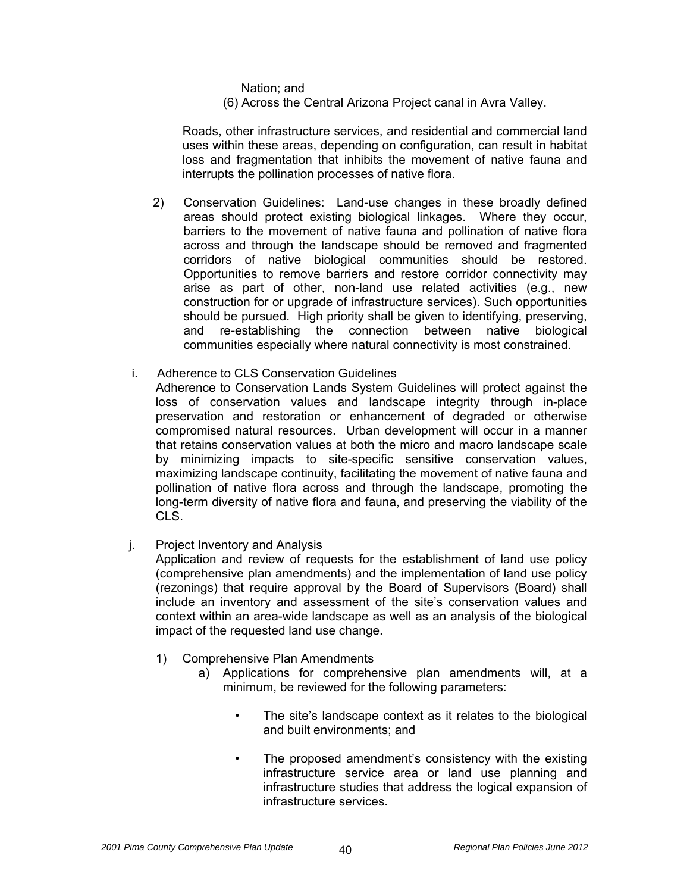Nation; and

(6) Across the Central Arizona Project canal in Avra Valley.

Roads, other infrastructure services, and residential and commercial land uses within these areas, depending on configuration, can result in habitat loss and fragmentation that inhibits the movement of native fauna and interrupts the pollination processes of native flora.

2) Conservation Guidelines: Land-use changes in these broadly defined areas should protect existing biological linkages. Where they occur, barriers to the movement of native fauna and pollination of native flora across and through the landscape should be removed and fragmented corridors of native biological communities should be restored. Opportunities to remove barriers and restore corridor connectivity may arise as part of other, non-land use related activities (e.g., new construction for or upgrade of infrastructure services). Such opportunities should be pursued. High priority shall be given to identifying, preserving, and re-establishing the connection between native biological communities especially where natural connectivity is most constrained.

i. Adherence to CLS Conservation Guidelines

Adherence to Conservation Lands System Guidelines will protect against the loss of conservation values and landscape integrity through in-place preservation and restoration or enhancement of degraded or otherwise compromised natural resources. Urban development will occur in a manner that retains conservation values at both the micro and macro landscape scale by minimizing impacts to site-specific sensitive conservation values, maximizing landscape continuity, facilitating the movement of native fauna and pollination of native flora across and through the landscape, promoting the long-term diversity of native flora and fauna, and preserving the viability of the CLS.

j. Project Inventory and Analysis

Application and review of requests for the establishment of land use policy (comprehensive plan amendments) and the implementation of land use policy (rezonings) that require approval by the Board of Supervisors (Board) shall include an inventory and assessment of the site's conservation values and context within an area-wide landscape as well as an analysis of the biological impact of the requested land use change.

1) Comprehensive Plan Amendments

a) Applications for comprehensive plan amendments will, at a minimum, be reviewed for the following parameters:

- The site's landscape context as it relates to the biological and built environments; and

- The proposed amendment's consistency with the existing infrastructure service area or land use planning and infrastructure studies that address the logical expansion of infrastructure services.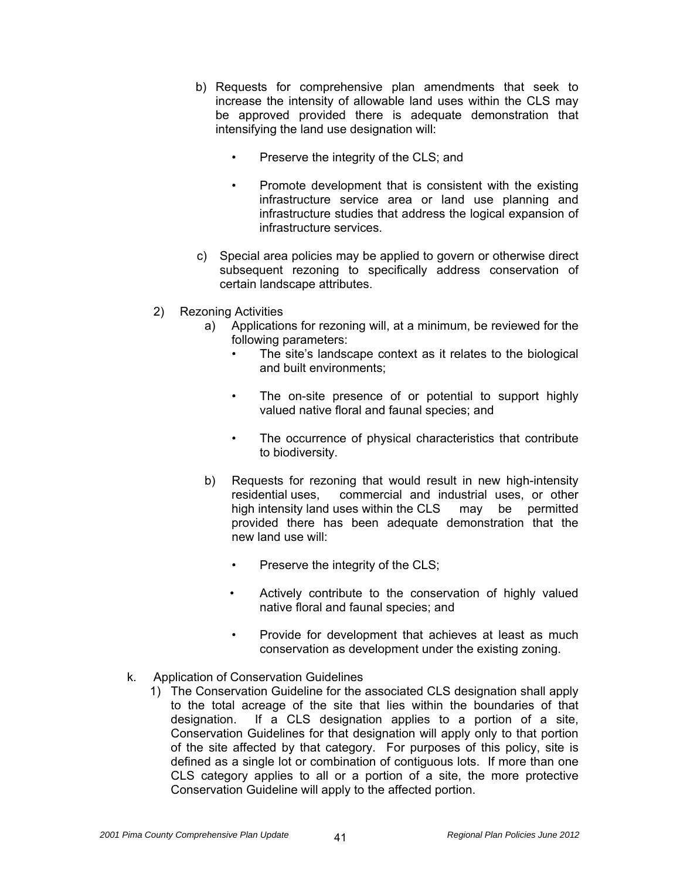b) Requests for comprehensive plan amendments that seek to increase the intensity of allowable land uses within the CLS may be approved provided there is adequate demonstration that intensifying the land use designation will:

- Preserve the integrity of the CLS; and
- Promote development that is consistent with the existing infrastructure service area or land use planning and infrastructure studies that address the logical expansion of infrastructure services.

c) Special area policies may be applied to govern or otherwise direct subsequent rezoning to specifically address conservation of certain landscape attributes.

2) Rezoning Activities

a) Applications for rezoning will, at a minimum, be reviewed for the following parameters:

- The site's landscape context as it relates to the biological and built environments;
- The on-site presence of or potential to support highly valued native floral and faunal species; and
- The occurrence of physical characteristics that contribute to biodiversity.

b) Requests for rezoning that would result in new high-intensity residential uses, commercial and industrial uses, or other high intensity land uses within the CLS may be permitted provided there has been adequate demonstration that the new land use will:

- Preserve the integrity of the CLS;
- Actively contribute to the conservation of highly valued native floral and faunal species; and
- Provide for development that achieves at least as much conservation as development under the existing zoning.

k. Application of Conservation Guidelines

1) The Conservation Guideline for the associated CLS designation shall apply to the total acreage of the site that lies within the boundaries of that designation. If a CLS designation applies to a portion of a site, Conservation Guidelines for that designation will apply only to that portion of the site affected by that category. For purposes of this policy, site is defined as a single lot or combination of contiguous lots. If more than one CLS category applies to all or a portion of a site, the more protective Conservation Guideline will apply to the affected portion.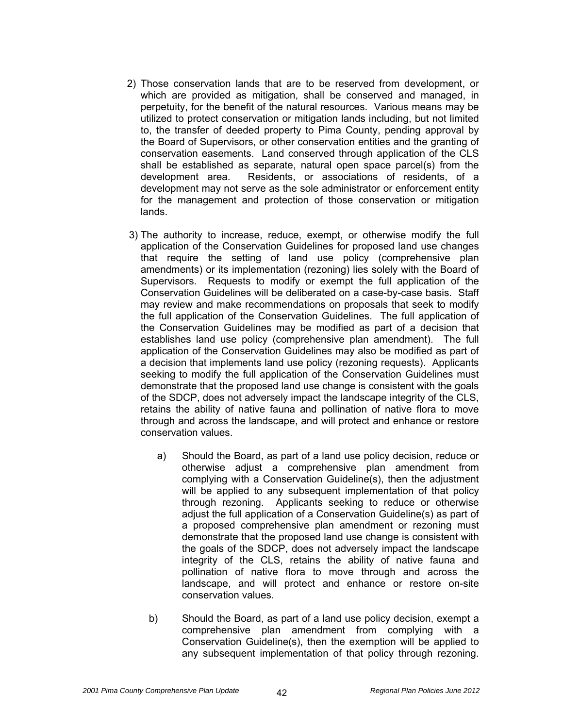2) Those conservation lands that are to be reserved from development, or which are provided as mitigation, shall be conserved and managed, in perpetuity, for the benefit of the natural resources. Various means may be utilized to protect conservation or mitigation lands including, but not limited to, the transfer of deeded property to Pima County, pending approval by the Board of Supervisors, or other conservation entities and the granting of conservation easements. Land conserved through application of the CLS shall be established as separate, natural open space parcel(s) from the development area. Residents, or associations of residents, of a development may not serve as the sole administrator or enforcement entity for the management and protection of those conservation or mitigation lands.

3) The authority to increase, reduce, exempt, or otherwise modify the full application of the Conservation Guidelines for proposed land use changes that require the setting of land use policy (comprehensive plan amendments) or its implementation (rezoning) lies solely with the Board of Supervisors. Requests to modify or exempt the full application of the Conservation Guidelines will be deliberated on a case-by-case basis. Staff may review and make recommendations on proposals that seek to modify the full application of the Conservation Guidelines. The full application of the Conservation Guidelines may be modified as part of a decision that establishes land use policy (comprehensive plan amendment). The full application of the Conservation Guidelines may also be modified as part of a decision that implements land use policy (rezoning requests). Applicants seeking to modify the full application of the Conservation Guidelines must demonstrate that the proposed land use change is consistent with the goals of the SDCP, does not adversely impact the landscape integrity of the CLS, retains the ability of native fauna and pollination of native flora to move through and across the landscape, and will protect and enhance or restore conservation values.

   a) Should the Board, as part of a land use policy decision, reduce or otherwise adjust a comprehensive plan amendment from complying with a Conservation Guideline(s), then the adjustment will be applied to any subsequent implementation of that policy through rezoning. Applicants seeking to reduce or otherwise adjust the full application of a Conservation Guideline(s) as part of a proposed comprehensive plan amendment or rezoning must demonstrate that the proposed land use change is consistent with the goals of the SDCP, does not adversely impact the landscape integrity of the CLS, retains the ability of native fauna and pollination of native flora to move through and across the landscape, and will protect and enhance or restore on-site conservation values.

   b) Should the Board, as part of a land use policy decision, exempt a comprehensive plan amendment from complying with a Conservation Guideline(s), then the exemption will be applied to any subsequent implementation of that policy through rezoning.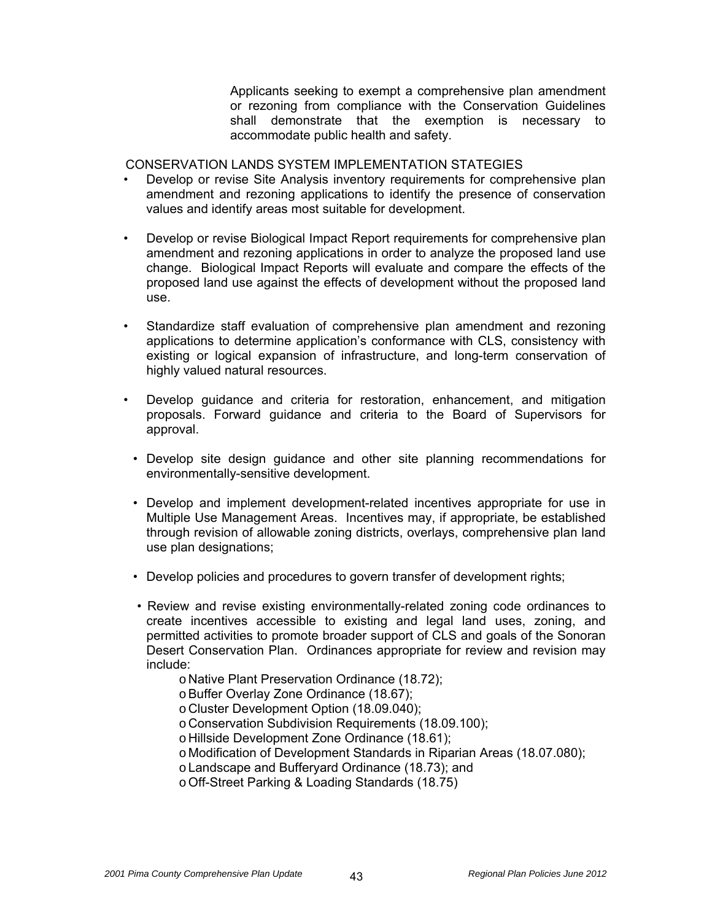Applicants seeking to exempt a comprehensive plan amendment or rezoning from compliance with the Conservation Guidelines shall demonstrate that the exemption is necessary to accommodate public health and safety.

CONSERVATION LANDS SYSTEM IMPLEMENTATION STATEGIES

- Develop or revise Site Analysis inventory requirements for comprehensive plan amendment and rezoning applications to identify the presence of conservation values and identify areas most suitable for development.

- Develop or revise Biological Impact Report requirements for comprehensive plan amendment and rezoning applications in order to analyze the proposed land use change. Biological Impact Reports will evaluate and compare the effects of the proposed land use against the effects of development without the proposed land use.

- Standardize staff evaluation of comprehensive plan amendment and rezoning applications to determine application's conformance with CLS, consistency with existing or logical expansion of infrastructure, and long-term conservation of highly valued natural resources.

- Develop guidance and criteria for restoration, enhancement, and mitigation proposals. Forward guidance and criteria to the Board of Supervisors for approval.

- Develop site design guidance and other site planning recommendations for environmentally-sensitive development.

- Develop and implement development-related incentives appropriate for use in Multiple Use Management Areas. Incentives may, if appropriate, be established through revision of allowable zoning districts, overlays, comprehensive plan land use plan designations;

- Develop policies and procedures to govern transfer of development rights;

- Review and revise existing environmentally-related zoning code ordinances to create incentives accessible to existing and legal land uses, zoning, and permitted activities to promote broader support of CLS and goals of the Sonoran Desert Conservation Plan. Ordinances appropriate for review and revision may include:
  - Native Plant Preservation Ordinance (18.72);
  - Buffer Overlay Zone Ordinance (18.67);
  - Cluster Development Option (18.09.040);
  - Conservation Subdivision Requirements (18.09.100);
  - Hillside Development Zone Ordinance (18.61);
  - Modification of Development Standards in Riparian Areas (18.07.080);
  - Landscape and Bufferyard Ordinance (18.73); and
  - Off-Street Parking & Loading Standards (18.75)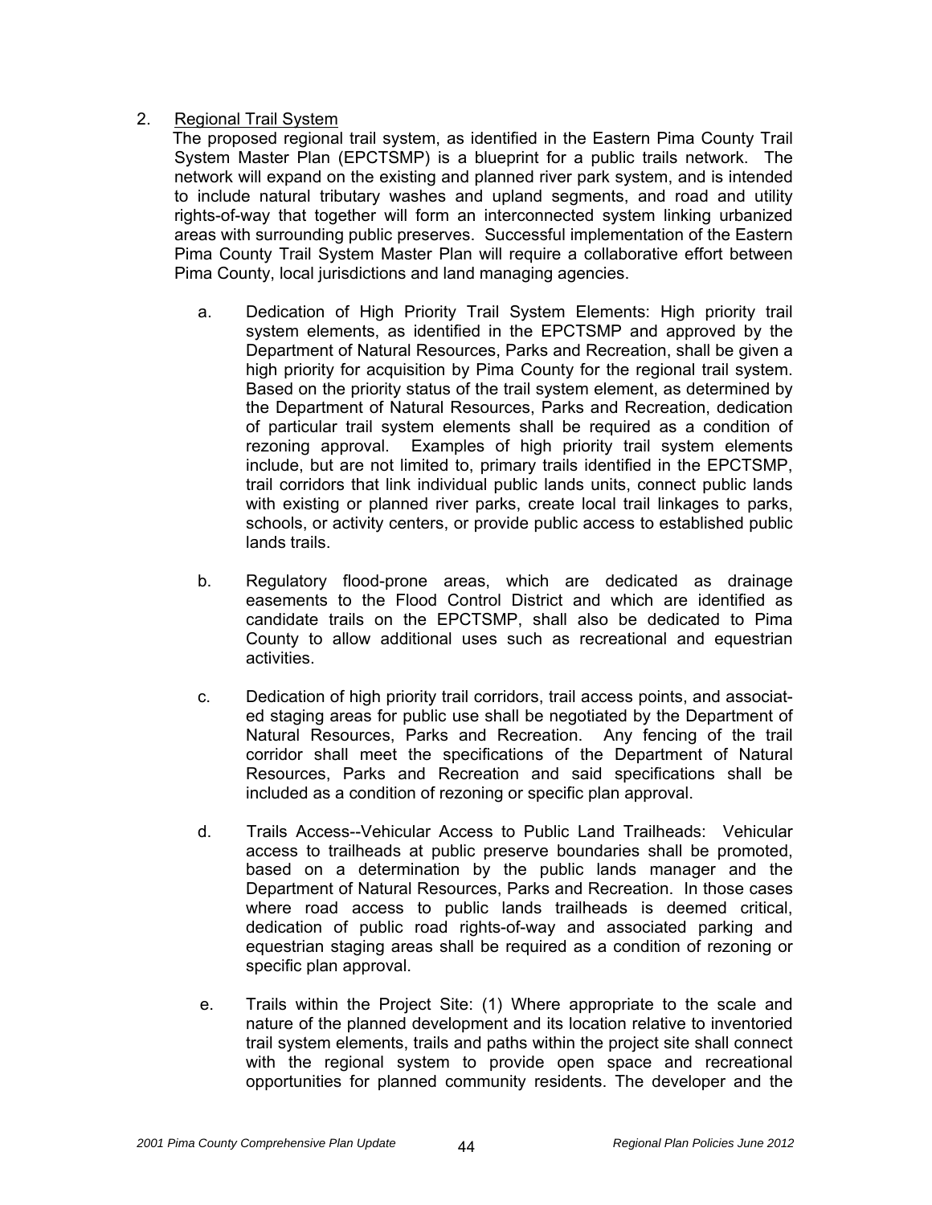2. Regional Trail System

The proposed regional trail system, as identified in the Eastern Pima County Trail System Master Plan (EPCTSMP) is a blueprint for a public trails network. The network will expand on the existing and planned river park system, and is intended to include natural tributary washes and upland segments, and road and utility rights-of-way that together will form an interconnected system linking urbanized areas with surrounding public preserves. Successful implementation of the Eastern Pima County Trail System Master Plan will require a collaborative effort between Pima County, local jurisdictions and land managing agencies.

a. Dedication of High Priority Trail System Elements: High priority trail system elements, as identified in the EPCTSMP and approved by the Department of Natural Resources, Parks and Recreation, shall be given a high priority for acquisition by Pima County for the regional trail system. Based on the priority status of the trail system element, as determined by the Department of Natural Resources, Parks and Recreation, dedication of particular trail system elements shall be required as a condition of rezoning approval. Examples of high priority trail system elements include, but are not limited to, primary trails identified in the EPCTSMP, trail corridors that link individual public lands units, connect public lands with existing or planned river parks, create local trail linkages to parks, schools, or activity centers, or provide public access to established public lands trails.

b. Regulatory flood-prone areas, which are dedicated as drainage easements to the Flood Control District and which are identified as candidate trails on the EPCTSMP, shall also be dedicated to Pima County to allow additional uses such as recreational and equestrian activities.

c. Dedication of high priority trail corridors, trail access points, and associated staging areas for public use shall be negotiated by the Department of Natural Resources, Parks and Recreation. Any fencing of the trail corridor shall meet the specifications of the Department of Natural Resources, Parks and Recreation and said specifications shall be included as a condition of rezoning or specific plan approval.

d. Trails Access--Vehicular Access to Public Land Trailheads: Vehicular access to trailheads at public preserve boundaries shall be promoted, based on a determination by the public lands manager and the Department of Natural Resources, Parks and Recreation. In those cases where road access to public lands trailheads is deemed critical, dedication of public road rights-of-way and associated parking and equestrian staging areas shall be required as a condition of rezoning or specific plan approval.

e. Trails within the Project Site: (1) Where appropriate to the scale and nature of the planned development and its location relative to inventoried trail system elements, trails and paths within the project site shall connect with the regional system to provide open space and recreational opportunities for planned community residents. The developer and the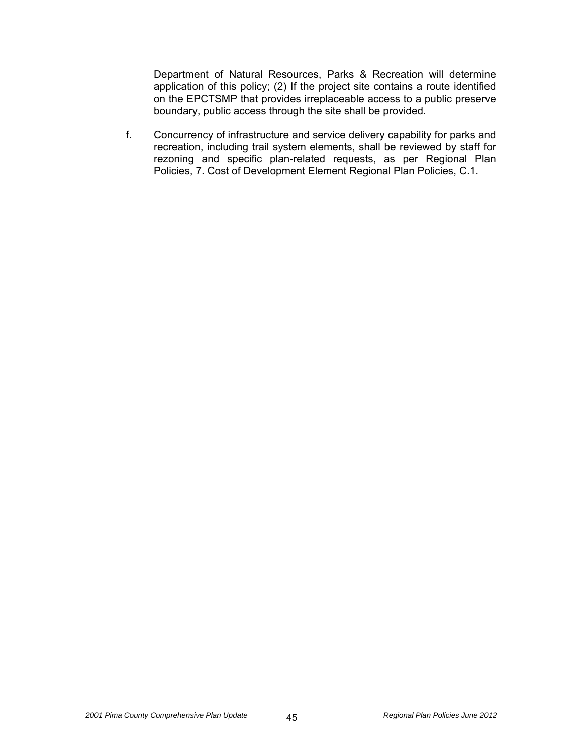Department of Natural Resources, Parks & Recreation will determine application of this policy; (2) If the project site contains a route identified on the EPCTSMP that provides irreplaceable access to a public preserve boundary, public access through the site shall be provided.

f. Concurrency of infrastructure and service delivery capability for parks and recreation, including trail system elements, shall be reviewed by staff for rezoning and specific plan-related requests, as per Regional Plan Policies, 7. Cost of Development Element Regional Plan Policies, C.1.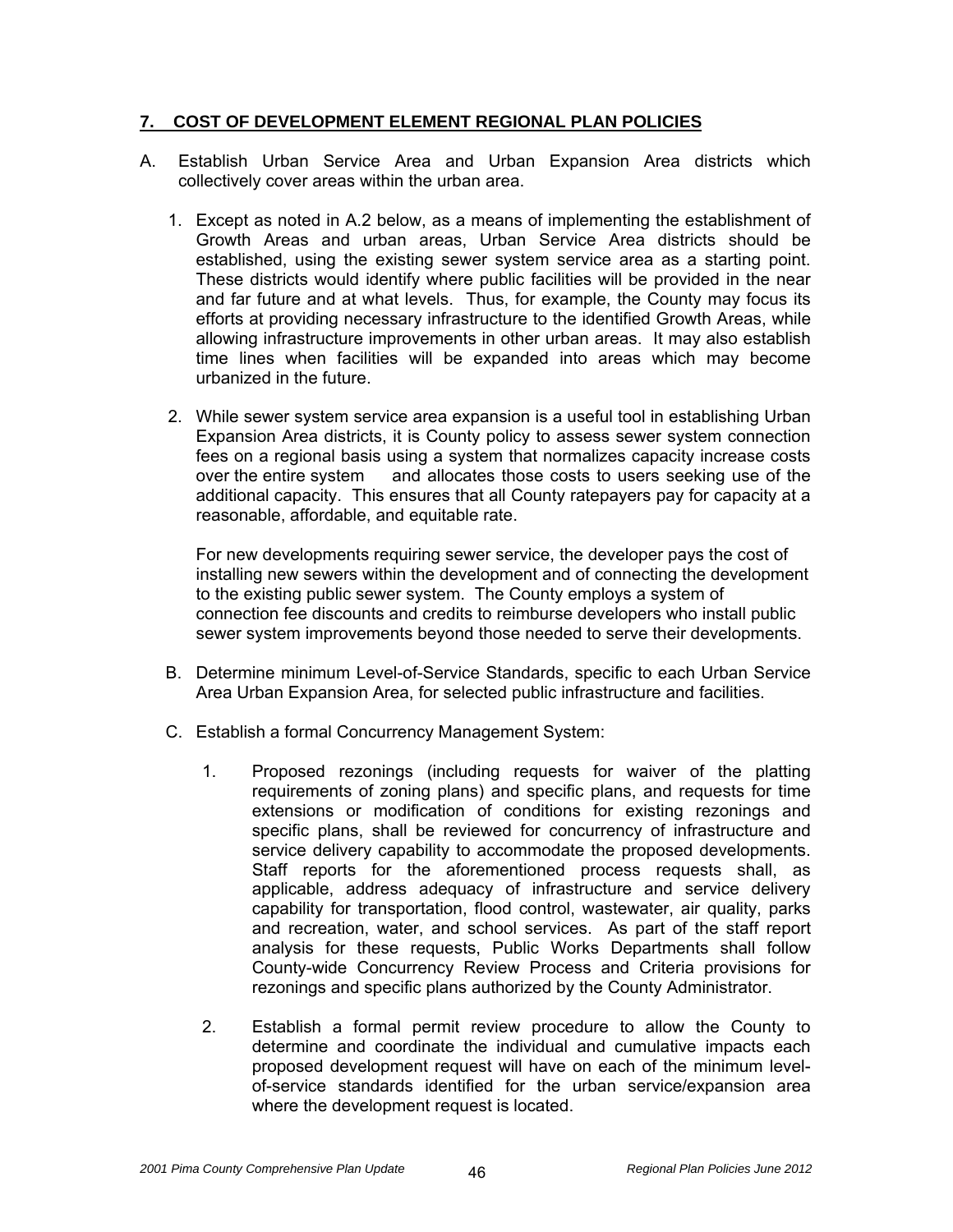## 7. COST OF DEVELOPMENT ELEMENT REGIONAL PLAN POLICIES

A. Establish Urban Service Area and Urban Expansion Area districts which collectively cover areas within the urban area.

1. Except as noted in A.2 below, as a means of implementing the establishment of Growth Areas and urban areas, Urban Service Area districts should be established, using the existing sewer system service area as a starting point. These districts would identify where public facilities will be provided in the near and far future and at what levels. Thus, for example, the County may focus its efforts at providing necessary infrastructure to the identified Growth Areas, while allowing infrastructure improvements in other urban areas. It may also establish time lines when facilities will be expanded into areas which may become urbanized in the future.

2. While sewer system service area expansion is a useful tool in establishing Urban Expansion Area districts, it is County policy to assess sewer system connection fees on a regional basis using a system that normalizes capacity increase costs over the entire system and allocates those costs to users seeking use of the additional capacity. This ensures that all County ratepayers pay for capacity at a reasonable, affordable, and equitable rate.

   For new developments requiring sewer service, the developer pays the cost of installing new sewers within the development and of connecting the development to the existing public sewer system. The County employs a system of connection fee discounts and credits to reimburse developers who install public sewer system improvements beyond those needed to serve their developments.

B. Determine minimum Level-of-Service Standards, specific to each Urban Service Area Urban Expansion Area, for selected public infrastructure and facilities.

C. Establish a formal Concurrency Management System:

1. Proposed rezonings (including requests for waiver of the platting requirements of zoning plans) and specific plans, and requests for time extensions or modification of conditions for existing rezonings and specific plans, shall be reviewed for concurrency of infrastructure and service delivery capability to accommodate the proposed developments. Staff reports for the aforementioned process requests shall, as applicable, address adequacy of infrastructure and service delivery capability for transportation, flood control, wastewater, air quality, parks and recreation, water, and school services. As part of the staff report analysis for these requests, Public Works Departments shall follow County-wide Concurrency Review Process and Criteria provisions for rezonings and specific plans authorized by the County Administrator.

2. Establish a formal permit review procedure to allow the County to determine and coordinate the individual and cumulative impacts each proposed development request will have on each of the minimum level-of-service standards identified for the urban service/expansion area where the development request is located.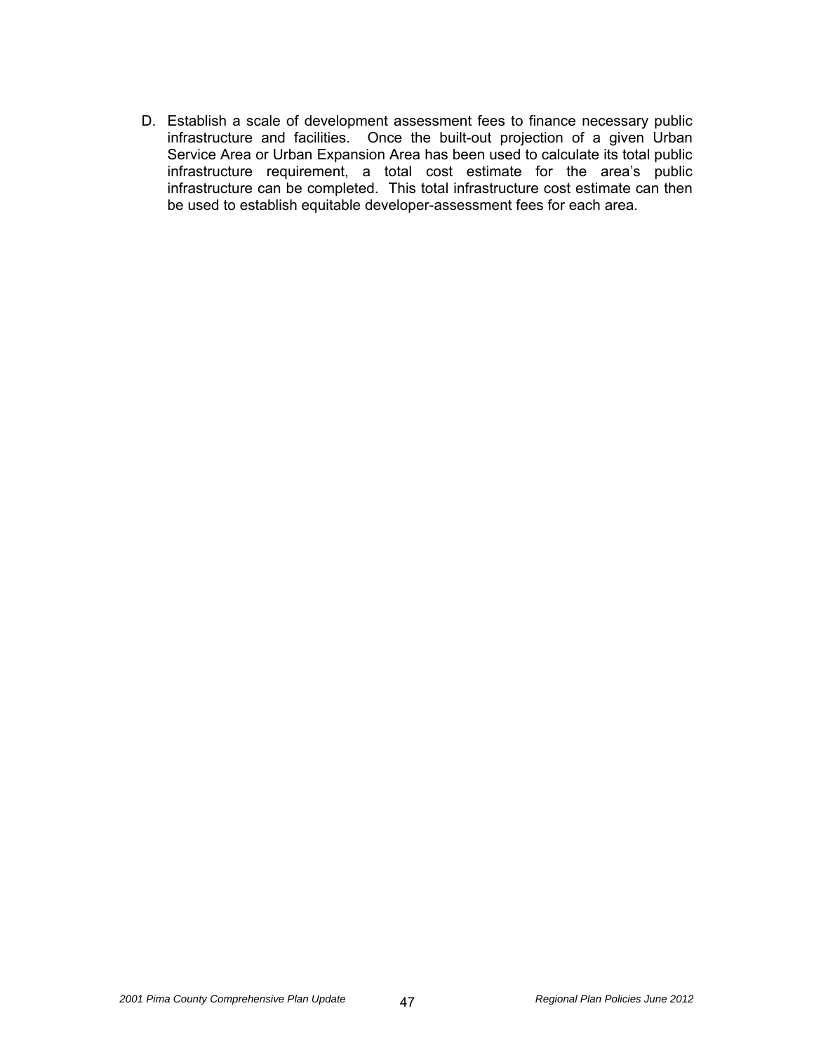D. Establish a scale of development assessment fees to finance necessary public infrastructure and facilities. Once the built-out projection of a given Urban Service Area or Urban Expansion Area has been used to calculate its total public infrastructure requirement, a total cost estimate for the area's public infrastructure can be completed. This total infrastructure cost estimate can then be used to establish equitable developer-assessment fees for each area.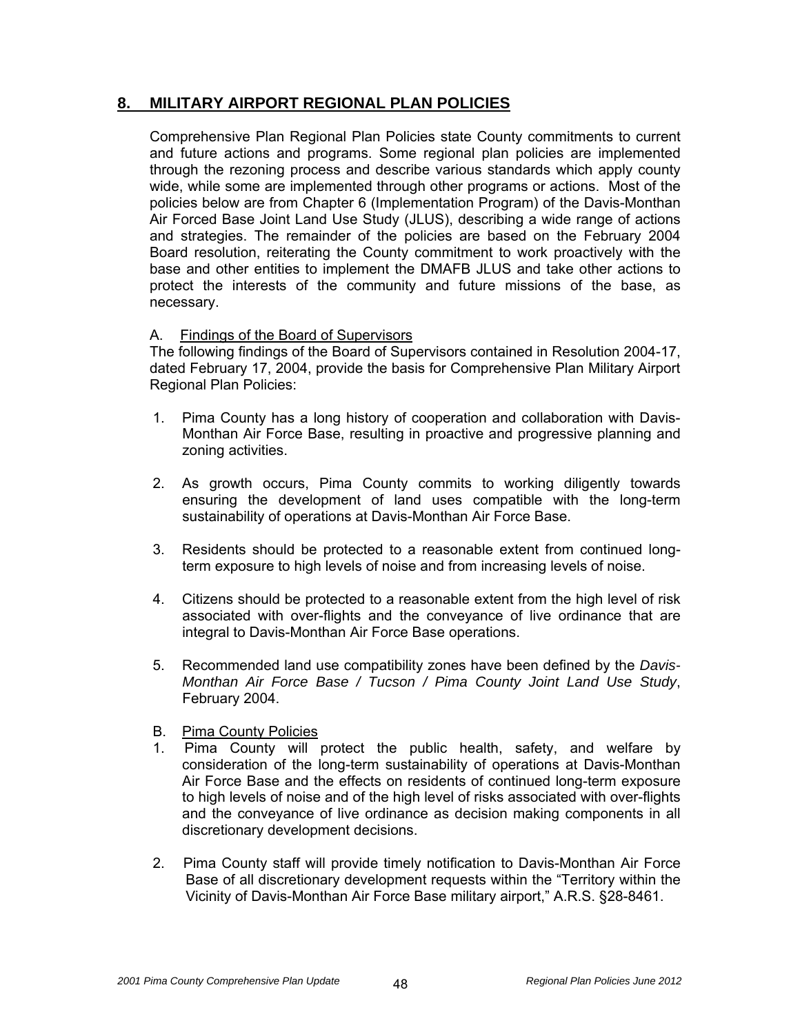## 8. MILITARY AIRPORT REGIONAL PLAN POLICIES

Comprehensive Plan Regional Plan Policies state County commitments to current and future actions and programs. Some regional plan policies are implemented through the rezoning process and describe various standards which apply county wide, while some are implemented through other programs or actions. Most of the policies below are from Chapter 6 (Implementation Program) of the Davis-Monthan Air Forced Base Joint Land Use Study (JLUS), describing a wide range of actions and strategies. The remainder of the policies are based on the February 2004 Board resolution, reiterating the County commitment to work proactively with the base and other entities to implement the DMAFB JLUS and take other actions to protect the interests of the community and future missions of the base, as necessary.

A. Findings of the Board of Supervisors

The following findings of the Board of Supervisors contained in Resolution 2004-17, dated February 17, 2004, provide the basis for Comprehensive Plan Military Airport Regional Plan Policies:

1. Pima County has a long history of cooperation and collaboration with Davis-Monthan Air Force Base, resulting in proactive and progressive planning and zoning activities.

2. As growth occurs, Pima County commits to working diligently towards ensuring the development of land uses compatible with the long-term sustainability of operations at Davis-Monthan Air Force Base.

3. Residents should be protected to a reasonable extent from continued long-term exposure to high levels of noise and from increasing levels of noise.

4. Citizens should be protected to a reasonable extent from the high level of risk associated with over-flights and the conveyance of live ordinance that are integral to Davis-Monthan Air Force Base operations.

5. Recommended land use compatibility zones have been defined by the *Davis-Monthan Air Force Base / Tucson / Pima County Joint Land Use Study*, February 2004.

B. Pima County Policies

1. Pima County will protect the public health, safety, and welfare by consideration of the long-term sustainability of operations at Davis-Monthan Air Force Base and the effects on residents of continued long-term exposure to high levels of noise and of the high level of risks associated with over-flights and the conveyance of live ordinance as decision making components in all discretionary development decisions.

2. Pima County staff will provide timely notification to Davis-Monthan Air Force Base of all discretionary development requests within the "Territory within the Vicinity of Davis-Monthan Air Force Base military airport," A.R.S. §28-8461.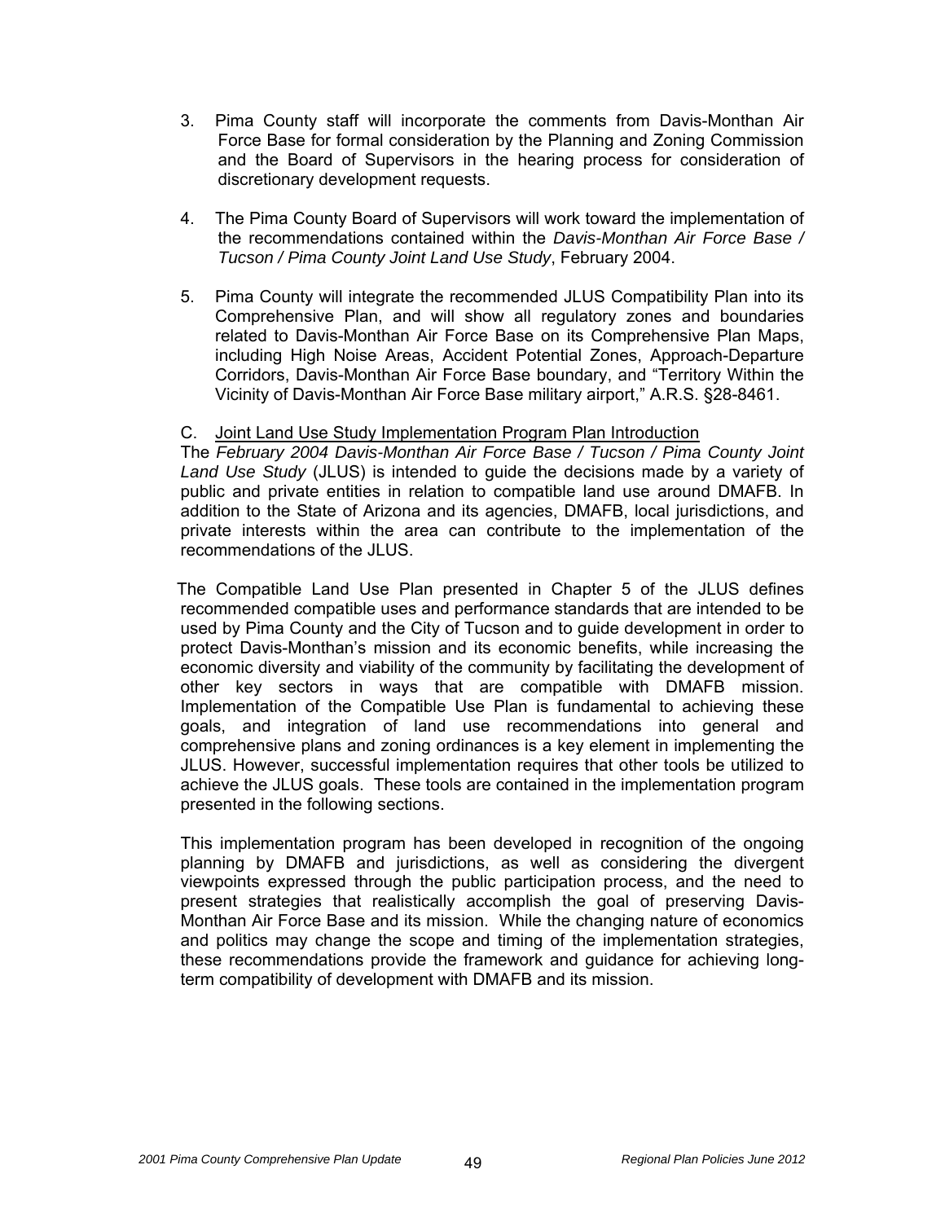3. Pima County staff will incorporate the comments from Davis-Monthan Air Force Base for formal consideration by the Planning and Zoning Commission and the Board of Supervisors in the hearing process for consideration of discretionary development requests.

4. The Pima County Board of Supervisors will work toward the implementation of the recommendations contained within the *Davis-Monthan Air Force Base / Tucson / Pima County Joint Land Use Study*, February 2004.

5. Pima County will integrate the recommended JLUS Compatibility Plan into its Comprehensive Plan, and will show all regulatory zones and boundaries related to Davis-Monthan Air Force Base on its Comprehensive Plan Maps, including High Noise Areas, Accident Potential Zones, Approach-Departure Corridors, Davis-Monthan Air Force Base boundary, and "Territory Within the Vicinity of Davis-Monthan Air Force Base military airport," A.R.S. §28-8461.

C. Joint Land Use Study Implementation Program Plan Introduction

The *February 2004 Davis-Monthan Air Force Base / Tucson / Pima County Joint Land Use Study* (JLUS) is intended to guide the decisions made by a variety of public and private entities in relation to compatible land use around DMAFB. In addition to the State of Arizona and its agencies, DMAFB, local jurisdictions, and private interests within the area can contribute to the implementation of the recommendations of the JLUS.

The Compatible Land Use Plan presented in Chapter 5 of the JLUS defines recommended compatible uses and performance standards that are intended to be used by Pima County and the City of Tucson and to guide development in order to protect Davis-Monthan's mission and its economic benefits, while increasing the economic diversity and viability of the community by facilitating the development of other key sectors in ways that are compatible with DMAFB mission. Implementation of the Compatible Use Plan is fundamental to achieving these goals, and integration of land use recommendations into general and comprehensive plans and zoning ordinances is a key element in implementing the JLUS. However, successful implementation requires that other tools be utilized to achieve the JLUS goals. These tools are contained in the implementation program presented in the following sections.

This implementation program has been developed in recognition of the ongoing planning by DMAFB and jurisdictions, as well as considering the divergent viewpoints expressed through the public participation process, and the need to present strategies that realistically accomplish the goal of preserving Davis-Monthan Air Force Base and its mission. While the changing nature of economics and politics may change the scope and timing of the implementation strategies, these recommendations provide the framework and guidance for achieving long-term compatibility of development with DMAFB and its mission.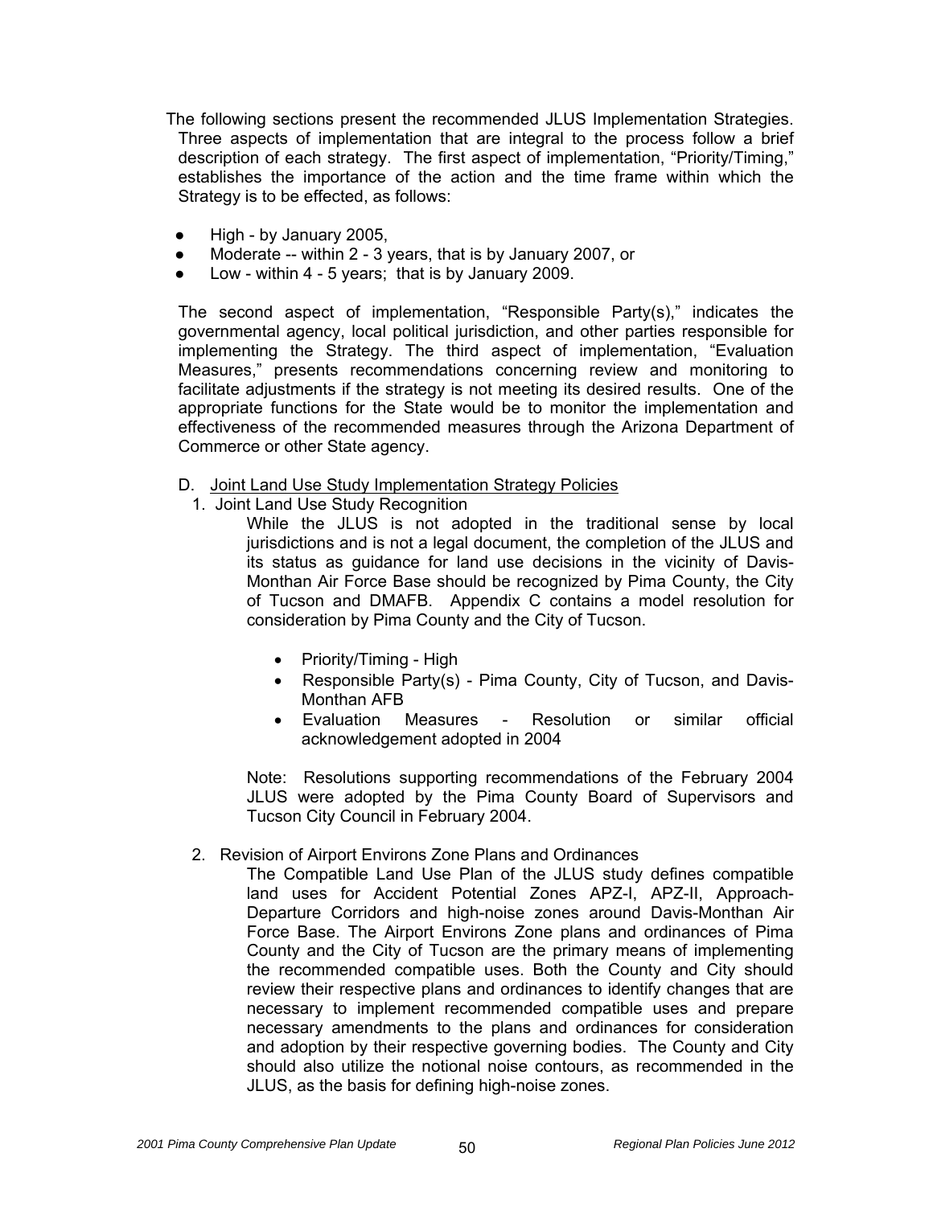The following sections present the recommended JLUS Implementation Strategies. Three aspects of implementation that are integral to the process follow a brief description of each strategy. The first aspect of implementation, "Priority/Timing," establishes the importance of the action and the time frame within which the Strategy is to be effected, as follows:

- High - by January 2005,
- Moderate -- within 2 - 3 years, that is by January 2007, or
- Low - within 4 - 5 years; that is by January 2009.

The second aspect of implementation, "Responsible Party(s)," indicates the governmental agency, local political jurisdiction, and other parties responsible for implementing the Strategy. The third aspect of implementation, "Evaluation Measures," presents recommendations concerning review and monitoring to facilitate adjustments if the strategy is not meeting its desired results. One of the appropriate functions for the State would be to monitor the implementation and effectiveness of the recommended measures through the Arizona Department of Commerce or other State agency.

D. <u>Joint Land Use Study Implementation Strategy Policies</u>

1. Joint Land Use Study Recognition

   While the JLUS is not adopted in the traditional sense by local jurisdictions and is not a legal document, the completion of the JLUS and its status as guidance for land use decisions in the vicinity of Davis-Monthan Air Force Base should be recognized by Pima County, the City of Tucson and DMAFB. Appendix C contains a model resolution for consideration by Pima County and the City of Tucson.

   - Priority/Timing - High
   - Responsible Party(s) - Pima County, City of Tucson, and Davis-Monthan AFB
   - Evaluation Measures - Resolution or similar official acknowledgement adopted in 2004

   Note: Resolutions supporting recommendations of the February 2004 JLUS were adopted by the Pima County Board of Supervisors and Tucson City Council in February 2004.

2. Revision of Airport Environs Zone Plans and Ordinances

   The Compatible Land Use Plan of the JLUS study defines compatible land uses for Accident Potential Zones APZ-I, APZ-II, Approach-Departure Corridors and high-noise zones around Davis-Monthan Air Force Base. The Airport Environs Zone plans and ordinances of Pima County and the City of Tucson are the primary means of implementing the recommended compatible uses. Both the County and City should review their respective plans and ordinances to identify changes that are necessary to implement recommended compatible uses and prepare necessary amendments to the plans and ordinances for consideration and adoption by their respective governing bodies. The County and City should also utilize the notional noise contours, as recommended in the JLUS, as the basis for defining high-noise zones.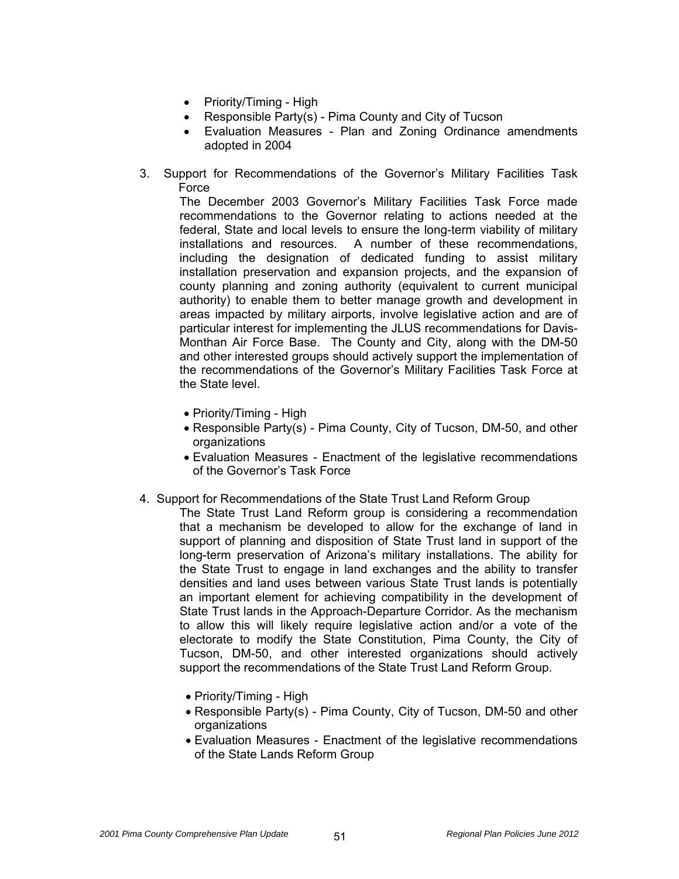- Priority/Timing - High
- Responsible Party(s) - Pima County and City of Tucson
- Evaluation Measures - Plan and Zoning Ordinance amendments adopted in 2004

3. Support for Recommendations of the Governor's Military Facilities Task Force

   The December 2003 Governor's Military Facilities Task Force made recommendations to the Governor relating to actions needed at the federal, State and local levels to ensure the long-term viability of military installations and resources. A number of these recommendations, including the designation of dedicated funding to assist military installation preservation and expansion projects, and the expansion of county planning and zoning authority (equivalent to current municipal authority) to enable them to better manage growth and development in areas impacted by military airports, involve legislative action and are of particular interest for implementing the JLUS recommendations for Davis-Monthan Air Force Base. The County and City, along with the DM-50 and other interested groups should actively support the implementation of the recommendations of the Governor's Military Facilities Task Force at the State level.

   - Priority/Timing - High
   - Responsible Party(s) - Pima County, City of Tucson, DM-50, and other organizations
   - Evaluation Measures - Enactment of the legislative recommendations of the Governor's Task Force

4. Support for Recommendations of the State Trust Land Reform Group

   The State Trust Land Reform group is considering a recommendation that a mechanism be developed to allow for the exchange of land in support of planning and disposition of State Trust land in support of the long-term preservation of Arizona's military installations. The ability for the State Trust to engage in land exchanges and the ability to transfer densities and land uses between various State Trust lands is potentially an important element for achieving compatibility in the development of State Trust lands in the Approach-Departure Corridor. As the mechanism to allow this will likely require legislative action and/or a vote of the electorate to modify the State Constitution, Pima County, the City of Tucson, DM-50, and other interested organizations should actively support the recommendations of the State Trust Land Reform Group.

   - Priority/Timing - High
   - Responsible Party(s) - Pima County, City of Tucson, DM-50 and other organizations
   - Evaluation Measures - Enactment of the legislative recommendations of the State Lands Reform Group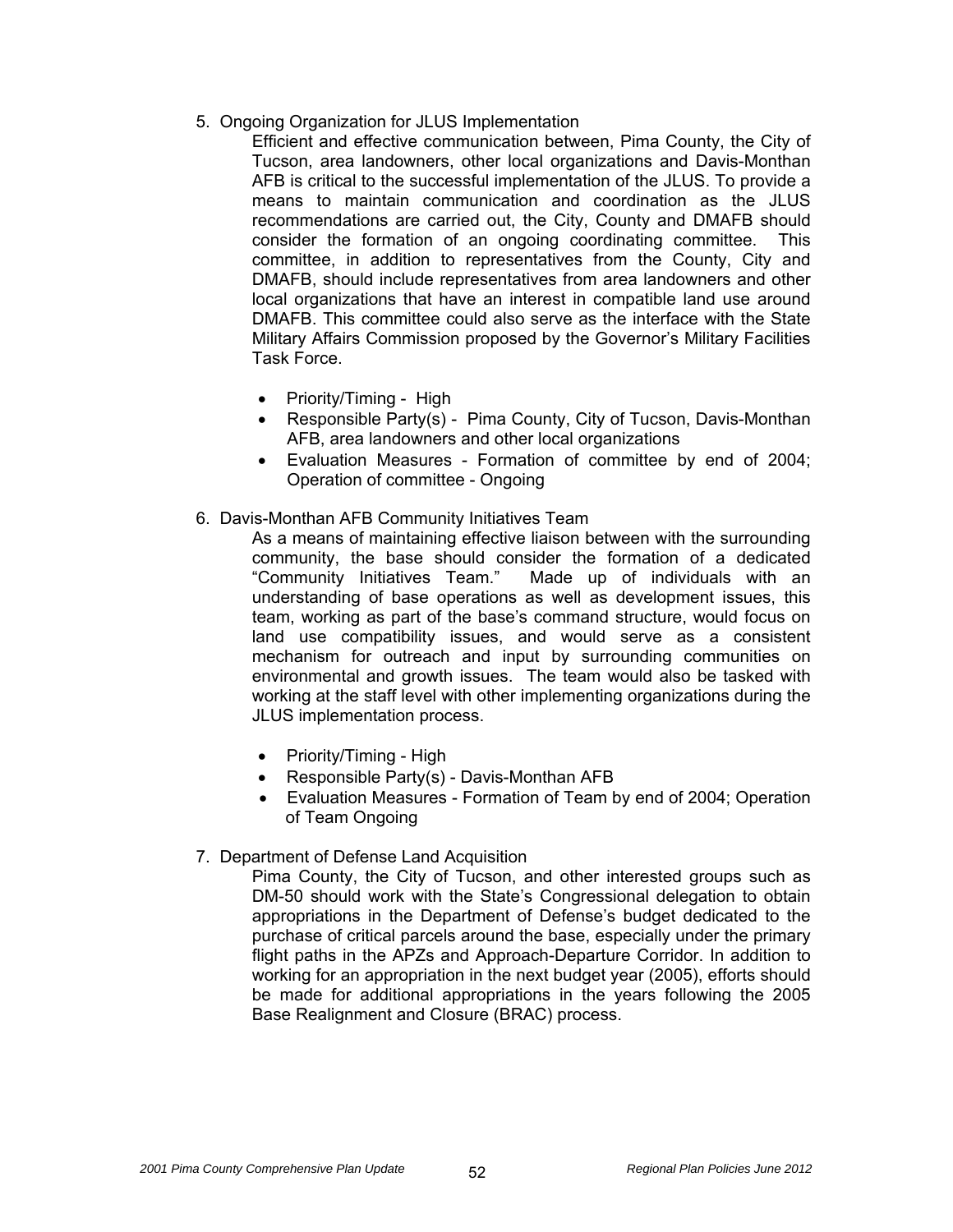5. Ongoing Organization for JLUS Implementation

   Efficient and effective communication between, Pima County, the City of Tucson, area landowners, other local organizations and Davis-Monthan AFB is critical to the successful implementation of the JLUS. To provide a means to maintain communication and coordination as the JLUS recommendations are carried out, the City, County and DMAFB should consider the formation of an ongoing coordinating committee. This committee, in addition to representatives from the County, City and DMAFB, should include representatives from area landowners and other local organizations that have an interest in compatible land use around DMAFB. This committee could also serve as the interface with the State Military Affairs Commission proposed by the Governor's Military Facilities Task Force.

   - Priority/Timing - High
   - Responsible Party(s) - Pima County, City of Tucson, Davis-Monthan AFB, area landowners and other local organizations
   - Evaluation Measures - Formation of committee by end of 2004; Operation of committee - Ongoing

6. Davis-Monthan AFB Community Initiatives Team

   As a means of maintaining effective liaison between with the surrounding community, the base should consider the formation of a dedicated "Community Initiatives Team." Made up of individuals with an understanding of base operations as well as development issues, this team, working as part of the base's command structure, would focus on land use compatibility issues, and would serve as a consistent mechanism for outreach and input by surrounding communities on environmental and growth issues. The team would also be tasked with working at the staff level with other implementing organizations during the JLUS implementation process.

   - Priority/Timing - High
   - Responsible Party(s) - Davis-Monthan AFB
   - Evaluation Measures - Formation of Team by end of 2004; Operation of Team Ongoing

7. Department of Defense Land Acquisition

   Pima County, the City of Tucson, and other interested groups such as DM-50 should work with the State's Congressional delegation to obtain appropriations in the Department of Defense's budget dedicated to the purchase of critical parcels around the base, especially under the primary flight paths in the APZs and Approach-Departure Corridor. In addition to working for an appropriation in the next budget year (2005), efforts should be made for additional appropriations in the years following the 2005 Base Realignment and Closure (BRAC) process.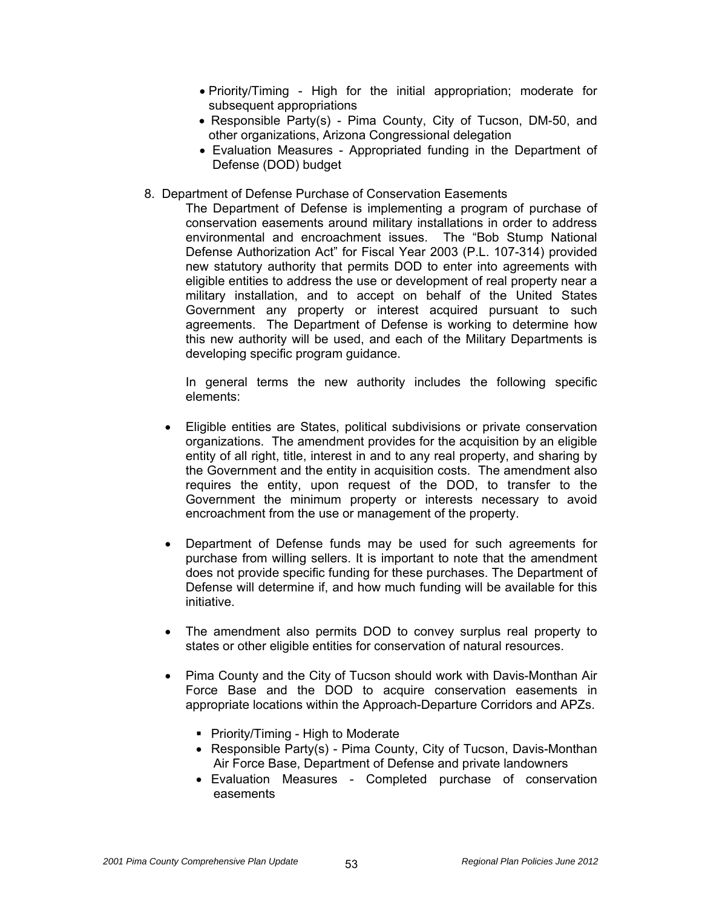- Priority/Timing - High for the initial appropriation; moderate for subsequent appropriations
- Responsible Party(s) - Pima County, City of Tucson, DM-50, and other organizations, Arizona Congressional delegation
- Evaluation Measures - Appropriated funding in the Department of Defense (DOD) budget

8. Department of Defense Purchase of Conservation Easements

   The Department of Defense is implementing a program of purchase of conservation easements around military installations in order to address environmental and encroachment issues. The "Bob Stump National Defense Authorization Act" for Fiscal Year 2003 (P.L. 107-314) provided new statutory authority that permits DOD to enter into agreements with eligible entities to address the use or development of real property near a military installation, and to accept on behalf of the United States Government any property or interest acquired pursuant to such agreements. The Department of Defense is working to determine how this new authority will be used, and each of the Military Departments is developing specific program guidance.

   In general terms the new authority includes the following specific elements:

- Eligible entities are States, political subdivisions or private conservation organizations. The amendment provides for the acquisition by an eligible entity of all right, title, interest in and to any real property, and sharing by the Government and the entity in acquisition costs. The amendment also requires the entity, upon request of the DOD, to transfer to the Government the minimum property or interests necessary to avoid encroachment from the use or management of the property.

- Department of Defense funds may be used for such agreements for purchase from willing sellers. It is important to note that the amendment does not provide specific funding for these purchases. The Department of Defense will determine if, and how much funding will be available for this initiative.

- The amendment also permits DOD to convey surplus real property to states or other eligible entities for conservation of natural resources.

- Pima County and the City of Tucson should work with Davis-Monthan Air Force Base and the DOD to acquire conservation easements in appropriate locations within the Approach-Departure Corridors and APZs.

  - Priority/Timing - High to Moderate
  - Responsible Party(s) - Pima County, City of Tucson, Davis-Monthan Air Force Base, Department of Defense and private landowners
  - Evaluation Measures - Completed purchase of conservation easements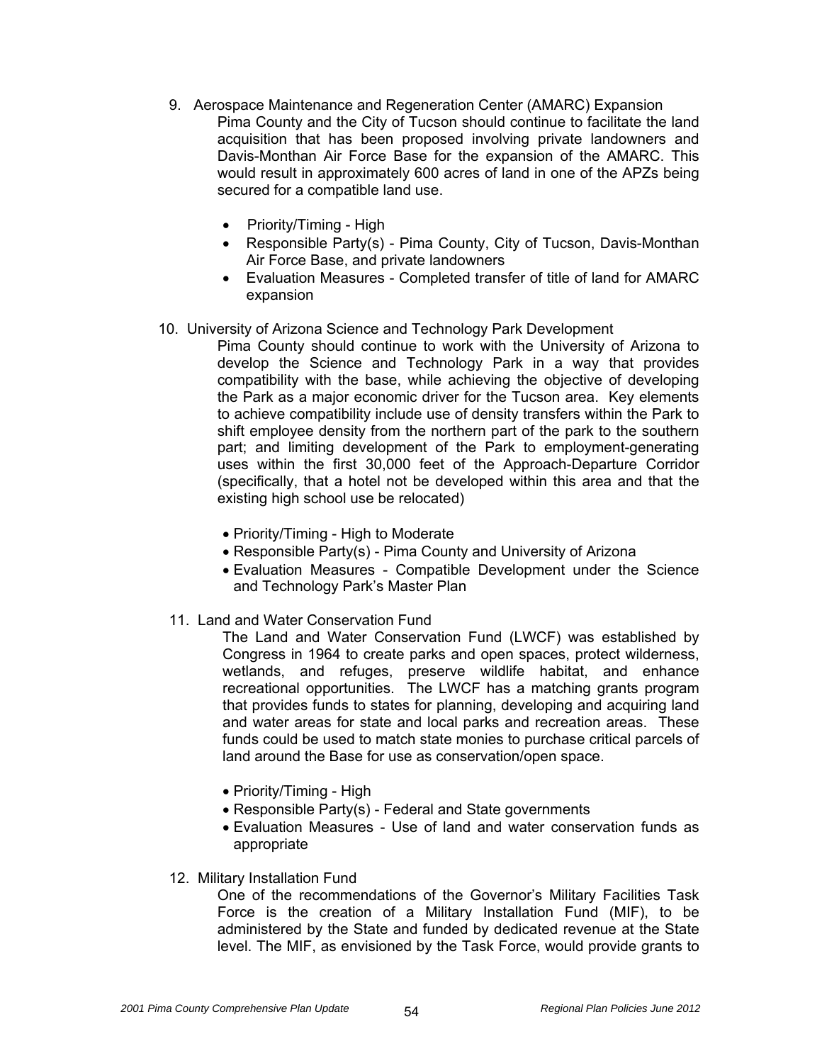9. Aerospace Maintenance and Regeneration Center (AMARC) Expansion

   Pima County and the City of Tucson should continue to facilitate the land acquisition that has been proposed involving private landowners and Davis-Monthan Air Force Base for the expansion of the AMARC. This would result in approximately 600 acres of land in one of the APZs being secured for a compatible land use.

   - Priority/Timing - High
   - Responsible Party(s) - Pima County, City of Tucson, Davis-Monthan Air Force Base, and private landowners
   - Evaluation Measures - Completed transfer of title of land for AMARC expansion

10. University of Arizona Science and Technology Park Development

    Pima County should continue to work with the University of Arizona to develop the Science and Technology Park in a way that provides compatibility with the base, while achieving the objective of developing the Park as a major economic driver for the Tucson area. Key elements to achieve compatibility include use of density transfers within the Park to shift employee density from the northern part of the park to the southern part; and limiting development of the Park to employment-generating uses within the first 30,000 feet of the Approach-Departure Corridor (specifically, that a hotel not be developed within this area and that the existing high school use be relocated)

    - Priority/Timing - High to Moderate
    - Responsible Party(s) - Pima County and University of Arizona
    - Evaluation Measures - Compatible Development under the Science and Technology Park's Master Plan

11. Land and Water Conservation Fund

    The Land and Water Conservation Fund (LWCF) was established by Congress in 1964 to create parks and open spaces, protect wilderness, wetlands, and refuges, preserve wildlife habitat, and enhance recreational opportunities. The LWCF has a matching grants program that provides funds to states for planning, developing and acquiring land and water areas for state and local parks and recreation areas. These funds could be used to match state monies to purchase critical parcels of land around the Base for use as conservation/open space.

    - Priority/Timing - High
    - Responsible Party(s) - Federal and State governments
    - Evaluation Measures - Use of land and water conservation funds as appropriate

12. Military Installation Fund

    One of the recommendations of the Governor's Military Facilities Task Force is the creation of a Military Installation Fund (MIF), to be administered by the State and funded by dedicated revenue at the State level. The MIF, as envisioned by the Task Force, would provide grants to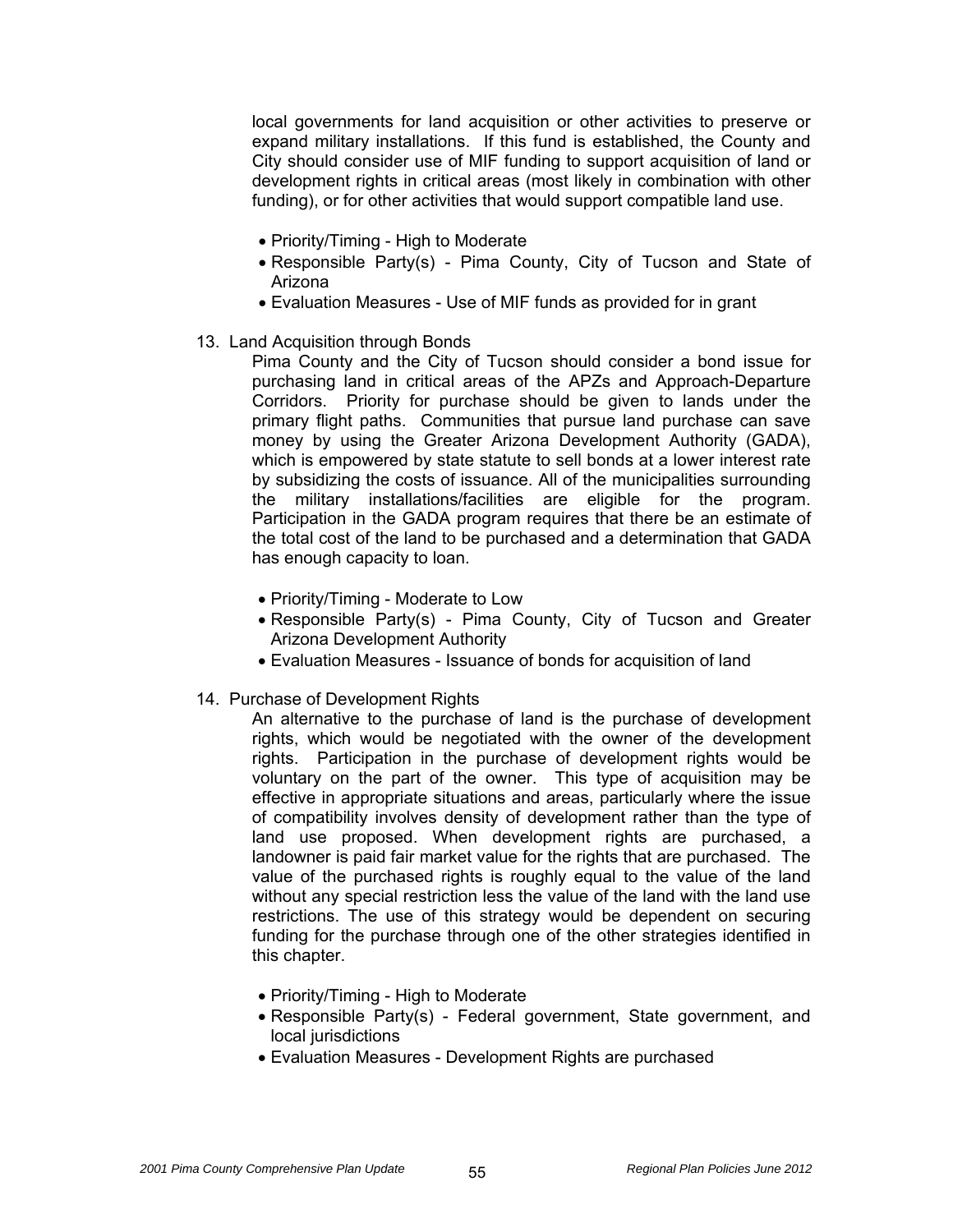local governments for land acquisition or other activities to preserve or expand military installations. If this fund is established, the County and City should consider use of MIF funding to support acquisition of land or development rights in critical areas (most likely in combination with other funding), or for other activities that would support compatible land use.

- Priority/Timing - High to Moderate
- Responsible Party(s) - Pima County, City of Tucson and State of Arizona
- Evaluation Measures - Use of MIF funds as provided for in grant

13. Land Acquisition through Bonds

    Pima County and the City of Tucson should consider a bond issue for purchasing land in critical areas of the APZs and Approach-Departure Corridors. Priority for purchase should be given to lands under the primary flight paths. Communities that pursue land purchase can save money by using the Greater Arizona Development Authority (GADA), which is empowered by state statute to sell bonds at a lower interest rate by subsidizing the costs of issuance. All of the municipalities surrounding the military installations/facilities are eligible for the program. Participation in the GADA program requires that there be an estimate of the total cost of the land to be purchased and a determination that GADA has enough capacity to loan.

    - Priority/Timing - Moderate to Low
    - Responsible Party(s) - Pima County, City of Tucson and Greater Arizona Development Authority
    - Evaluation Measures - Issuance of bonds for acquisition of land

14. Purchase of Development Rights

    An alternative to the purchase of land is the purchase of development rights, which would be negotiated with the owner of the development rights. Participation in the purchase of development rights would be voluntary on the part of the owner. This type of acquisition may be effective in appropriate situations and areas, particularly where the issue of compatibility involves density of development rather than the type of land use proposed. When development rights are purchased, a landowner is paid fair market value for the rights that are purchased. The value of the purchased rights is roughly equal to the value of the land without any special restriction less the value of the land with the land use restrictions. The use of this strategy would be dependent on securing funding for the purchase through one of the other strategies identified in this chapter.

    - Priority/Timing - High to Moderate
    - Responsible Party(s) - Federal government, State government, and local jurisdictions
    - Evaluation Measures - Development Rights are purchased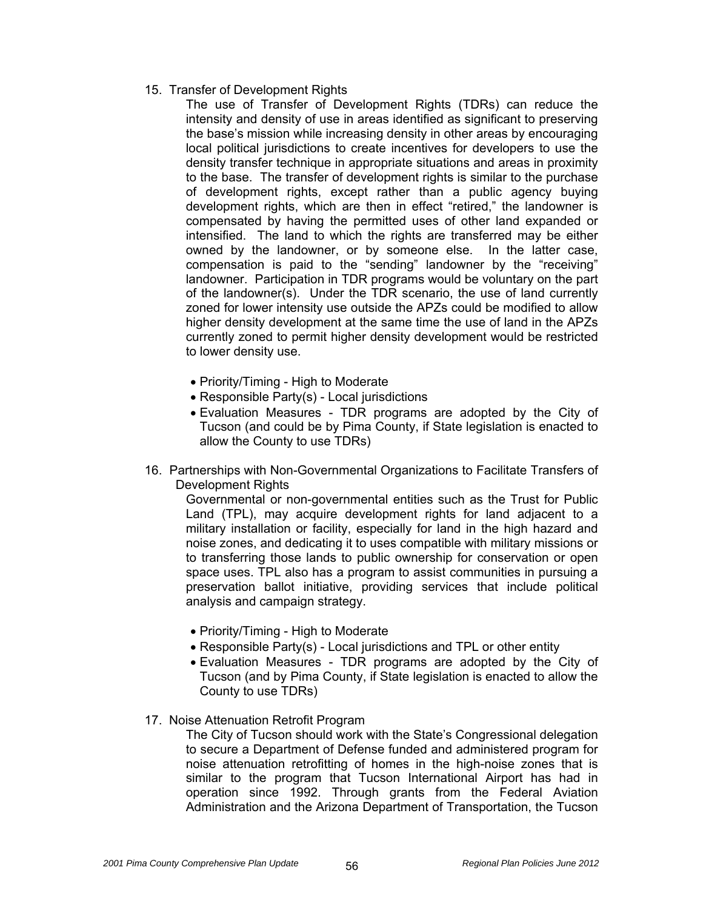15. Transfer of Development Rights

    The use of Transfer of Development Rights (TDRs) can reduce the intensity and density of use in areas identified as significant to preserving the base's mission while increasing density in other areas by encouraging local political jurisdictions to create incentives for developers to use the density transfer technique in appropriate situations and areas in proximity to the base. The transfer of development rights is similar to the purchase of development rights, except rather than a public agency buying development rights, which are then in effect "retired," the landowner is compensated by having the permitted uses of other land expanded or intensified. The land to which the rights are transferred may be either owned by the landowner, or by someone else. In the latter case, compensation is paid to the "sending" landowner by the "receiving" landowner. Participation in TDR programs would be voluntary on the part of the landowner(s). Under the TDR scenario, the use of land currently zoned for lower intensity use outside the APZs could be modified to allow higher density development at the same time the use of land in the APZs currently zoned to permit higher density development would be restricted to lower density use.

    - Priority/Timing - High to Moderate
    - Responsible Party(s) - Local jurisdictions
    - Evaluation Measures - TDR programs are adopted by the City of Tucson (and could be by Pima County, if State legislation is enacted to allow the County to use TDRs)

16. Partnerships with Non-Governmental Organizations to Facilitate Transfers of Development Rights

    Governmental or non-governmental entities such as the Trust for Public Land (TPL), may acquire development rights for land adjacent to a military installation or facility, especially for land in the high hazard and noise zones, and dedicating it to uses compatible with military missions or to transferring those lands to public ownership for conservation or open space uses. TPL also has a program to assist communities in pursuing a preservation ballot initiative, providing services that include political analysis and campaign strategy.

    - Priority/Timing - High to Moderate
    - Responsible Party(s) - Local jurisdictions and TPL or other entity
    - Evaluation Measures - TDR programs are adopted by the City of Tucson (and by Pima County, if State legislation is enacted to allow the County to use TDRs)

17. Noise Attenuation Retrofit Program

    The City of Tucson should work with the State's Congressional delegation to secure a Department of Defense funded and administered program for noise attenuation retrofitting of homes in the high-noise zones that is similar to the program that Tucson International Airport has had in operation since 1992. Through grants from the Federal Aviation Administration and the Arizona Department of Transportation, the Tucson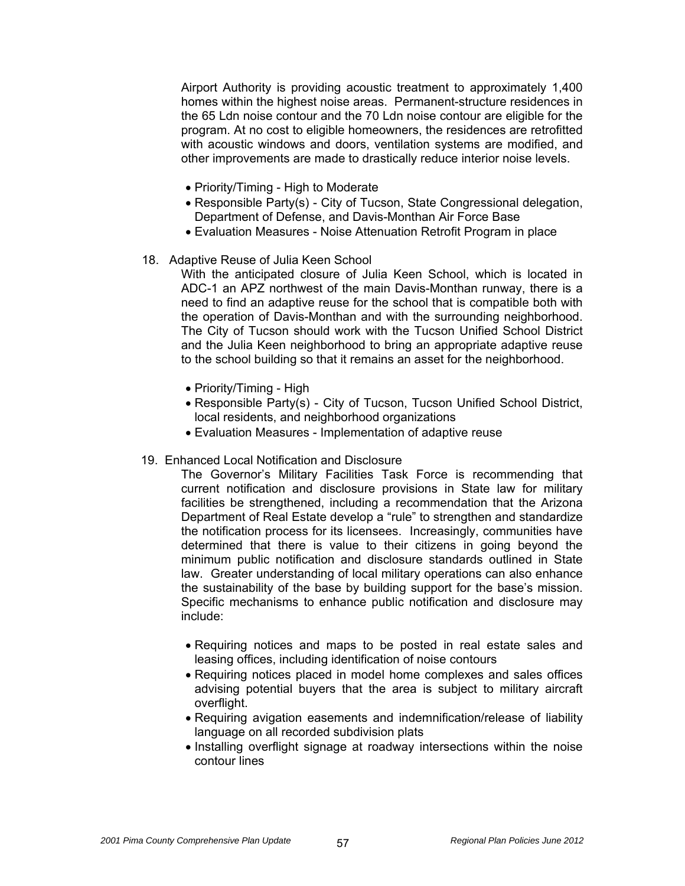Airport Authority is providing acoustic treatment to approximately 1,400 homes within the highest noise areas. Permanent-structure residences in the 65 Ldn noise contour and the 70 Ldn noise contour are eligible for the program. At no cost to eligible homeowners, the residences are retrofitted with acoustic windows and doors, ventilation systems are modified, and other improvements are made to drastically reduce interior noise levels.

- Priority/Timing - High to Moderate
- Responsible Party(s) - City of Tucson, State Congressional delegation, Department of Defense, and Davis-Monthan Air Force Base
- Evaluation Measures - Noise Attenuation Retrofit Program in place

18. Adaptive Reuse of Julia Keen School

    With the anticipated closure of Julia Keen School, which is located in ADC-1 an APZ northwest of the main Davis-Monthan runway, there is a need to find an adaptive reuse for the school that is compatible both with the operation of Davis-Monthan and with the surrounding neighborhood. The City of Tucson should work with the Tucson Unified School District and the Julia Keen neighborhood to bring an appropriate adaptive reuse to the school building so that it remains an asset for the neighborhood.

    - Priority/Timing - High
    - Responsible Party(s) - City of Tucson, Tucson Unified School District, local residents, and neighborhood organizations
    - Evaluation Measures - Implementation of adaptive reuse

19. Enhanced Local Notification and Disclosure

    The Governor's Military Facilities Task Force is recommending that current notification and disclosure provisions in State law for military facilities be strengthened, including a recommendation that the Arizona Department of Real Estate develop a "rule" to strengthen and standardize the notification process for its licensees. Increasingly, communities have determined that there is value to their citizens in going beyond the minimum public notification and disclosure standards outlined in State law. Greater understanding of local military operations can also enhance the sustainability of the base by building support for the base's mission. Specific mechanisms to enhance public notification and disclosure may include:

    - Requiring notices and maps to be posted in real estate sales and leasing offices, including identification of noise contours
    - Requiring notices placed in model home complexes and sales offices advising potential buyers that the area is subject to military aircraft overflight.
    - Requiring avigation easements and indemnification/release of liability language on all recorded subdivision plats
    - Installing overflight signage at roadway intersections within the noise contour lines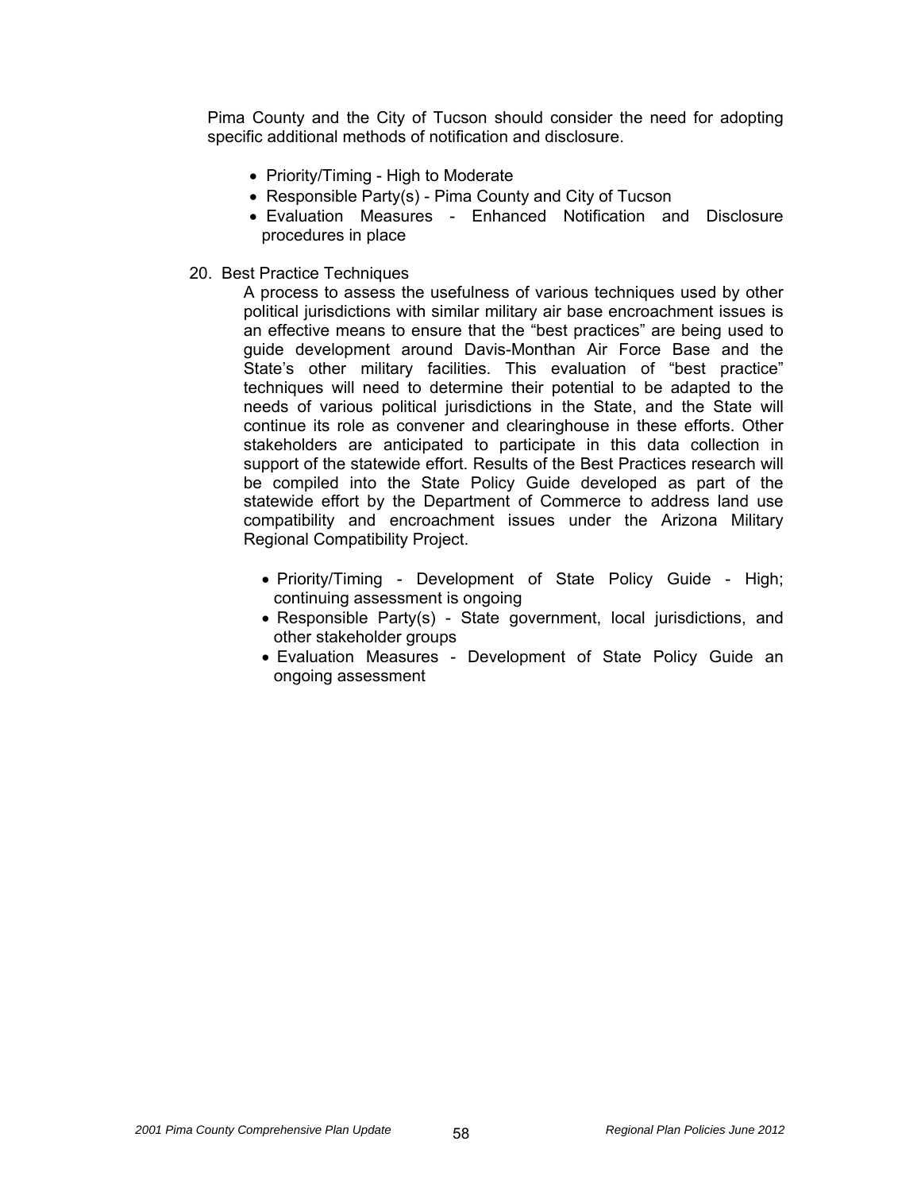Pima County and the City of Tucson should consider the need for adopting specific additional methods of notification and disclosure.

- Priority/Timing - High to Moderate
- Responsible Party(s) - Pima County and City of Tucson
- Evaluation Measures - Enhanced Notification and Disclosure procedures in place

20. Best Practice Techniques

    A process to assess the usefulness of various techniques used by other political jurisdictions with similar military air base encroachment issues is an effective means to ensure that the "best practices" are being used to guide development around Davis-Monthan Air Force Base and the State's other military facilities. This evaluation of "best practice" techniques will need to determine their potential to be adapted to the needs of various political jurisdictions in the State, and the State will continue its role as convener and clearinghouse in these efforts. Other stakeholders are anticipated to participate in this data collection in support of the statewide effort. Results of the Best Practices research will be compiled into the State Policy Guide developed as part of the statewide effort by the Department of Commerce to address land use compatibility and encroachment issues under the Arizona Military Regional Compatibility Project.

    - Priority/Timing - Development of State Policy Guide - High; continuing assessment is ongoing
    - Responsible Party(s) - State government, local jurisdictions, and other stakeholder groups
    - Evaluation Measures - Development of State Policy Guide an ongoing assessment